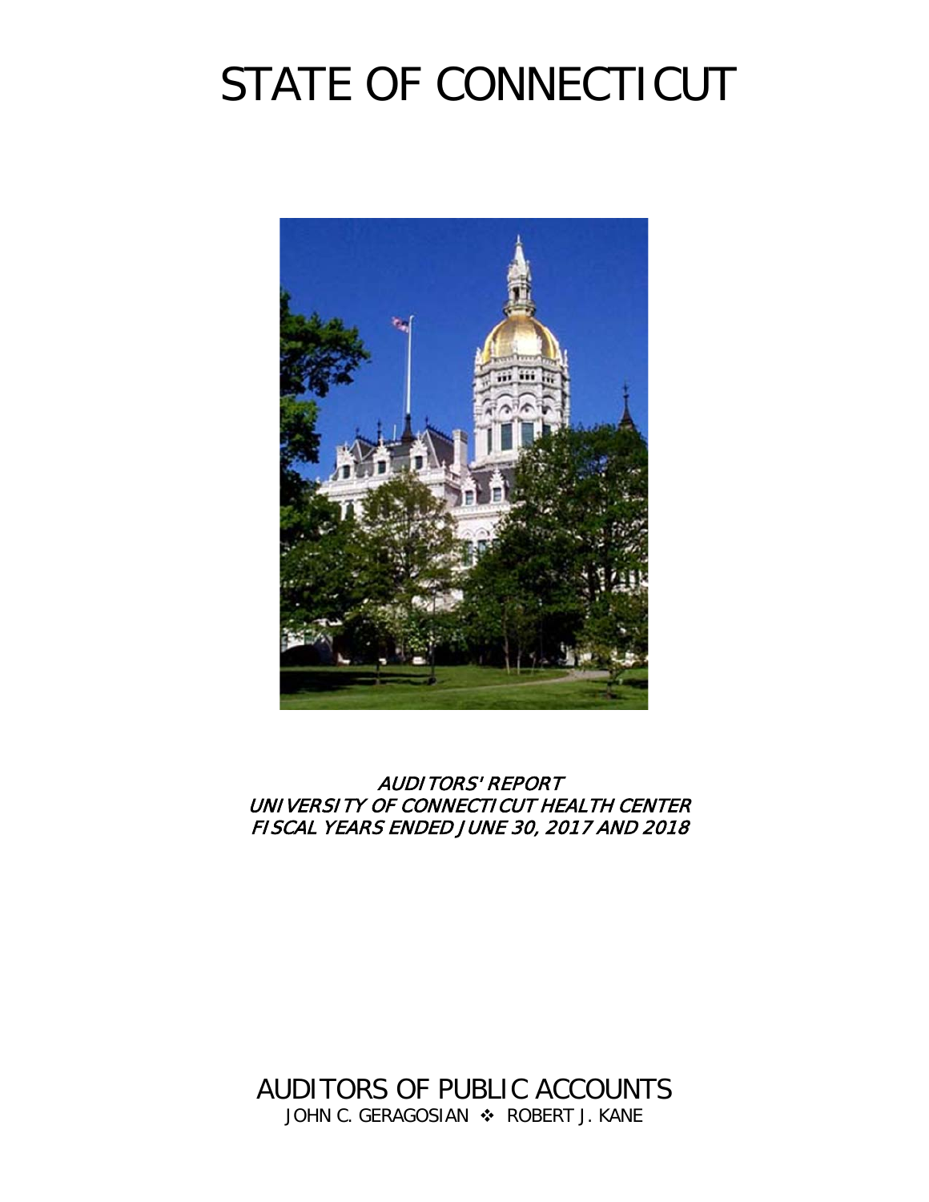# STATE OF CONNECTICUT

*AUDITORS' REPORT*
*UNIVERSITY OF CONNECTICUT HEALTH CENTER*
*FISCAL YEARS ENDED JUNE 30, 2017 AND 2018*

AUDITORS OF PUBLIC ACCOUNTS

JOHN C. GERAGOSIAN ❖ ROBERT J. KANE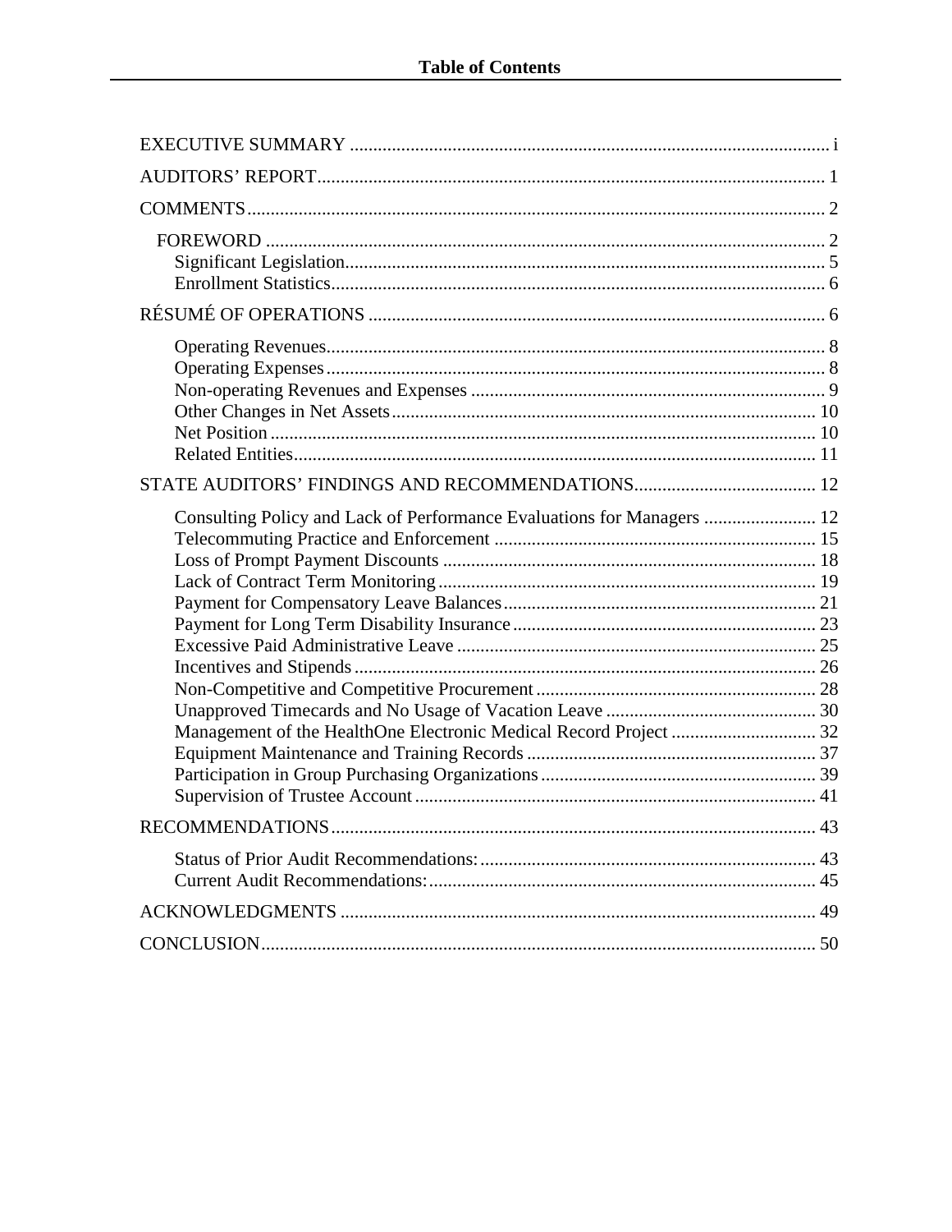# Table of Contents

| | |
|---|---|
| EXECUTIVE SUMMARY | i |
| AUDITORS' REPORT | 1 |
| COMMENTS | 2 |
| FOREWORD | 2 |
| Significant Legislation | 5 |
| Enrollment Statistics | 6 |
| RÉSUMÉ OF OPERATIONS | 6 |
| Operating Revenues | 8 |
| Operating Expenses | 8 |
| Non-operating Revenues and Expenses | 9 |
| Other Changes in Net Assets | 10 |
| Net Position | 10 |
| Related Entities | 11 |
| STATE AUDITORS' FINDINGS AND RECOMMENDATIONS | 12 |
| Consulting Policy and Lack of Performance Evaluations for Managers | 12 |
| Telecommuting Practice and Enforcement | 15 |
| Loss of Prompt Payment Discounts | 18 |
| Lack of Contract Term Monitoring | 19 |
| Payment for Compensatory Leave Balances | 21 |
| Payment for Long Term Disability Insurance | 23 |
| Excessive Paid Administrative Leave | 25 |
| Incentives and Stipends | 26 |
| Non-Competitive and Competitive Procurement | 28 |
| Unapproved Timecards and No Usage of Vacation Leave | 30 |
| Management of the HealthOne Electronic Medical Record Project | 32 |
| Equipment Maintenance and Training Records | 37 |
| Participation in Group Purchasing Organizations | 39 |
| Supervision of Trustee Account | 41 |
| RECOMMENDATIONS | 43 |
| Status of Prior Audit Recommendations: | 43 |
| Current Audit Recommendations: | 45 |
| ACKNOWLEDGMENTS | 49 |
| CONCLUSION | 50 |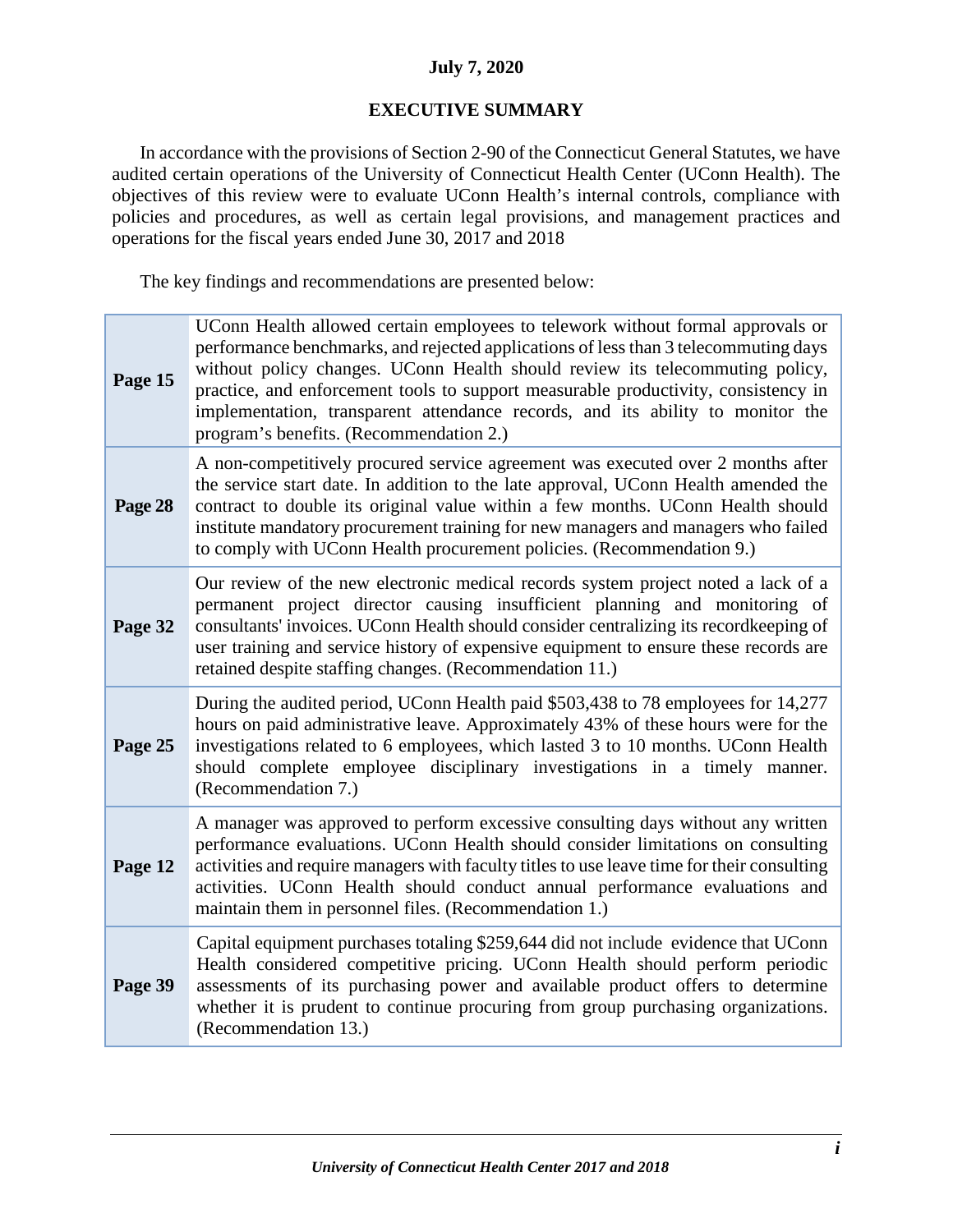**July 7, 2020**

## EXECUTIVE SUMMARY

In accordance with the provisions of Section 2-90 of the Connecticut General Statutes, we have audited certain operations of the University of Connecticut Health Center (UConn Health). The objectives of this review were to evaluate UConn Health's internal controls, compliance with policies and procedures, as well as certain legal provisions, and management practices and operations for the fiscal years ended June 30, 2017 and 2018

The key findings and recommendations are presented below:

| | |
|---|---|
| **Page 15** | UConn Health allowed certain employees to telework without formal approvals or performance benchmarks, and rejected applications of less than 3 telecommuting days without policy changes. UConn Health should review its telecommuting policy, practice, and enforcement tools to support measurable productivity, consistency in implementation, transparent attendance records, and its ability to monitor the program's benefits. (Recommendation 2.) |
| **Page 28** | A non-competitively procured service agreement was executed over 2 months after the service start date. In addition to the late approval, UConn Health amended the contract to double its original value within a few months. UConn Health should institute mandatory procurement training for new managers and managers who failed to comply with UConn Health procurement policies. (Recommendation 9.) |
| **Page 32** | Our review of the new electronic medical records system project noted a lack of a permanent project director causing insufficient planning and monitoring of consultants' invoices. UConn Health should consider centralizing its recordkeeping of user training and service history of expensive equipment to ensure these records are retained despite staffing changes. (Recommendation 11.) |
| **Page 25** | During the audited period, UConn Health paid $503,438 to 78 employees for 14,277 hours on paid administrative leave. Approximately 43% of these hours were for the investigations related to 6 employees, which lasted 3 to 10 months. UConn Health should complete employee disciplinary investigations in a timely manner. (Recommendation 7.) |
| **Page 12** | A manager was approved to perform excessive consulting days without any written performance evaluations. UConn Health should consider limitations on consulting activities and require managers with faculty titles to use leave time for their consulting activities. UConn Health should conduct annual performance evaluations and maintain them in personnel files. (Recommendation 1.) |
| **Page 39** | Capital equipment purchases totaling $259,644 did not include evidence that UConn Health considered competitive pricing. UConn Health should perform periodic assessments of its purchasing power and available product offers to determine whether it is prudent to continue procuring from group purchasing organizations. (Recommendation 13.) |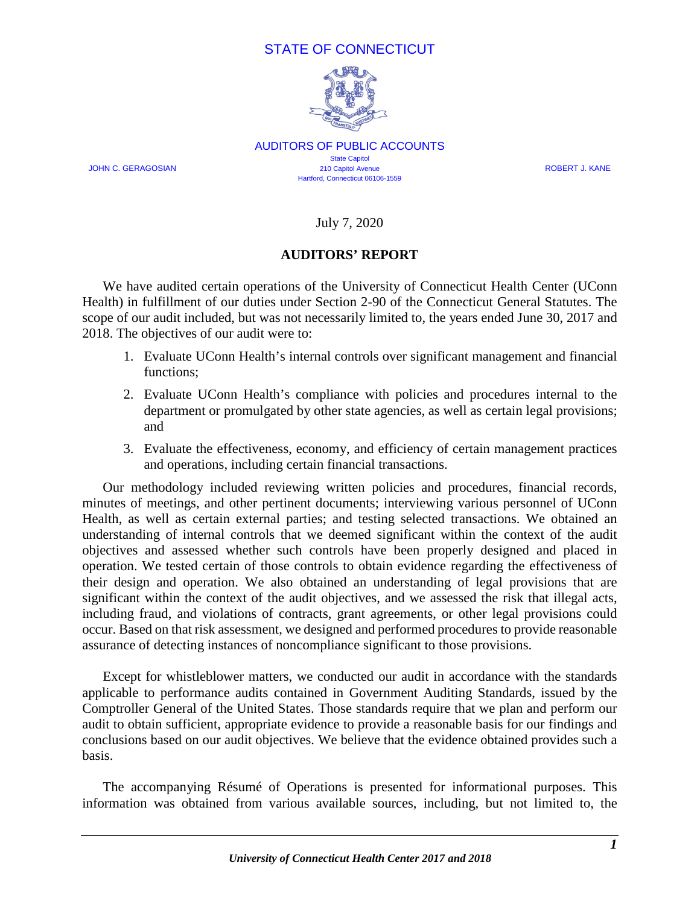STATE OF CONNECTICUT

AUDITORS OF PUBLIC ACCOUNTS

State Capitol
210 Capitol Avenue
Hartford, Connecticut 06106-1559

JOHN C. GERAGOSIAN ROBERT J. KANE

July 7, 2020

**AUDITORS' REPORT**

We have audited certain operations of the University of Connecticut Health Center (UConn Health) in fulfillment of our duties under Section 2-90 of the Connecticut General Statutes. The scope of our audit included, but was not necessarily limited to, the years ended June 30, 2017 and 2018. The objectives of our audit were to:

1. Evaluate UConn Health's internal controls over significant management and financial functions;
2. Evaluate UConn Health's compliance with policies and procedures internal to the department or promulgated by other state agencies, as well as certain legal provisions; and
3. Evaluate the effectiveness, economy, and efficiency of certain management practices and operations, including certain financial transactions.

Our methodology included reviewing written policies and procedures, financial records, minutes of meetings, and other pertinent documents; interviewing various personnel of UConn Health, as well as certain external parties; and testing selected transactions. We obtained an understanding of internal controls that we deemed significant within the context of the audit objectives and assessed whether such controls have been properly designed and placed in operation. We tested certain of those controls to obtain evidence regarding the effectiveness of their design and operation. We also obtained an understanding of legal provisions that are significant within the context of the audit objectives, and we assessed the risk that illegal acts, including fraud, and violations of contracts, grant agreements, or other legal provisions could occur. Based on that risk assessment, we designed and performed procedures to provide reasonable assurance of detecting instances of noncompliance significant to those provisions.

Except for whistleblower matters, we conducted our audit in accordance with the standards applicable to performance audits contained in Government Auditing Standards, issued by the Comptroller General of the United States. Those standards require that we plan and perform our audit to obtain sufficient, appropriate evidence to provide a reasonable basis for our findings and conclusions based on our audit objectives. We believe that the evidence obtained provides such a basis.

The accompanying Résumé of Operations is presented for informational purposes. This information was obtained from various available sources, including, but not limited to, the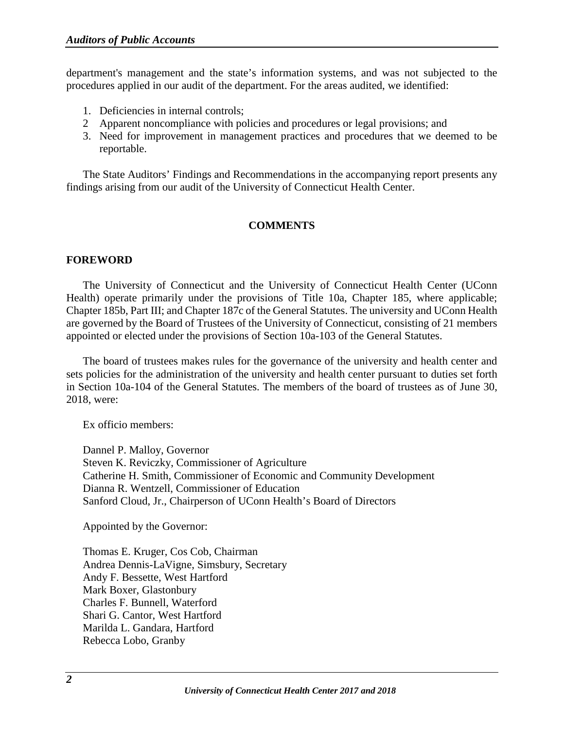department's management and the state's information systems, and was not subjected to the procedures applied in our audit of the department. For the areas audited, we identified:

1. Deficiencies in internal controls;
2. Apparent noncompliance with policies and procedures or legal provisions; and
3. Need for improvement in management practices and procedures that we deemed to be reportable.

The State Auditors' Findings and Recommendations in the accompanying report presents any findings arising from our audit of the University of Connecticut Health Center.

## COMMENTS

### FOREWORD

The University of Connecticut and the University of Connecticut Health Center (UConn Health) operate primarily under the provisions of Title 10a, Chapter 185, where applicable; Chapter 185b, Part III; and Chapter 187c of the General Statutes. The university and UConn Health are governed by the Board of Trustees of the University of Connecticut, consisting of 21 members appointed or elected under the provisions of Section 10a-103 of the General Statutes.

The board of trustees makes rules for the governance of the university and health center and sets policies for the administration of the university and health center pursuant to duties set forth in Section 10a-104 of the General Statutes. The members of the board of trustees as of June 30, 2018, were:

Ex officio members:

Dannel P. Malloy, Governor
Steven K. Reviczky, Commissioner of Agriculture
Catherine H. Smith, Commissioner of Economic and Community Development
Dianna R. Wentzell, Commissioner of Education
Sanford Cloud, Jr., Chairperson of UConn Health's Board of Directors

Appointed by the Governor:

Thomas E. Kruger, Cos Cob, Chairman
Andrea Dennis-LaVigne, Simsbury, Secretary
Andy F. Bessette, West Hartford
Mark Boxer, Glastonbury
Charles F. Bunnell, Waterford
Shari G. Cantor, West Hartford
Marilda L. Gandara, Hartford
Rebecca Lobo, Granby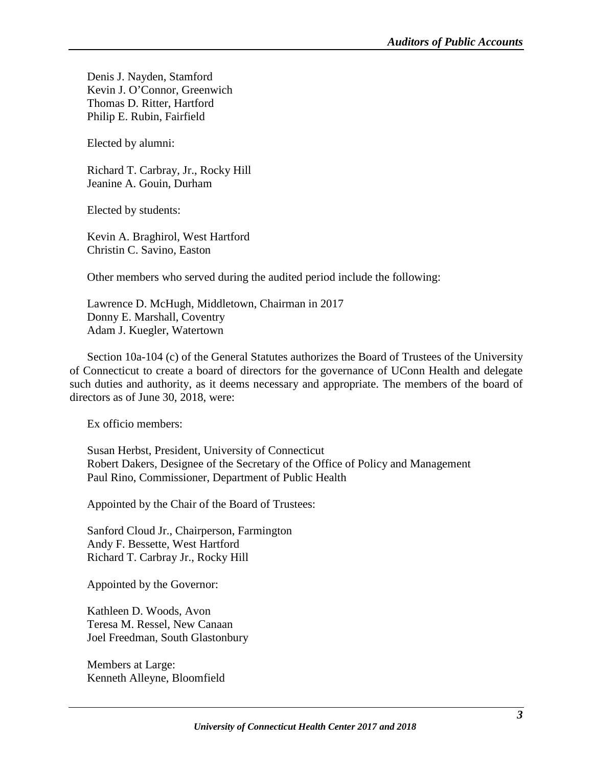Denis J. Nayden, Stamford
Kevin J. O'Connor, Greenwich
Thomas D. Ritter, Hartford
Philip E. Rubin, Fairfield

Elected by alumni:

Richard T. Carbray, Jr., Rocky Hill
Jeanine A. Gouin, Durham

Elected by students:

Kevin A. Braghirol, West Hartford
Christin C. Savino, Easton

Other members who served during the audited period include the following:

Lawrence D. McHugh, Middletown, Chairman in 2017
Donny E. Marshall, Coventry
Adam J. Kuegler, Watertown

Section 10a-104 (c) of the General Statutes authorizes the Board of Trustees of the University of Connecticut to create a board of directors for the governance of UConn Health and delegate such duties and authority, as it deems necessary and appropriate. The members of the board of directors as of June 30, 2018, were:

Ex officio members:

Susan Herbst, President, University of Connecticut
Robert Dakers, Designee of the Secretary of the Office of Policy and Management
Paul Rino, Commissioner, Department of Public Health

Appointed by the Chair of the Board of Trustees:

Sanford Cloud Jr., Chairperson, Farmington
Andy F. Bessette, West Hartford
Richard T. Carbray Jr., Rocky Hill

Appointed by the Governor:

Kathleen D. Woods, Avon
Teresa M. Ressel, New Canaan
Joel Freedman, South Glastonbury

Members at Large:
Kenneth Alleyne, Bloomfield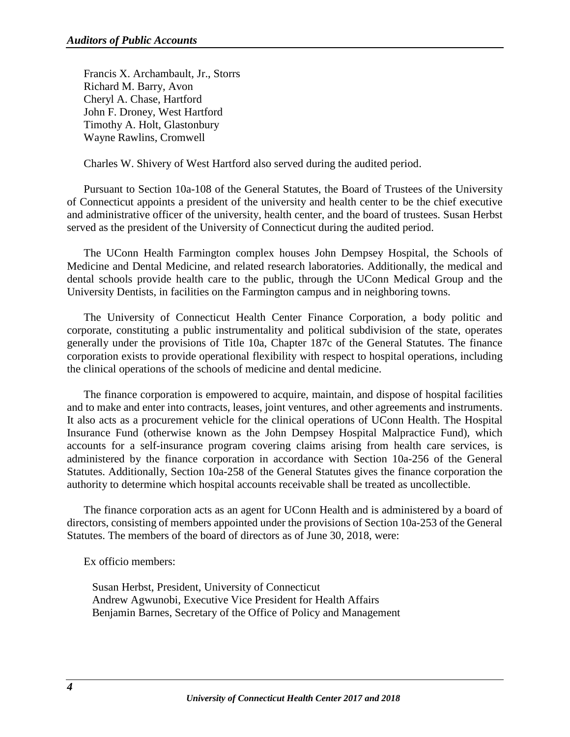Francis X. Archambault, Jr., Storrs
Richard M. Barry, Avon
Cheryl A. Chase, Hartford
John F. Droney, West Hartford
Timothy A. Holt, Glastonbury
Wayne Rawlins, Cromwell

Charles W. Shivery of West Hartford also served during the audited period.

Pursuant to Section 10a-108 of the General Statutes, the Board of Trustees of the University of Connecticut appoints a president of the university and health center to be the chief executive and administrative officer of the university, health center, and the board of trustees. Susan Herbst served as the president of the University of Connecticut during the audited period.

The UConn Health Farmington complex houses John Dempsey Hospital, the Schools of Medicine and Dental Medicine, and related research laboratories. Additionally, the medical and dental schools provide health care to the public, through the UConn Medical Group and the University Dentists, in facilities on the Farmington campus and in neighboring towns.

The University of Connecticut Health Center Finance Corporation, a body politic and corporate, constituting a public instrumentality and political subdivision of the state, operates generally under the provisions of Title 10a, Chapter 187c of the General Statutes. The finance corporation exists to provide operational flexibility with respect to hospital operations, including the clinical operations of the schools of medicine and dental medicine.

The finance corporation is empowered to acquire, maintain, and dispose of hospital facilities and to make and enter into contracts, leases, joint ventures, and other agreements and instruments. It also acts as a procurement vehicle for the clinical operations of UConn Health. The Hospital Insurance Fund (otherwise known as the John Dempsey Hospital Malpractice Fund), which accounts for a self-insurance program covering claims arising from health care services, is administered by the finance corporation in accordance with Section 10a-256 of the General Statutes. Additionally, Section 10a-258 of the General Statutes gives the finance corporation the authority to determine which hospital accounts receivable shall be treated as uncollectible.

The finance corporation acts as an agent for UConn Health and is administered by a board of directors, consisting of members appointed under the provisions of Section 10a-253 of the General Statutes. The members of the board of directors as of June 30, 2018, were:

Ex officio members:

Susan Herbst, President, University of Connecticut
Andrew Agwunobi, Executive Vice President for Health Affairs
Benjamin Barnes, Secretary of the Office of Policy and Management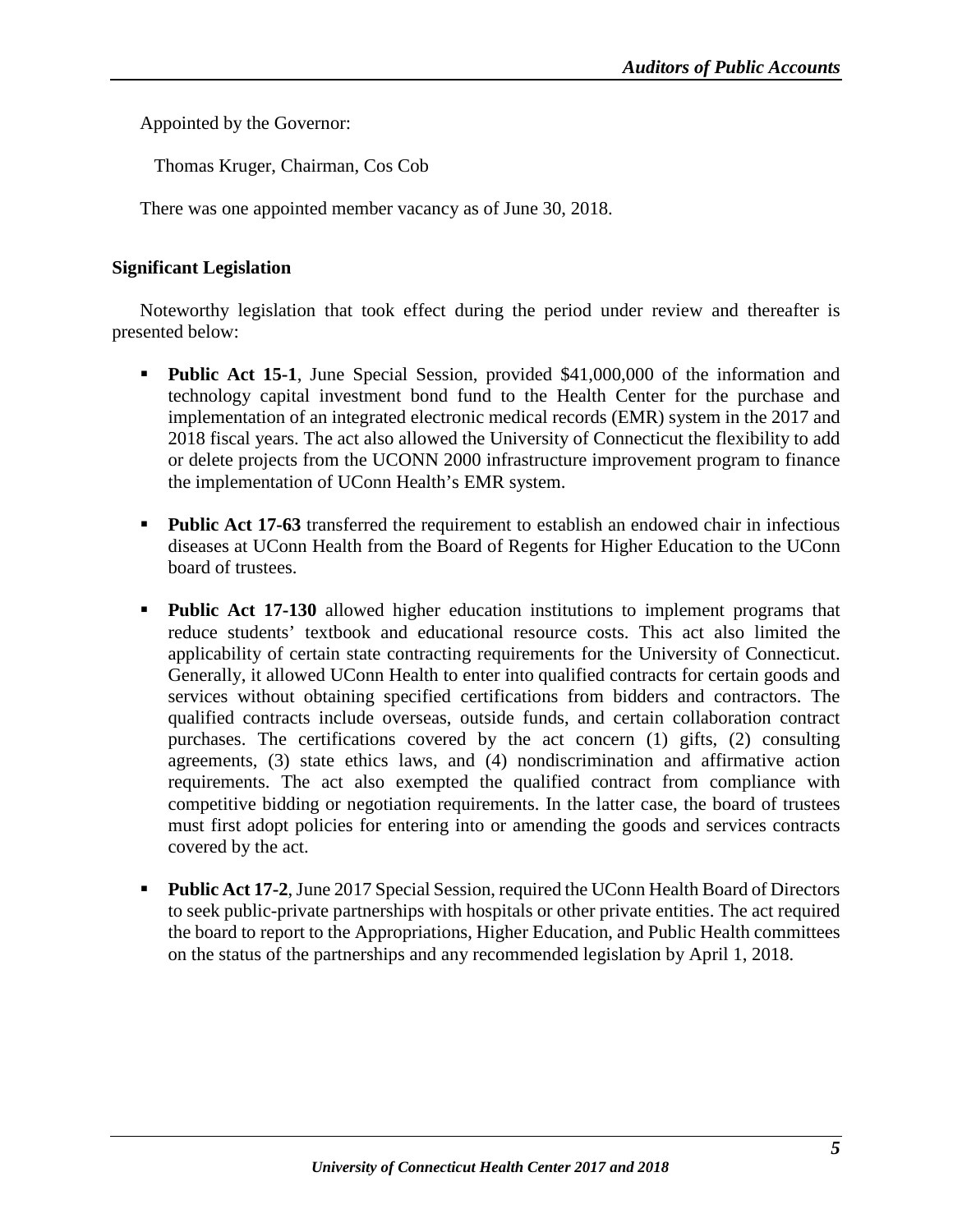Appointed by the Governor:

Thomas Kruger, Chairman, Cos Cob

There was one appointed member vacancy as of June 30, 2018.

### Significant Legislation

Noteworthy legislation that took effect during the period under review and thereafter is presented below:

- **Public Act 15-1**, June Special Session, provided $41,000,000 of the information and technology capital investment bond fund to the Health Center for the purchase and implementation of an integrated electronic medical records (EMR) system in the 2017 and 2018 fiscal years. The act also allowed the University of Connecticut the flexibility to add or delete projects from the UCONN 2000 infrastructure improvement program to finance the implementation of UConn Health's EMR system.

- **Public Act 17-63** transferred the requirement to establish an endowed chair in infectious diseases at UConn Health from the Board of Regents for Higher Education to the UConn board of trustees.

- **Public Act 17-130** allowed higher education institutions to implement programs that reduce students' textbook and educational resource costs. This act also limited the applicability of certain state contracting requirements for the University of Connecticut. Generally, it allowed UConn Health to enter into qualified contracts for certain goods and services without obtaining specified certifications from bidders and contractors. The qualified contracts include overseas, outside funds, and certain collaboration contract purchases. The certifications covered by the act concern (1) gifts, (2) consulting agreements, (3) state ethics laws, and (4) nondiscrimination and affirmative action requirements. The act also exempted the qualified contract from compliance with competitive bidding or negotiation requirements. In the latter case, the board of trustees must first adopt policies for entering into or amending the goods and services contracts covered by the act.

- **Public Act 17-2**, June 2017 Special Session, required the UConn Health Board of Directors to seek public-private partnerships with hospitals or other private entities. The act required the board to report to the Appropriations, Higher Education, and Public Health committees on the status of the partnerships and any recommended legislation by April 1, 2018.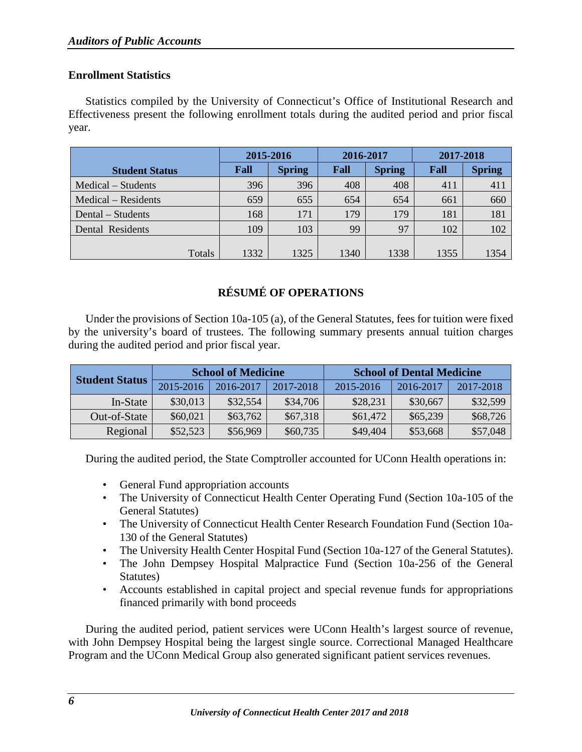**Enrollment Statistics**

Statistics compiled by the University of Connecticut's Office of Institutional Research and Effectiveness present the following enrollment totals during the audited period and prior fiscal year.

| Student Status | 2015-2016 | | 2016-2017 | | 2017-2018 | |
|---|---|---|---|---|---|---|
| | Fall | Spring | Fall | Spring | Fall | Spring |
| Medical – Students | 396 | 396 | 408 | 408 | 411 | 411 |
| Medical – Residents | 659 | 655 | 654 | 654 | 661 | 660 |
| Dental – Students | 168 | 171 | 179 | 179 | 181 | 181 |
| Dental Residents | 109 | 103 | 99 | 97 | 102 | 102 |
| Totals | 1332 | 1325 | 1340 | 1338 | 1355 | 1354 |

## RÉSUMÉ OF OPERATIONS

Under the provisions of Section 10a-105 (a), of the General Statutes, fees for tuition were fixed by the university's board of trustees. The following summary presents annual tuition charges during the audited period and prior fiscal year.

| Student Status | School of Medicine | | | School of Dental Medicine | | |
|---|---|---|---|---|---|---|
| | 2015-2016 | 2016-2017 | 2017-2018 | 2015-2016 | 2016-2017 | 2017-2018 |
| In-State | $30,013 | $32,554 | $34,706 | $28,231 | $30,667 | $32,599 |
| Out-of-State | $60,021 | $63,762 | $67,318 | $61,472 | $65,239 | $68,726 |
| Regional | $52,523 | $56,969 | $60,735 | $49,404 | $53,668 | $57,048 |

During the audited period, the State Comptroller accounted for UConn Health operations in:

- General Fund appropriation accounts
- The University of Connecticut Health Center Operating Fund (Section 10a-105 of the General Statutes)
- The University of Connecticut Health Center Research Foundation Fund (Section 10a-130 of the General Statutes)
- The University Health Center Hospital Fund (Section 10a-127 of the General Statutes).
- The John Dempsey Hospital Malpractice Fund (Section 10a-256 of the General Statutes)
- Accounts established in capital project and special revenue funds for appropriations financed primarily with bond proceeds

During the audited period, patient services were UConn Health's largest source of revenue, with John Dempsey Hospital being the largest single source. Correctional Managed Healthcare Program and the UConn Medical Group also generated significant patient services revenues.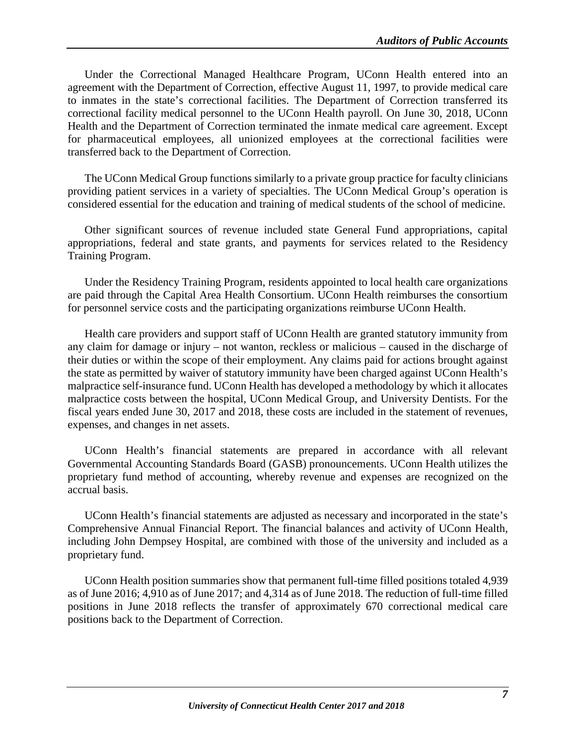Under the Correctional Managed Healthcare Program, UConn Health entered into an agreement with the Department of Correction, effective August 11, 1997, to provide medical care to inmates in the state's correctional facilities. The Department of Correction transferred its correctional facility medical personnel to the UConn Health payroll. On June 30, 2018, UConn Health and the Department of Correction terminated the inmate medical care agreement. Except for pharmaceutical employees, all unionized employees at the correctional facilities were transferred back to the Department of Correction.

The UConn Medical Group functions similarly to a private group practice for faculty clinicians providing patient services in a variety of specialties. The UConn Medical Group's operation is considered essential for the education and training of medical students of the school of medicine.

Other significant sources of revenue included state General Fund appropriations, capital appropriations, federal and state grants, and payments for services related to the Residency Training Program.

Under the Residency Training Program, residents appointed to local health care organizations are paid through the Capital Area Health Consortium. UConn Health reimburses the consortium for personnel service costs and the participating organizations reimburse UConn Health.

Health care providers and support staff of UConn Health are granted statutory immunity from any claim for damage or injury – not wanton, reckless or malicious – caused in the discharge of their duties or within the scope of their employment. Any claims paid for actions brought against the state as permitted by waiver of statutory immunity have been charged against UConn Health's malpractice self-insurance fund. UConn Health has developed a methodology by which it allocates malpractice costs between the hospital, UConn Medical Group, and University Dentists. For the fiscal years ended June 30, 2017 and 2018, these costs are included in the statement of revenues, expenses, and changes in net assets.

UConn Health's financial statements are prepared in accordance with all relevant Governmental Accounting Standards Board (GASB) pronouncements. UConn Health utilizes the proprietary fund method of accounting, whereby revenue and expenses are recognized on the accrual basis.

UConn Health's financial statements are adjusted as necessary and incorporated in the state's Comprehensive Annual Financial Report. The financial balances and activity of UConn Health, including John Dempsey Hospital, are combined with those of the university and included as a proprietary fund.

UConn Health position summaries show that permanent full-time filled positions totaled 4,939 as of June 2016; 4,910 as of June 2017; and 4,314 as of June 2018. The reduction of full-time filled positions in June 2018 reflects the transfer of approximately 670 correctional medical care positions back to the Department of Correction.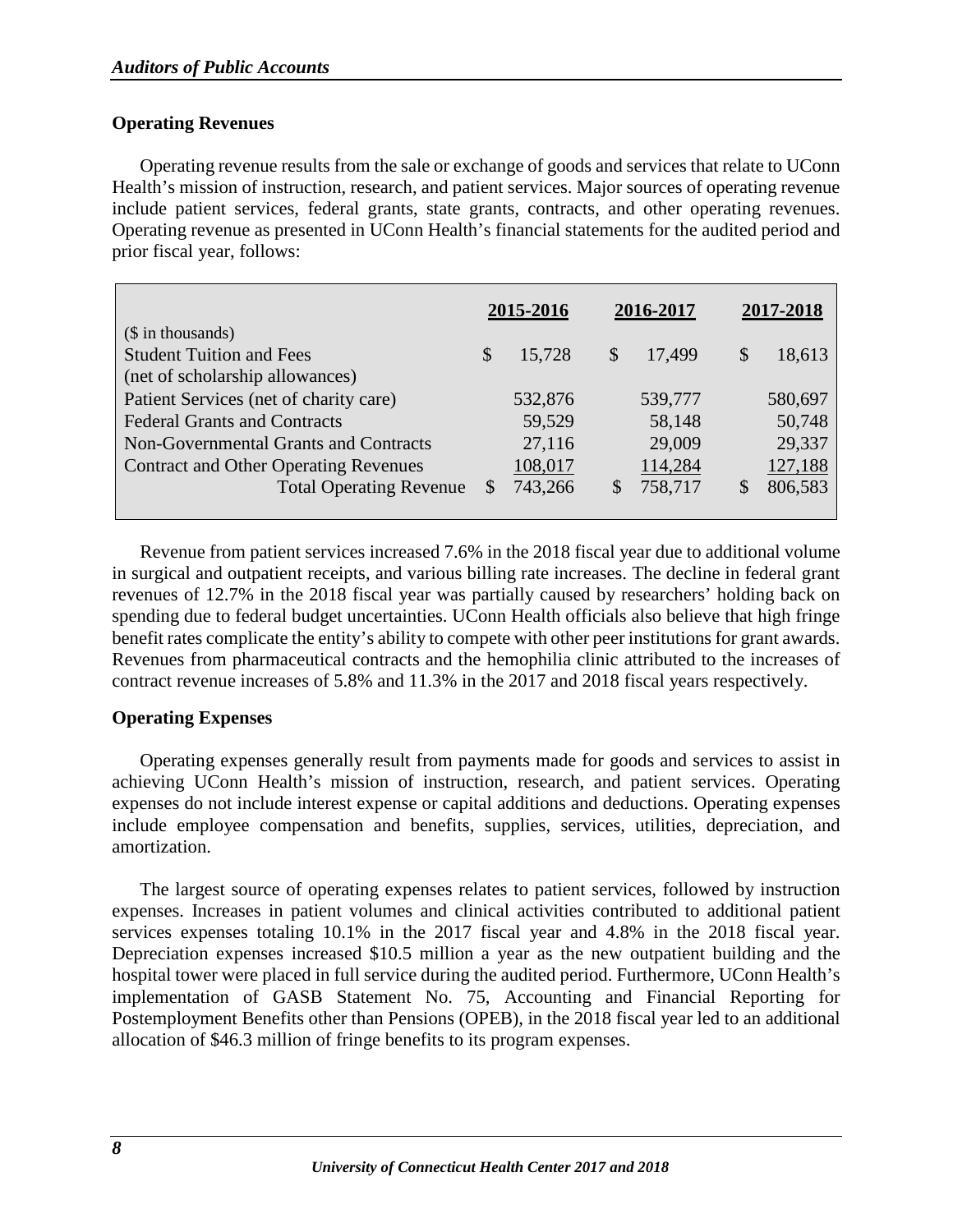## Operating Revenues

Operating revenue results from the sale or exchange of goods and services that relate to UConn Health's mission of instruction, research, and patient services. Major sources of operating revenue include patient services, federal grants, state grants, contracts, and other operating revenues. Operating revenue as presented in UConn Health's financial statements for the audited period and prior fiscal year, follows:

| ($ in thousands) | 2015-2016 | 2016-2017 | 2017-2018 |
|---|---|---|---|
| Student Tuition and Fees (net of scholarship allowances) | $ 15,728 | $ 17,499 | $ 18,613 |
| Patient Services (net of charity care) | 532,876 | 539,777 | 580,697 |
| Federal Grants and Contracts | 59,529 | 58,148 | 50,748 |
| Non-Governmental Grants and Contracts | 27,116 | 29,009 | 29,337 |
| Contract and Other Operating Revenues | 108,017 | 114,284 | 127,188 |
| Total Operating Revenue | $ 743,266 | $ 758,717 | $ 806,583 |

Revenue from patient services increased 7.6% in the 2018 fiscal year due to additional volume in surgical and outpatient receipts, and various billing rate increases. The decline in federal grant revenues of 12.7% in the 2018 fiscal year was partially caused by researchers' holding back on spending due to federal budget uncertainties. UConn Health officials also believe that high fringe benefit rates complicate the entity's ability to compete with other peer institutions for grant awards. Revenues from pharmaceutical contracts and the hemophilia clinic attributed to the increases of contract revenue increases of 5.8% and 11.3% in the 2017 and 2018 fiscal years respectively.

## Operating Expenses

Operating expenses generally result from payments made for goods and services to assist in achieving UConn Health's mission of instruction, research, and patient services. Operating expenses do not include interest expense or capital additions and deductions. Operating expenses include employee compensation and benefits, supplies, services, utilities, depreciation, and amortization.

The largest source of operating expenses relates to patient services, followed by instruction expenses. Increases in patient volumes and clinical activities contributed to additional patient services expenses totaling 10.1% in the 2017 fiscal year and 4.8% in the 2018 fiscal year. Depreciation expenses increased $10.5 million a year as the new outpatient building and the hospital tower were placed in full service during the audited period. Furthermore, UConn Health's implementation of GASB Statement No. 75, Accounting and Financial Reporting for Postemployment Benefits other than Pensions (OPEB), in the 2018 fiscal year led to an additional allocation of $46.3 million of fringe benefits to its program expenses.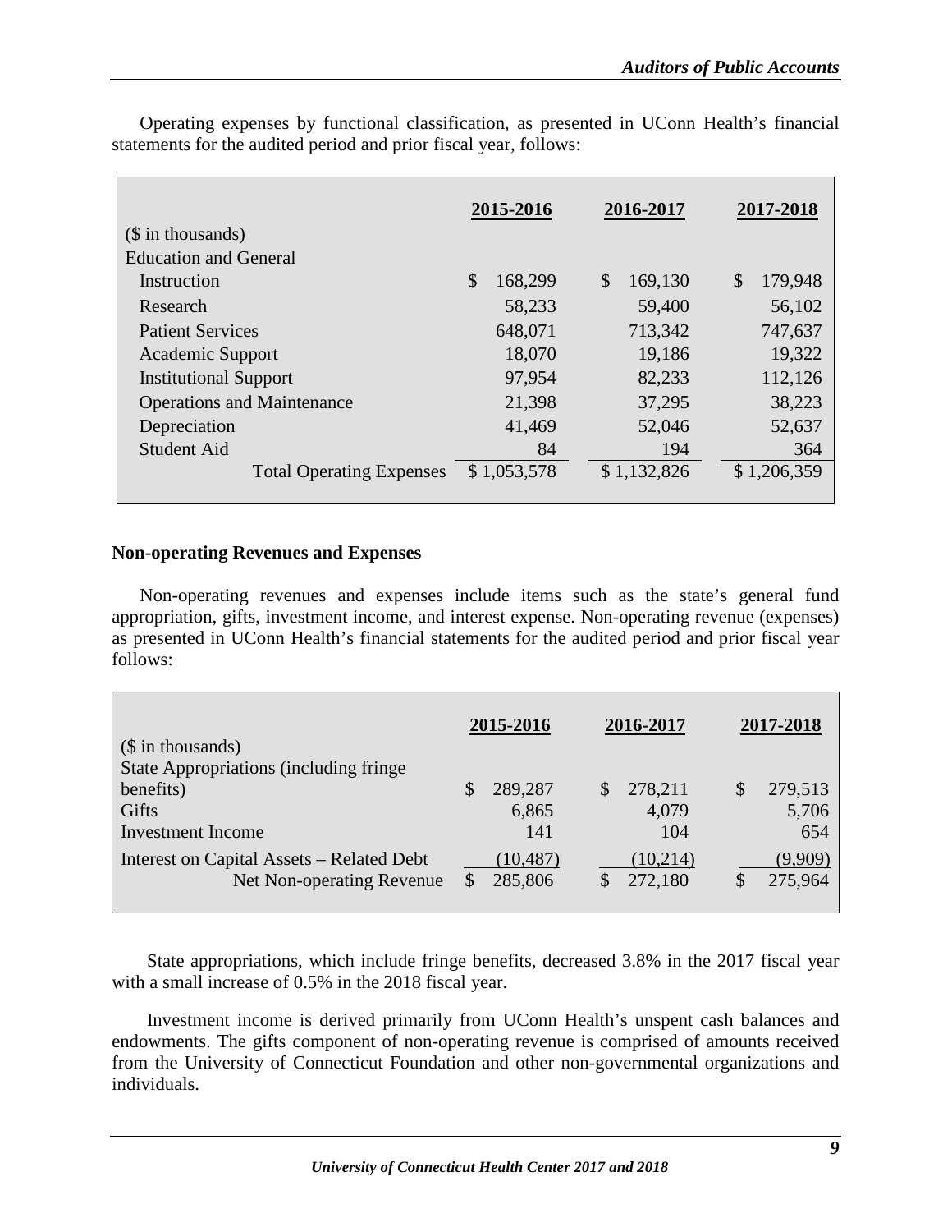Operating expenses by functional classification, as presented in UConn Health's financial statements for the audited period and prior fiscal year, follows:

| ($ in thousands) | 2015-2016 | 2016-2017 | 2017-2018 |
|---|---|---|---|
| Education and General | | | |
| Instruction | $ 168,299 | $ 169,130 | $ 179,948 |
| Research | 58,233 | 59,400 | 56,102 |
| Patient Services | 648,071 | 713,342 | 747,637 |
| Academic Support | 18,070 | 19,186 | 19,322 |
| Institutional Support | 97,954 | 82,233 | 112,126 |
| Operations and Maintenance | 21,398 | 37,295 | 38,223 |
| Depreciation | 41,469 | 52,046 | 52,637 |
| Student Aid | 84 | 194 | 364 |
| Total Operating Expenses | $ 1,053,578 | $ 1,132,826 | $ 1,206,359 |

## Non-operating Revenues and Expenses

Non-operating revenues and expenses include items such as the state's general fund appropriation, gifts, investment income, and interest expense. Non-operating revenue (expenses) as presented in UConn Health's financial statements for the audited period and prior fiscal year follows:

| ($ in thousands) | 2015-2016 | 2016-2017 | 2017-2018 |
|---|---|---|---|
| State Appropriations (including fringe benefits) | $ 289,287 | $ 278,211 | $ 279,513 |
| Gifts | 6,865 | 4,079 | 5,706 |
| Investment Income | 141 | 104 | 654 |
| Interest on Capital Assets – Related Debt | (10,487) | (10,214) | (9,909) |
| Net Non-operating Revenue | $ 285,806 | $ 272,180 | $ 275,964 |

State appropriations, which include fringe benefits, decreased 3.8% in the 2017 fiscal year with a small increase of 0.5% in the 2018 fiscal year.

Investment income is derived primarily from UConn Health's unspent cash balances and endowments. The gifts component of non-operating revenue is comprised of amounts received from the University of Connecticut Foundation and other non-governmental organizations and individuals.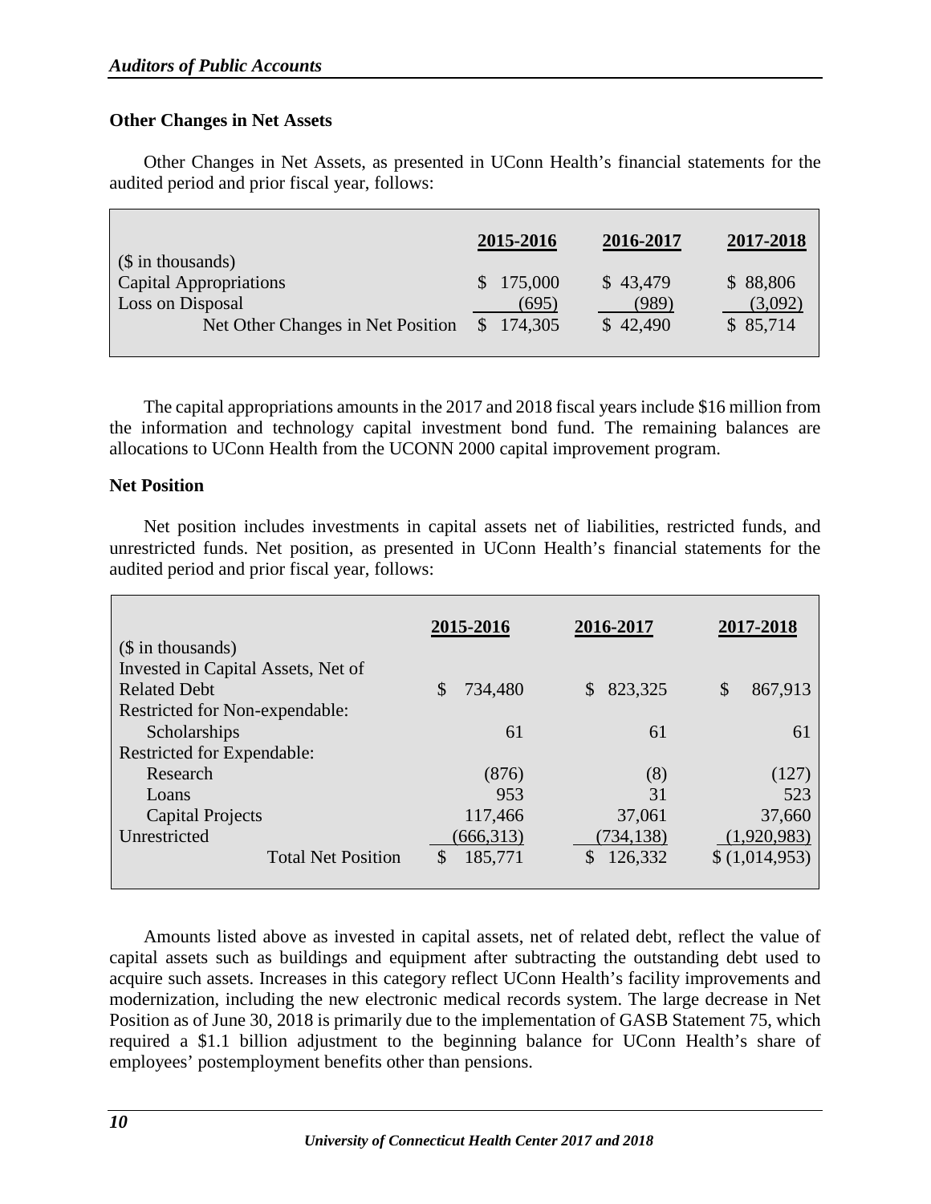**Other Changes in Net Assets**

Other Changes in Net Assets, as presented in UConn Health's financial statements for the audited period and prior fiscal year, follows:

| ($ in thousands) | 2015-2016 | 2016-2017 | 2017-2018 |
|---|---|---|---|
| Capital Appropriations | $ 175,000 | $ 43,479 | $ 88,806 |
| Loss on Disposal | (695) | (989) | (3,092) |
| Net Other Changes in Net Position | $ 174,305 | $ 42,490 | $ 85,714 |

The capital appropriations amounts in the 2017 and 2018 fiscal years include $16 million from the information and technology capital investment bond fund. The remaining balances are allocations to UConn Health from the UCONN 2000 capital improvement program.

**Net Position**

Net position includes investments in capital assets net of liabilities, restricted funds, and unrestricted funds. Net position, as presented in UConn Health's financial statements for the audited period and prior fiscal year, follows:

| ($ in thousands) | 2015-2016 | 2016-2017 | 2017-2018 |
|---|---|---|---|
| Invested in Capital Assets, Net of Related Debt | $ 734,480 | $ 823,325 | $ 867,913 |
| Restricted for Non-expendable: | | | |
| Scholarships | 61 | 61 | 61 |
| Restricted for Expendable: | | | |
| Research | (876) | (8) | (127) |
| Loans | 953 | 31 | 523 |
| Capital Projects | 117,466 | 37,061 | 37,660 |
| Unrestricted | (666,313) | (734,138) | (1,920,983) |
| Total Net Position | $ 185,771 | $ 126,332 | $ (1,014,953) |

Amounts listed above as invested in capital assets, net of related debt, reflect the value of capital assets such as buildings and equipment after subtracting the outstanding debt used to acquire such assets. Increases in this category reflect UConn Health's facility improvements and modernization, including the new electronic medical records system. The large decrease in Net Position as of June 30, 2018 is primarily due to the implementation of GASB Statement 75, which required a $1.1 billion adjustment to the beginning balance for UConn Health's share of employees' postemployment benefits other than pensions.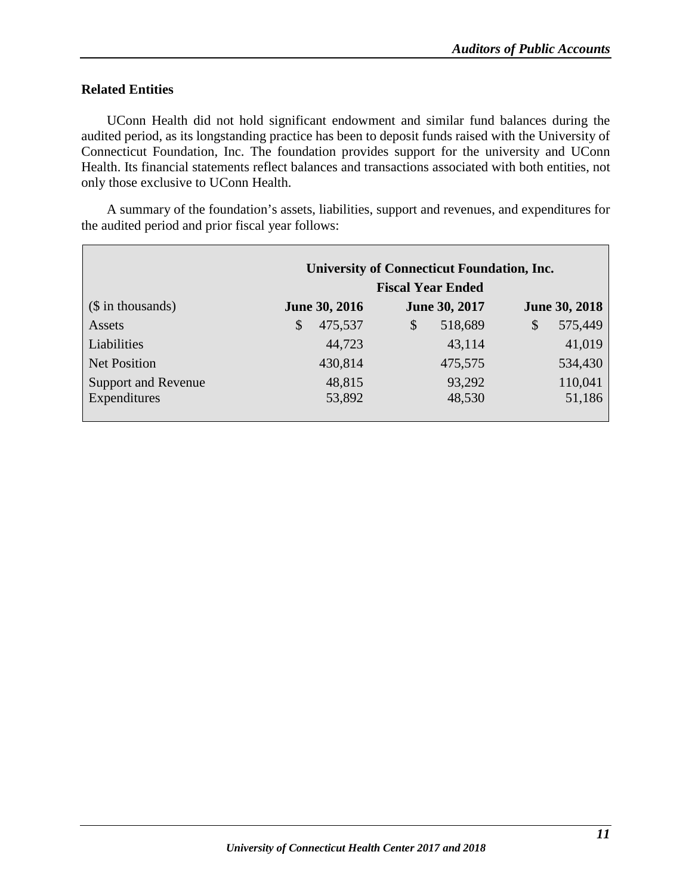## Related Entities

UConn Health did not hold significant endowment and similar fund balances during the audited period, as its longstanding practice has been to deposit funds raised with the University of Connecticut Foundation, Inc. The foundation provides support for the university and UConn Health. Its financial statements reflect balances and transactions associated with both entities, not only those exclusive to UConn Health.

A summary of the foundation's assets, liabilities, support and revenues, and expenditures for the audited period and prior fiscal year follows:

| | University of Connecticut Foundation, Inc. | | |
|---|---|---|---|
| | Fiscal Year Ended | | |
| ($ in thousands) | June 30, 2016 | June 30, 2017 | June 30, 2018 |
| Assets | $ 475,537 | $ 518,689 | $ 575,449 |
| Liabilities | 44,723 | 43,114 | 41,019 |
| Net Position | 430,814 | 475,575 | 534,430 |
| Support and Revenue | 48,815 | 93,292 | 110,041 |
| Expenditures | 53,892 | 48,530 | 51,186 |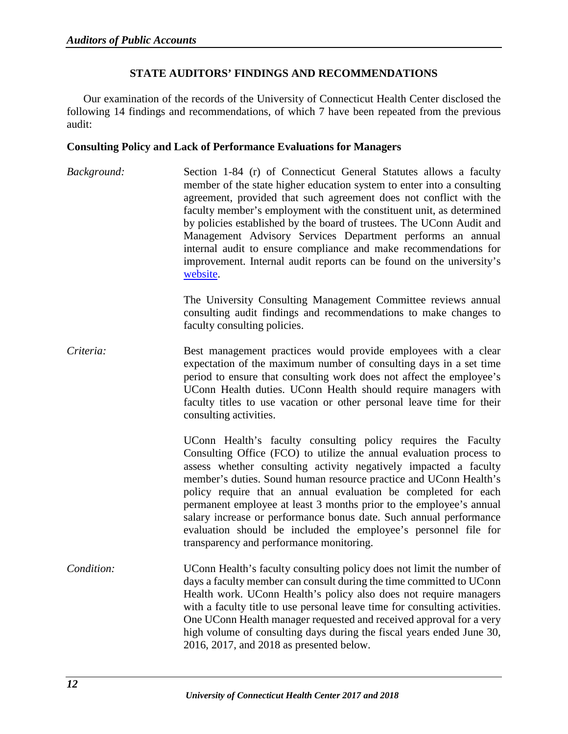## STATE AUDITORS' FINDINGS AND RECOMMENDATIONS

Our examination of the records of the University of Connecticut Health Center disclosed the following 14 findings and recommendations, of which 7 have been repeated from the previous audit:

### Consulting Policy and Lack of Performance Evaluations for Managers

*Background:* Section 1-84 (r) of Connecticut General Statutes allows a faculty member of the state higher education system to enter into a consulting agreement, provided that such agreement does not conflict with the faculty member's employment with the constituent unit, as determined by policies established by the board of trustees. The UConn Audit and Management Advisory Services Department performs an annual internal audit to ensure compliance and make recommendations for improvement. Internal audit reports can be found on the university's website.

The University Consulting Management Committee reviews annual consulting audit findings and recommendations to make changes to faculty consulting policies.

*Criteria:* Best management practices would provide employees with a clear expectation of the maximum number of consulting days in a set time period to ensure that consulting work does not affect the employee's UConn Health duties. UConn Health should require managers with faculty titles to use vacation or other personal leave time for their consulting activities.

UConn Health's faculty consulting policy requires the Faculty Consulting Office (FCO) to utilize the annual evaluation process to assess whether consulting activity negatively impacted a faculty member's duties. Sound human resource practice and UConn Health's policy require that an annual evaluation be completed for each permanent employee at least 3 months prior to the employee's annual salary increase or performance bonus date. Such annual performance evaluation should be included the employee's personnel file for transparency and performance monitoring.

*Condition:* UConn Health's faculty consulting policy does not limit the number of days a faculty member can consult during the time committed to UConn Health work. UConn Health's policy also does not require managers with a faculty title to use personal leave time for consulting activities. One UConn Health manager requested and received approval for a very high volume of consulting days during the fiscal years ended June 30, 2016, 2017, and 2018 as presented below.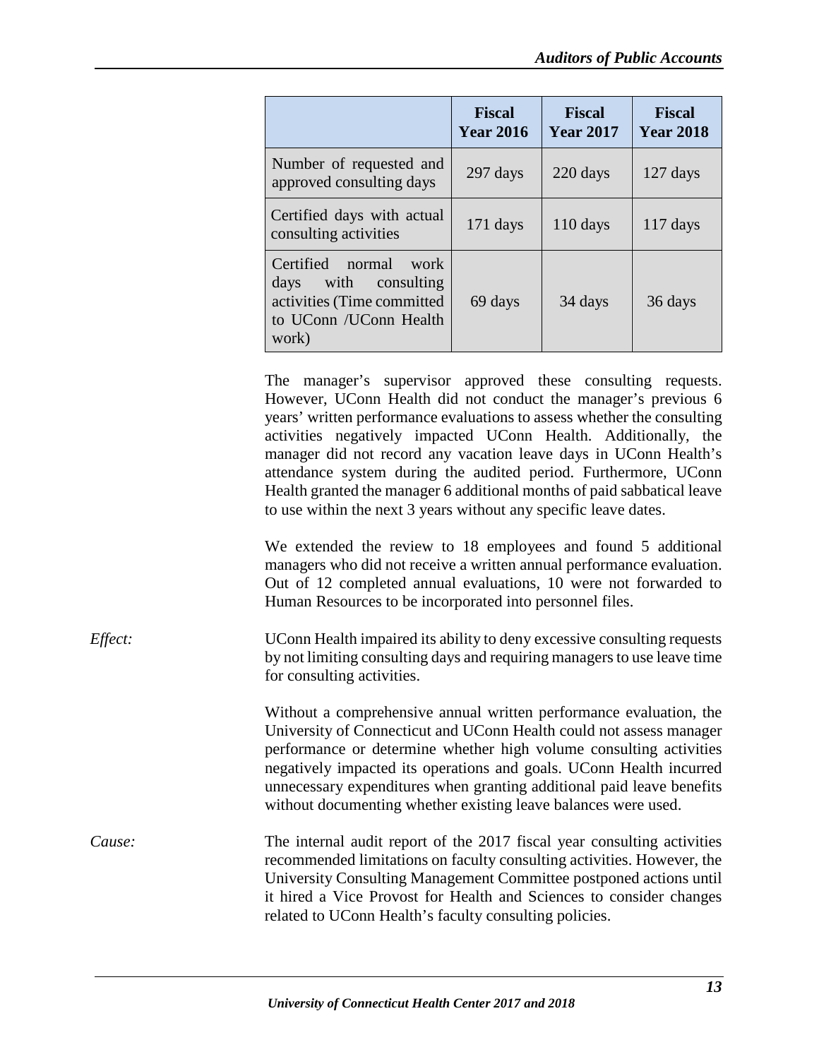| | Fiscal Year 2016 | Fiscal Year 2017 | Fiscal Year 2018 |
|---|---|---|---|
| Number of requested and approved consulting days | 297 days | 220 days | 127 days |
| Certified days with actual consulting activities | 171 days | 110 days | 117 days |
| Certified normal work days with consulting activities (Time committed to UConn /UConn Health work) | 69 days | 34 days | 36 days |

The manager's supervisor approved these consulting requests. However, UConn Health did not conduct the manager's previous 6 years' written performance evaluations to assess whether the consulting activities negatively impacted UConn Health. Additionally, the manager did not record any vacation leave days in UConn Health's attendance system during the audited period. Furthermore, UConn Health granted the manager 6 additional months of paid sabbatical leave to use within the next 3 years without any specific leave dates.

We extended the review to 18 employees and found 5 additional managers who did not receive a written annual performance evaluation. Out of 12 completed annual evaluations, 10 were not forwarded to Human Resources to be incorporated into personnel files.

*Effect:* UConn Health impaired its ability to deny excessive consulting requests by not limiting consulting days and requiring managers to use leave time for consulting activities.

Without a comprehensive annual written performance evaluation, the University of Connecticut and UConn Health could not assess manager performance or determine whether high volume consulting activities negatively impacted its operations and goals. UConn Health incurred unnecessary expenditures when granting additional paid leave benefits without documenting whether existing leave balances were used.

*Cause:* The internal audit report of the 2017 fiscal year consulting activities recommended limitations on faculty consulting activities. However, the University Consulting Management Committee postponed actions until it hired a Vice Provost for Health and Sciences to consider changes related to UConn Health's faculty consulting policies.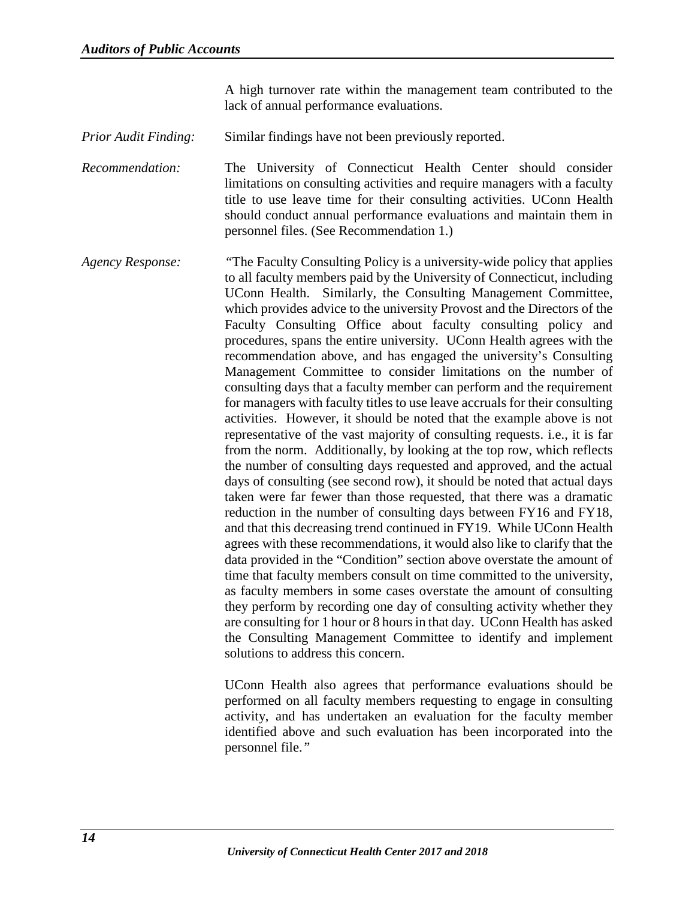A high turnover rate within the management team contributed to the lack of annual performance evaluations.

*Prior Audit Finding:* Similar findings have not been previously reported.

*Recommendation:* The University of Connecticut Health Center should consider limitations on consulting activities and require managers with a faculty title to use leave time for their consulting activities. UConn Health should conduct annual performance evaluations and maintain them in personnel files. (See Recommendation 1.)

*Agency Response:* "The Faculty Consulting Policy is a university-wide policy that applies to all faculty members paid by the University of Connecticut, including UConn Health. Similarly, the Consulting Management Committee, which provides advice to the university Provost and the Directors of the Faculty Consulting Office about faculty consulting policy and procedures, spans the entire university. UConn Health agrees with the recommendation above, and has engaged the university's Consulting Management Committee to consider limitations on the number of consulting days that a faculty member can perform and the requirement for managers with faculty titles to use leave accruals for their consulting activities. However, it should be noted that the example above is not representative of the vast majority of consulting requests. i.e., it is far from the norm. Additionally, by looking at the top row, which reflects the number of consulting days requested and approved, and the actual days of consulting (see second row), it should be noted that actual days taken were far fewer than those requested, that there was a dramatic reduction in the number of consulting days between FY16 and FY18, and that this decreasing trend continued in FY19. While UConn Health agrees with these recommendations, it would also like to clarify that the data provided in the "Condition" section above overstate the amount of time that faculty members consult on time committed to the university, as faculty members in some cases overstate the amount of consulting they perform by recording one day of consulting activity whether they are consulting for 1 hour or 8 hours in that day. UConn Health has asked the Consulting Management Committee to identify and implement solutions to address this concern.

UConn Health also agrees that performance evaluations should be performed on all faculty members requesting to engage in consulting activity, and has undertaken an evaluation for the faculty member identified above and such evaluation has been incorporated into the personnel file."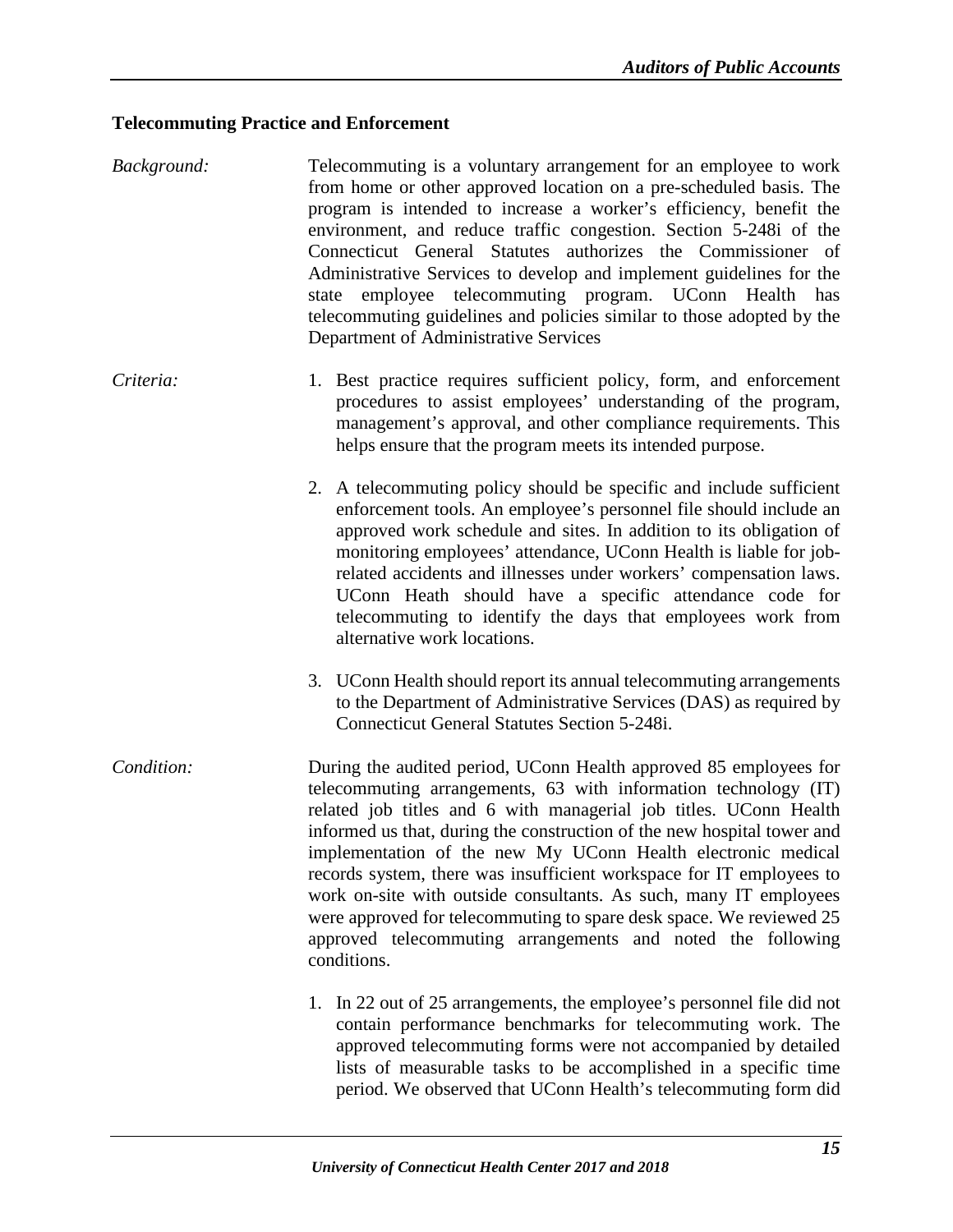### Telecommuting Practice and Enforcement

*Background:* Telecommuting is a voluntary arrangement for an employee to work from home or other approved location on a pre-scheduled basis. The program is intended to increase a worker's efficiency, benefit the environment, and reduce traffic congestion. Section 5-248i of the Connecticut General Statutes authorizes the Commissioner of Administrative Services to develop and implement guidelines for the state employee telecommuting program. UConn Health has telecommuting guidelines and policies similar to those adopted by the Department of Administrative Services

*Criteria:*

1. Best practice requires sufficient policy, form, and enforcement procedures to assist employees' understanding of the program, management's approval, and other compliance requirements. This helps ensure that the program meets its intended purpose.

2. A telecommuting policy should be specific and include sufficient enforcement tools. An employee's personnel file should include an approved work schedule and sites. In addition to its obligation of monitoring employees' attendance, UConn Health is liable for job-related accidents and illnesses under workers' compensation laws. UConn Heath should have a specific attendance code for telecommuting to identify the days that employees work from alternative work locations.

3. UConn Health should report its annual telecommuting arrangements to the Department of Administrative Services (DAS) as required by Connecticut General Statutes Section 5-248i.

*Condition:* During the audited period, UConn Health approved 85 employees for telecommuting arrangements, 63 with information technology (IT) related job titles and 6 with managerial job titles. UConn Health informed us that, during the construction of the new hospital tower and implementation of the new My UConn Health electronic medical records system, there was insufficient workspace for IT employees to work on-site with outside consultants. As such, many IT employees were approved for telecommuting to spare desk space. We reviewed 25 approved telecommuting arrangements and noted the following conditions.

1. In 22 out of 25 arrangements, the employee's personnel file did not contain performance benchmarks for telecommuting work. The approved telecommuting forms were not accompanied by detailed lists of measurable tasks to be accomplished in a specific time period. We observed that UConn Health's telecommuting form did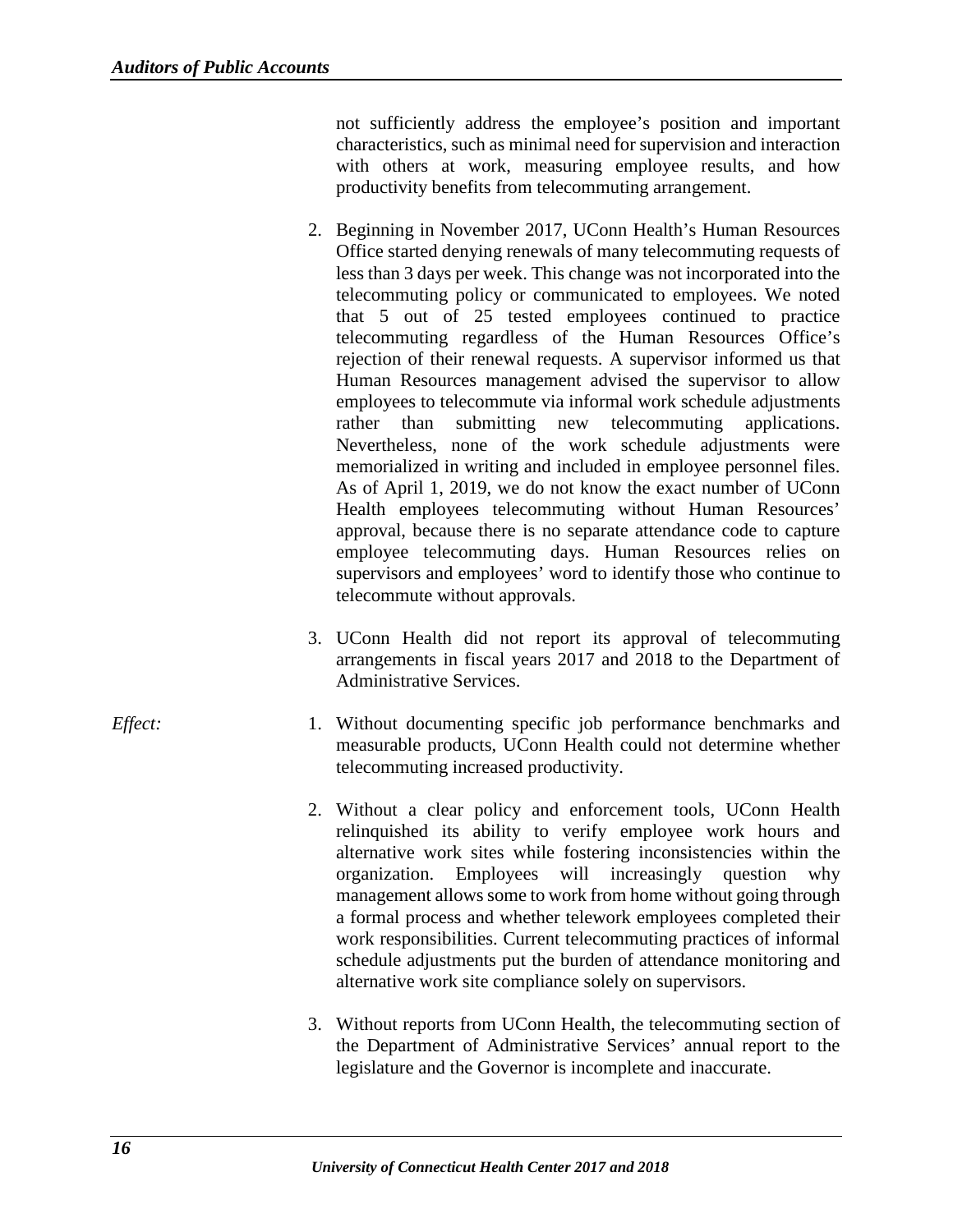not sufficiently address the employee's position and important characteristics, such as minimal need for supervision and interaction with others at work, measuring employee results, and how productivity benefits from telecommuting arrangement.

2. Beginning in November 2017, UConn Health's Human Resources Office started denying renewals of many telecommuting requests of less than 3 days per week. This change was not incorporated into the telecommuting policy or communicated to employees. We noted that 5 out of 25 tested employees continued to practice telecommuting regardless of the Human Resources Office's rejection of their renewal requests. A supervisor informed us that Human Resources management advised the supervisor to allow employees to telecommute via informal work schedule adjustments rather than submitting new telecommuting applications. Nevertheless, none of the work schedule adjustments were memorialized in writing and included in employee personnel files. As of April 1, 2019, we do not know the exact number of UConn Health employees telecommuting without Human Resources' approval, because there is no separate attendance code to capture employee telecommuting days. Human Resources relies on supervisors and employees' word to identify those who continue to telecommute without approvals.

3. UConn Health did not report its approval of telecommuting arrangements in fiscal years 2017 and 2018 to the Department of Administrative Services.

*Effect:*

1. Without documenting specific job performance benchmarks and measurable products, UConn Health could not determine whether telecommuting increased productivity.

2. Without a clear policy and enforcement tools, UConn Health relinquished its ability to verify employee work hours and alternative work sites while fostering inconsistencies within the organization. Employees will increasingly question why management allows some to work from home without going through a formal process and whether telework employees completed their work responsibilities. Current telecommuting practices of informal schedule adjustments put the burden of attendance monitoring and alternative work site compliance solely on supervisors.

3. Without reports from UConn Health, the telecommuting section of the Department of Administrative Services' annual report to the legislature and the Governor is incomplete and inaccurate.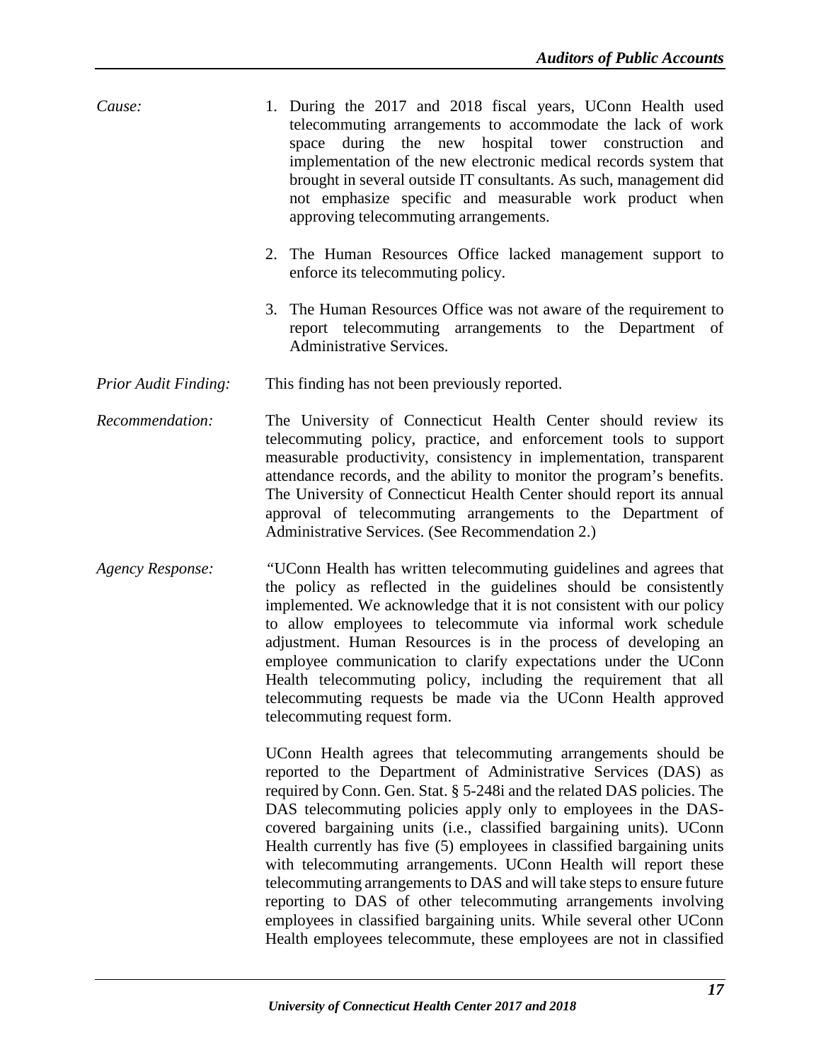*Cause:*

1. During the 2017 and 2018 fiscal years, UConn Health used telecommuting arrangements to accommodate the lack of work space during the new hospital tower construction and implementation of the new electronic medical records system that brought in several outside IT consultants. As such, management did not emphasize specific and measurable work product when approving telecommuting arrangements.

2. The Human Resources Office lacked management support to enforce its telecommuting policy.

3. The Human Resources Office was not aware of the requirement to report telecommuting arrangements to the Department of Administrative Services.

*Prior Audit Finding:* This finding has not been previously reported.

*Recommendation:* The University of Connecticut Health Center should review its telecommuting policy, practice, and enforcement tools to support measurable productivity, consistency in implementation, transparent attendance records, and the ability to monitor the program's benefits. The University of Connecticut Health Center should report its annual approval of telecommuting arrangements to the Department of Administrative Services. (See Recommendation 2.)

*Agency Response:* "UConn Health has written telecommuting guidelines and agrees that the policy as reflected in the guidelines should be consistently implemented. We acknowledge that it is not consistent with our policy to allow employees to telecommute via informal work schedule adjustment. Human Resources is in the process of developing an employee communication to clarify expectations under the UConn Health telecommuting policy, including the requirement that all telecommuting requests be made via the UConn Health approved telecommuting request form.

UConn Health agrees that telecommuting arrangements should be reported to the Department of Administrative Services (DAS) as required by Conn. Gen. Stat. § 5-248i and the related DAS policies. The DAS telecommuting policies apply only to employees in the DAS-covered bargaining units (i.e., classified bargaining units). UConn Health currently has five (5) employees in classified bargaining units with telecommuting arrangements. UConn Health will report these telecommuting arrangements to DAS and will take steps to ensure future reporting to DAS of other telecommuting arrangements involving employees in classified bargaining units. While several other UConn Health employees telecommute, these employees are not in classified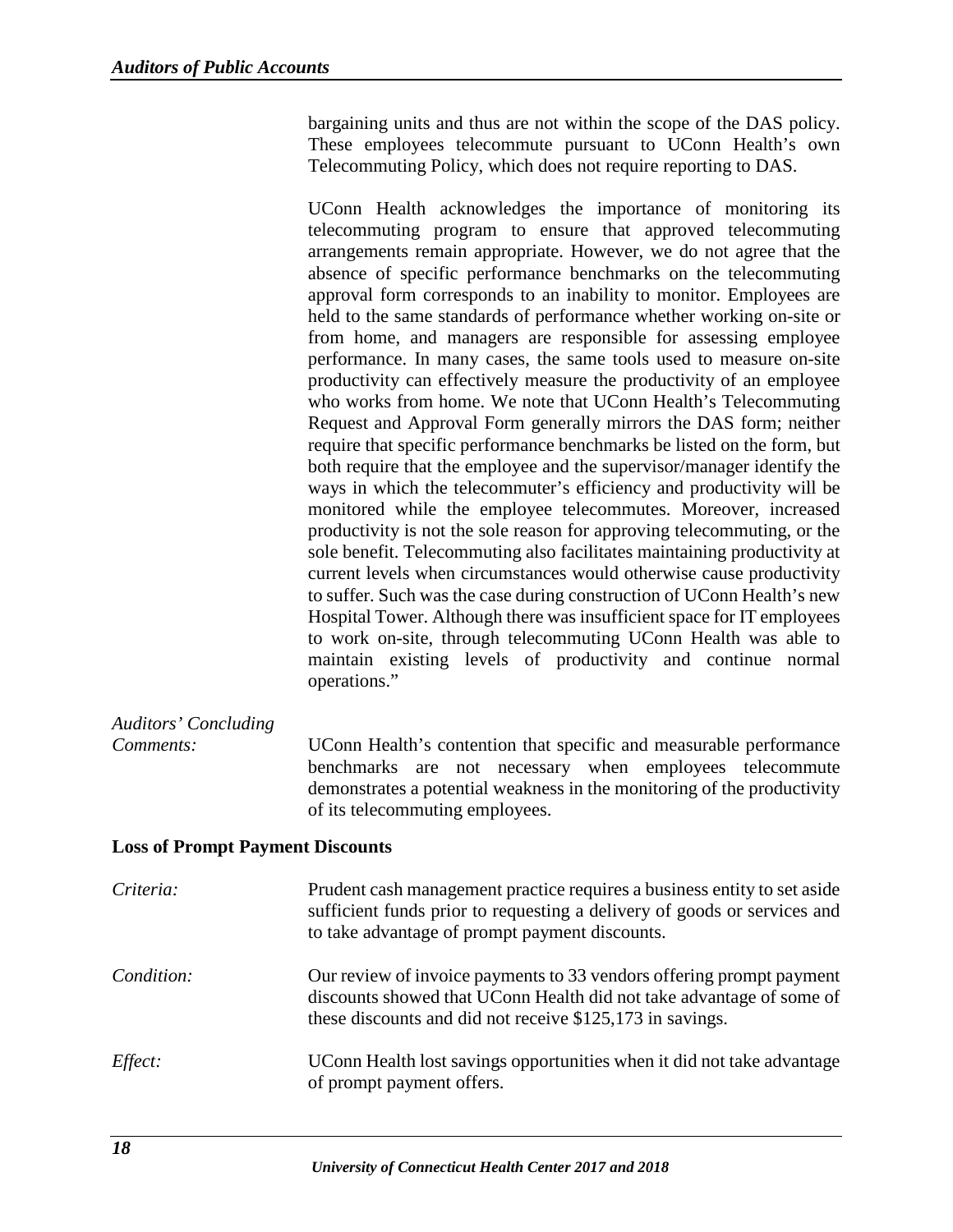bargaining units and thus are not within the scope of the DAS policy. These employees telecommute pursuant to UConn Health's own Telecommuting Policy, which does not require reporting to DAS.

UConn Health acknowledges the importance of monitoring its telecommuting program to ensure that approved telecommuting arrangements remain appropriate. However, we do not agree that the absence of specific performance benchmarks on the telecommuting approval form corresponds to an inability to monitor. Employees are held to the same standards of performance whether working on-site or from home, and managers are responsible for assessing employee performance. In many cases, the same tools used to measure on-site productivity can effectively measure the productivity of an employee who works from home. We note that UConn Health's Telecommuting Request and Approval Form generally mirrors the DAS form; neither require that specific performance benchmarks be listed on the form, but both require that the employee and the supervisor/manager identify the ways in which the telecommuter's efficiency and productivity will be monitored while the employee telecommutes. Moreover, increased productivity is not the sole reason for approving telecommuting, or the sole benefit. Telecommuting also facilitates maintaining productivity at current levels when circumstances would otherwise cause productivity to suffer. Such was the case during construction of UConn Health's new Hospital Tower. Although there was insufficient space for IT employees to work on-site, through telecommuting UConn Health was able to maintain existing levels of productivity and continue normal operations."

*Auditors' Concluding Comments:* UConn Health's contention that specific and measurable performance benchmarks are not necessary when employees telecommute demonstrates a potential weakness in the monitoring of the productivity of its telecommuting employees.

**Loss of Prompt Payment Discounts**

*Criteria:* Prudent cash management practice requires a business entity to set aside sufficient funds prior to requesting a delivery of goods or services and to take advantage of prompt payment discounts.

*Condition:* Our review of invoice payments to 33 vendors offering prompt payment discounts showed that UConn Health did not take advantage of some of these discounts and did not receive $125,173 in savings.

*Effect:* UConn Health lost savings opportunities when it did not take advantage of prompt payment offers.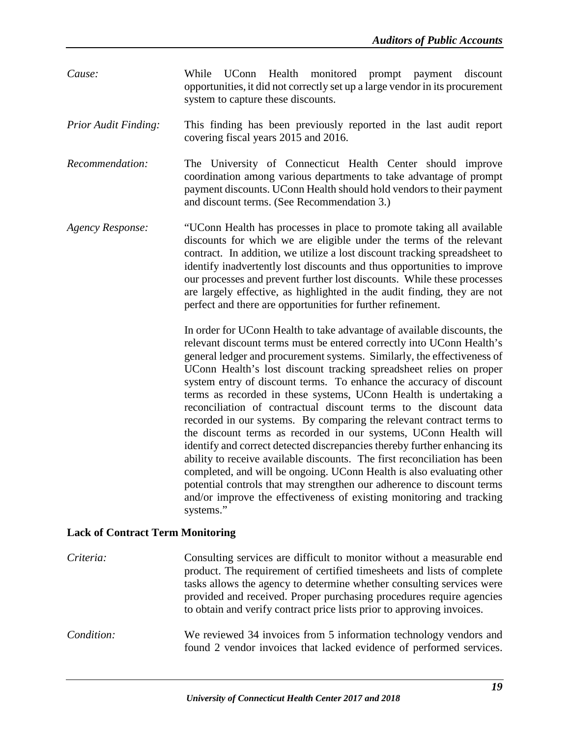*Cause:* While UConn Health monitored prompt payment discount opportunities, it did not correctly set up a large vendor in its procurement system to capture these discounts.

*Prior Audit Finding:* This finding has been previously reported in the last audit report covering fiscal years 2015 and 2016.

*Recommendation:* The University of Connecticut Health Center should improve coordination among various departments to take advantage of prompt payment discounts. UConn Health should hold vendors to their payment and discount terms. (See Recommendation 3.)

*Agency Response:* "UConn Health has processes in place to promote taking all available discounts for which we are eligible under the terms of the relevant contract. In addition, we utilize a lost discount tracking spreadsheet to identify inadvertently lost discounts and thus opportunities to improve our processes and prevent further lost discounts. While these processes are largely effective, as highlighted in the audit finding, they are not perfect and there are opportunities for further refinement.

In order for UConn Health to take advantage of available discounts, the relevant discount terms must be entered correctly into UConn Health's general ledger and procurement systems. Similarly, the effectiveness of UConn Health's lost discount tracking spreadsheet relies on proper system entry of discount terms. To enhance the accuracy of discount terms as recorded in these systems, UConn Health is undertaking a reconciliation of contractual discount terms to the discount data recorded in our systems. By comparing the relevant contract terms to the discount terms as recorded in our systems, UConn Health will identify and correct detected discrepancies thereby further enhancing its ability to receive available discounts. The first reconciliation has been completed, and will be ongoing. UConn Health is also evaluating other potential controls that may strengthen our adherence to discount terms and/or improve the effectiveness of existing monitoring and tracking systems."

**Lack of Contract Term Monitoring**

*Criteria:* Consulting services are difficult to monitor without a measurable end product. The requirement of certified timesheets and lists of complete tasks allows the agency to determine whether consulting services were provided and received. Proper purchasing procedures require agencies to obtain and verify contract price lists prior to approving invoices.

*Condition:* We reviewed 34 invoices from 5 information technology vendors and found 2 vendor invoices that lacked evidence of performed services.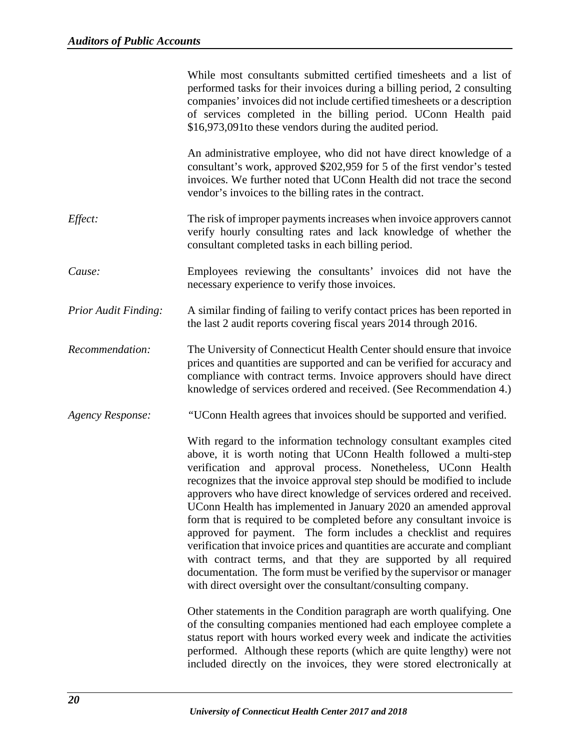While most consultants submitted certified timesheets and a list of performed tasks for their invoices during a billing period, 2 consulting companies' invoices did not include certified timesheets or a description of services completed in the billing period. UConn Health paid \$16,973,091to these vendors during the audited period.

An administrative employee, who did not have direct knowledge of a consultant's work, approved \$202,959 for 5 of the first vendor's tested invoices. We further noted that UConn Health did not trace the second vendor's invoices to the billing rates in the contract.

*Effect:* The risk of improper payments increases when invoice approvers cannot verify hourly consulting rates and lack knowledge of whether the consultant completed tasks in each billing period.

*Cause:* Employees reviewing the consultants' invoices did not have the necessary experience to verify those invoices.

*Prior Audit Finding:* A similar finding of failing to verify contact prices has been reported in the last 2 audit reports covering fiscal years 2014 through 2016.

*Recommendation:* The University of Connecticut Health Center should ensure that invoice prices and quantities are supported and can be verified for accuracy and compliance with contract terms. Invoice approvers should have direct knowledge of services ordered and received. (See Recommendation 4.)

*Agency Response:* "UConn Health agrees that invoices should be supported and verified.

With regard to the information technology consultant examples cited above, it is worth noting that UConn Health followed a multi-step verification and approval process. Nonetheless, UConn Health recognizes that the invoice approval step should be modified to include approvers who have direct knowledge of services ordered and received. UConn Health has implemented in January 2020 an amended approval form that is required to be completed before any consultant invoice is approved for payment. The form includes a checklist and requires verification that invoice prices and quantities are accurate and compliant with contract terms, and that they are supported by all required documentation. The form must be verified by the supervisor or manager with direct oversight over the consultant/consulting company.

Other statements in the Condition paragraph are worth qualifying. One of the consulting companies mentioned had each employee complete a status report with hours worked every week and indicate the activities performed. Although these reports (which are quite lengthy) were not included directly on the invoices, they were stored electronically at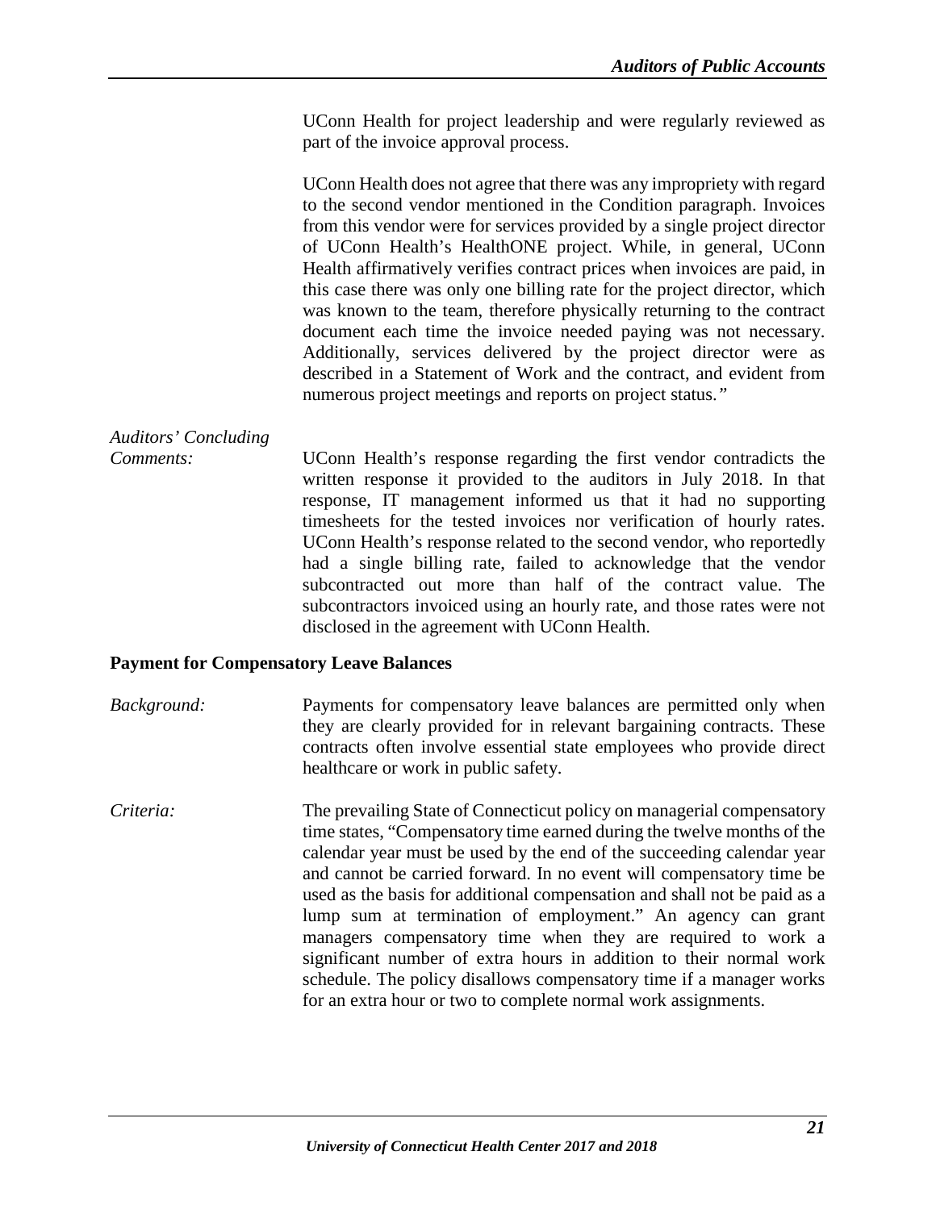UConn Health for project leadership and were regularly reviewed as part of the invoice approval process.

UConn Health does not agree that there was any impropriety with regard to the second vendor mentioned in the Condition paragraph. Invoices from this vendor were for services provided by a single project director of UConn Health's HealthONE project. While, in general, UConn Health affirmatively verifies contract prices when invoices are paid, in this case there was only one billing rate for the project director, which was known to the team, therefore physically returning to the contract document each time the invoice needed paying was not necessary. Additionally, services delivered by the project director were as described in a Statement of Work and the contract, and evident from numerous project meetings and reports on project status."

*Auditors' Concluding Comments:*

UConn Health's response regarding the first vendor contradicts the written response it provided to the auditors in July 2018. In that response, IT management informed us that it had no supporting timesheets for the tested invoices nor verification of hourly rates. UConn Health's response related to the second vendor, who reportedly had a single billing rate, failed to acknowledge that the vendor subcontracted out more than half of the contract value. The subcontractors invoiced using an hourly rate, and those rates were not disclosed in the agreement with UConn Health.

**Payment for Compensatory Leave Balances**

*Background:*

Payments for compensatory leave balances are permitted only when they are clearly provided for in relevant bargaining contracts. These contracts often involve essential state employees who provide direct healthcare or work in public safety.

*Criteria:*

The prevailing State of Connecticut policy on managerial compensatory time states, "Compensatory time earned during the twelve months of the calendar year must be used by the end of the succeeding calendar year and cannot be carried forward. In no event will compensatory time be used as the basis for additional compensation and shall not be paid as a lump sum at termination of employment." An agency can grant managers compensatory time when they are required to work a significant number of extra hours in addition to their normal work schedule. The policy disallows compensatory time if a manager works for an extra hour or two to complete normal work assignments.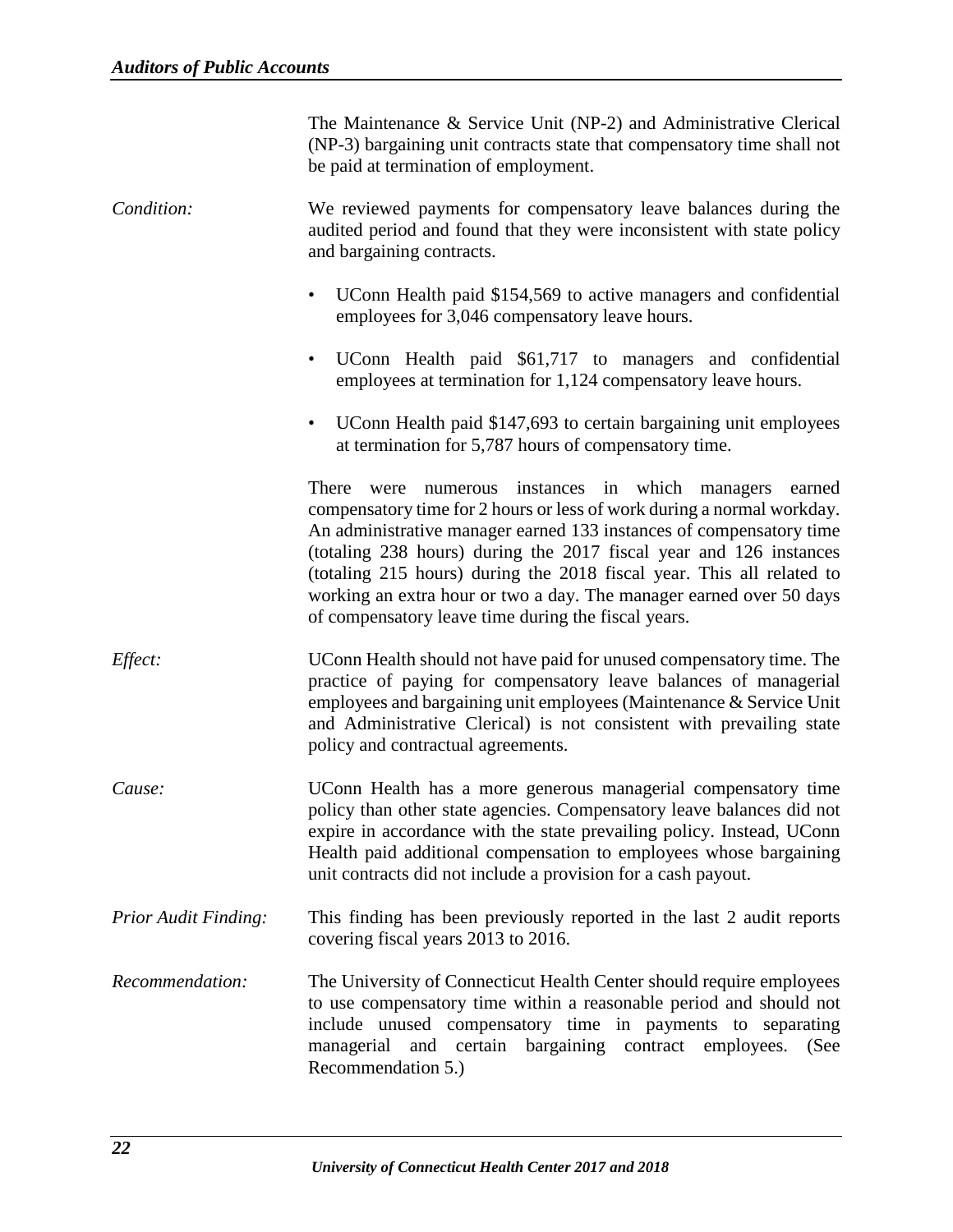The Maintenance & Service Unit (NP-2) and Administrative Clerical (NP-3) bargaining unit contracts state that compensatory time shall not be paid at termination of employment.

*Condition:* We reviewed payments for compensatory leave balances during the audited period and found that they were inconsistent with state policy and bargaining contracts.

- UConn Health paid $154,569 to active managers and confidential employees for 3,046 compensatory leave hours.
- UConn Health paid $61,717 to managers and confidential employees at termination for 1,124 compensatory leave hours.
- UConn Health paid $147,693 to certain bargaining unit employees at termination for 5,787 hours of compensatory time.

There were numerous instances in which managers earned compensatory time for 2 hours or less of work during a normal workday. An administrative manager earned 133 instances of compensatory time (totaling 238 hours) during the 2017 fiscal year and 126 instances (totaling 215 hours) during the 2018 fiscal year. This all related to working an extra hour or two a day. The manager earned over 50 days of compensatory leave time during the fiscal years.

*Effect:* UConn Health should not have paid for unused compensatory time. The practice of paying for compensatory leave balances of managerial employees and bargaining unit employees (Maintenance & Service Unit and Administrative Clerical) is not consistent with prevailing state policy and contractual agreements.

*Cause:* UConn Health has a more generous managerial compensatory time policy than other state agencies. Compensatory leave balances did not expire in accordance with the state prevailing policy. Instead, UConn Health paid additional compensation to employees whose bargaining unit contracts did not include a provision for a cash payout.

*Prior Audit Finding:* This finding has been previously reported in the last 2 audit reports covering fiscal years 2013 to 2016.

*Recommendation:* The University of Connecticut Health Center should require employees to use compensatory time within a reasonable period and should not include unused compensatory time in payments to separating managerial and certain bargaining contract employees. (See Recommendation 5.)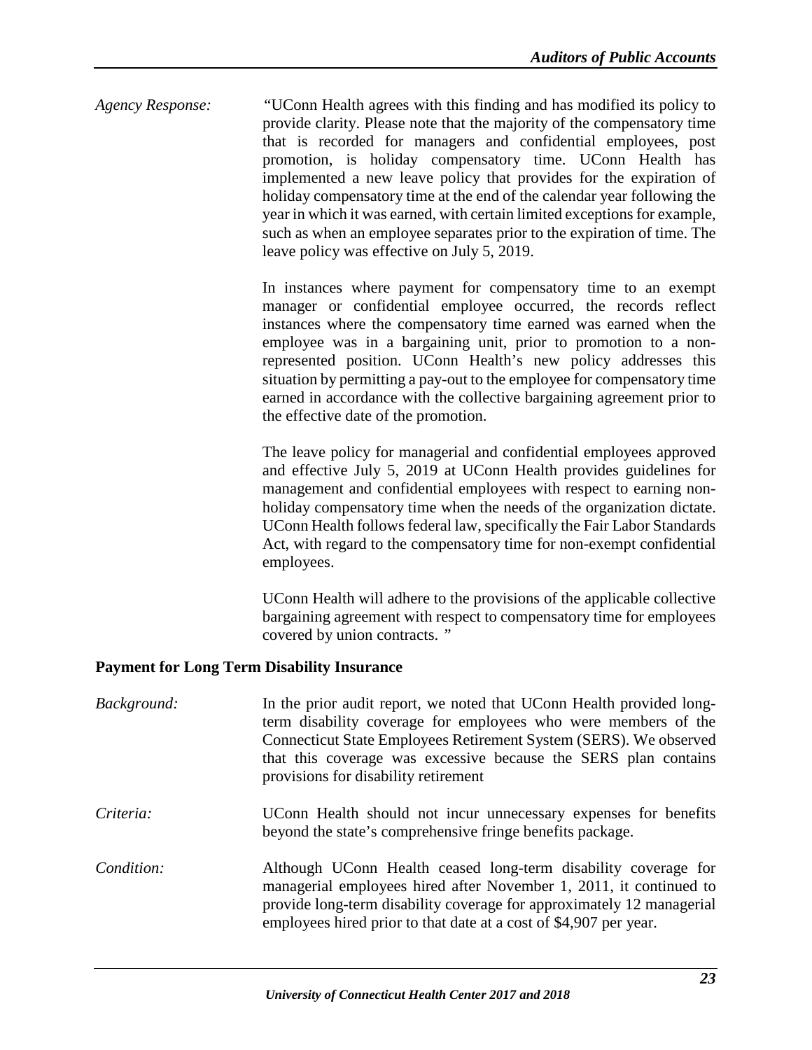*Agency Response:* "UConn Health agrees with this finding and has modified its policy to provide clarity. Please note that the majority of the compensatory time that is recorded for managers and confidential employees, post promotion, is holiday compensatory time. UConn Health has implemented a new leave policy that provides for the expiration of holiday compensatory time at the end of the calendar year following the year in which it was earned, with certain limited exceptions for example, such as when an employee separates prior to the expiration of time. The leave policy was effective on July 5, 2019.

In instances where payment for compensatory time to an exempt manager or confidential employee occurred, the records reflect instances where the compensatory time earned was earned when the employee was in a bargaining unit, prior to promotion to a non-represented position. UConn Health's new policy addresses this situation by permitting a pay-out to the employee for compensatory time earned in accordance with the collective bargaining agreement prior to the effective date of the promotion.

The leave policy for managerial and confidential employees approved and effective July 5, 2019 at UConn Health provides guidelines for management and confidential employees with respect to earning non-holiday compensatory time when the needs of the organization dictate. UConn Health follows federal law, specifically the Fair Labor Standards Act, with regard to the compensatory time for non-exempt confidential employees.

UConn Health will adhere to the provisions of the applicable collective bargaining agreement with respect to compensatory time for employees covered by union contracts. "

**Payment for Long Term Disability Insurance**

*Background:* In the prior audit report, we noted that UConn Health provided long-term disability coverage for employees who were members of the Connecticut State Employees Retirement System (SERS). We observed that this coverage was excessive because the SERS plan contains provisions for disability retirement

*Criteria:* UConn Health should not incur unnecessary expenses for benefits beyond the state's comprehensive fringe benefits package.

*Condition:* Although UConn Health ceased long-term disability coverage for managerial employees hired after November 1, 2011, it continued to provide long-term disability coverage for approximately 12 managerial employees hired prior to that date at a cost of $4,907 per year.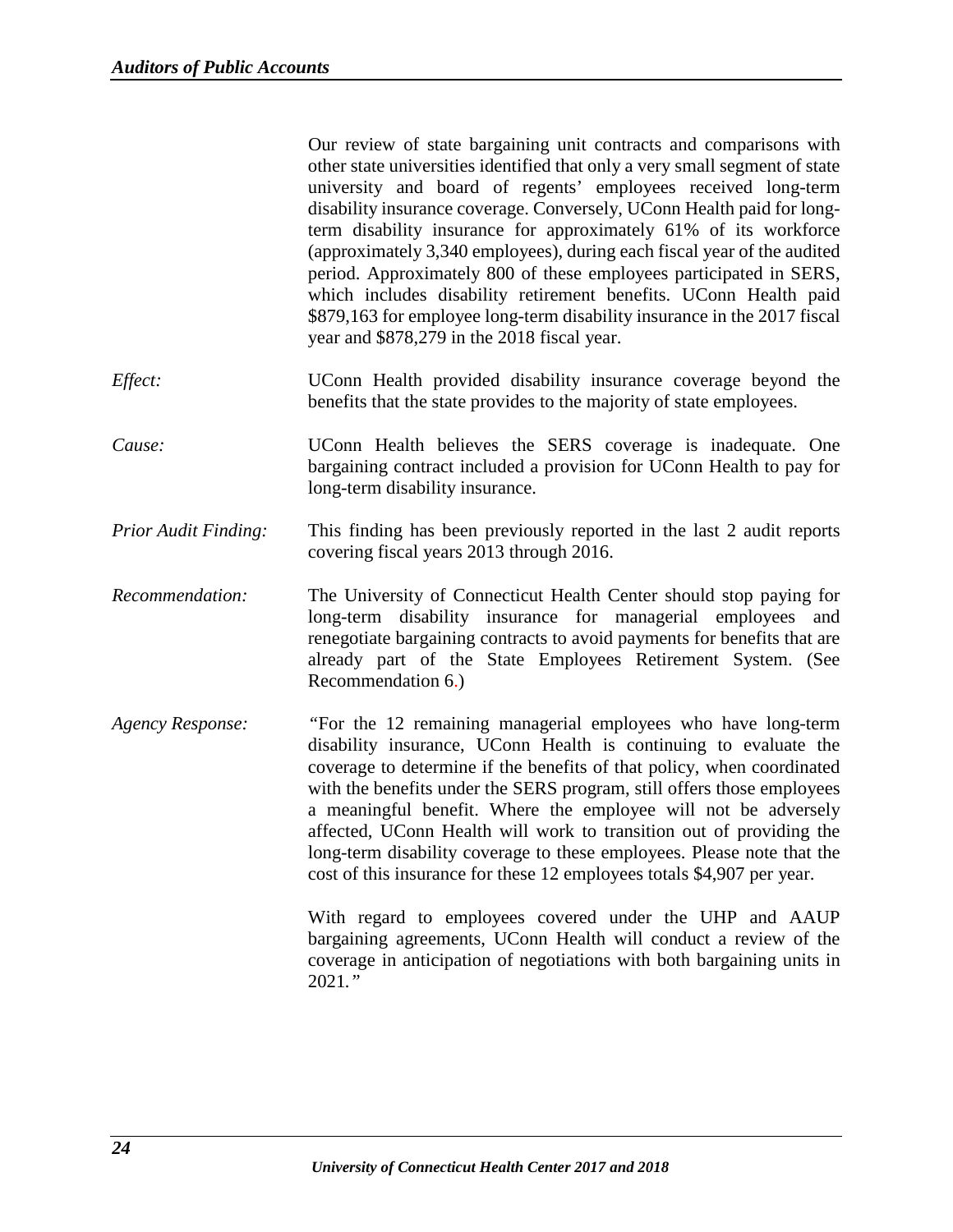Our review of state bargaining unit contracts and comparisons with other state universities identified that only a very small segment of state university and board of regents' employees received long-term disability insurance coverage. Conversely, UConn Health paid for long-term disability insurance for approximately 61% of its workforce (approximately 3,340 employees), during each fiscal year of the audited period. Approximately 800 of these employees participated in SERS, which includes disability retirement benefits. UConn Health paid $879,163 for employee long-term disability insurance in the 2017 fiscal year and $878,279 in the 2018 fiscal year.

*Effect:* UConn Health provided disability insurance coverage beyond the benefits that the state provides to the majority of state employees.

*Cause:* UConn Health believes the SERS coverage is inadequate. One bargaining contract included a provision for UConn Health to pay for long-term disability insurance.

*Prior Audit Finding:* This finding has been previously reported in the last 2 audit reports covering fiscal years 2013 through 2016.

*Recommendation:* The University of Connecticut Health Center should stop paying for long-term disability insurance for managerial employees and renegotiate bargaining contracts to avoid payments for benefits that are already part of the State Employees Retirement System. (See Recommendation 6.)

*Agency Response:* *"For the 12 remaining managerial employees who have long-term disability insurance, UConn Health is continuing to evaluate the coverage to determine if the benefits of that policy, when coordinated with the benefits under the SERS program, still offers those employees a meaningful benefit. Where the employee will not be adversely affected, UConn Health will work to transition out of providing the long-term disability coverage to these employees. Please note that the cost of this insurance for these 12 employees totals $4,907 per year.*

*With regard to employees covered under the UHP and AAUP bargaining agreements, UConn Health will conduct a review of the coverage in anticipation of negotiations with both bargaining units in 2021."*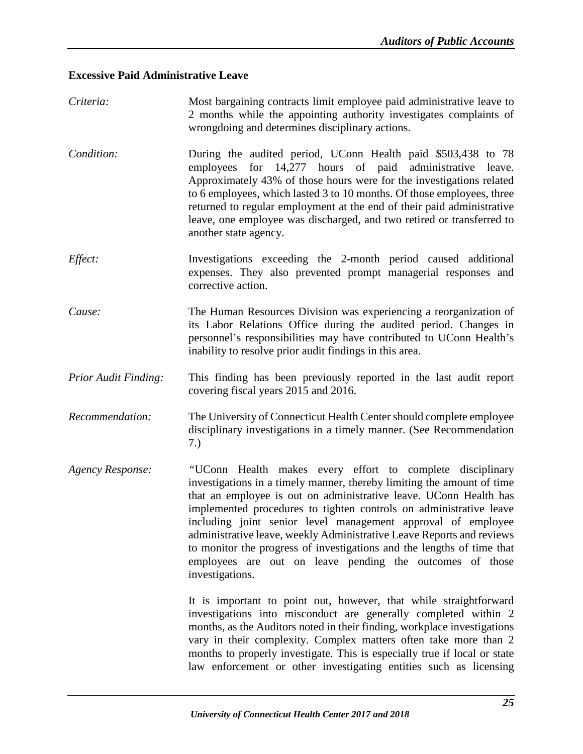## Excessive Paid Administrative Leave

*Criteria:* Most bargaining contracts limit employee paid administrative leave to 2 months while the appointing authority investigates complaints of wrongdoing and determines disciplinary actions.

*Condition:* During the audited period, UConn Health paid $503,438 to 78 employees for 14,277 hours of paid administrative leave. Approximately 43% of those hours were for the investigations related to 6 employees, which lasted 3 to 10 months. Of those employees, three returned to regular employment at the end of their paid administrative leave, one employee was discharged, and two retired or transferred to another state agency.

*Effect:* Investigations exceeding the 2-month period caused additional expenses. They also prevented prompt managerial responses and corrective action.

*Cause:* The Human Resources Division was experiencing a reorganization of its Labor Relations Office during the audited period. Changes in personnel's responsibilities may have contributed to UConn Health's inability to resolve prior audit findings in this area.

*Prior Audit Finding:* This finding has been previously reported in the last audit report covering fiscal years 2015 and 2016.

*Recommendation:* The University of Connecticut Health Center should complete employee disciplinary investigations in a timely manner. (See Recommendation 7.)

*Agency Response:* "UConn Health makes every effort to complete disciplinary investigations in a timely manner, thereby limiting the amount of time that an employee is out on administrative leave. UConn Health has implemented procedures to tighten controls on administrative leave including joint senior level management approval of employee administrative leave, weekly Administrative Leave Reports and reviews to monitor the progress of investigations and the lengths of time that employees are out on leave pending the outcomes of those investigations.

It is important to point out, however, that while straightforward investigations into misconduct are generally completed within 2 months, as the Auditors noted in their finding, workplace investigations vary in their complexity. Complex matters often take more than 2 months to properly investigate. This is especially true if local or state law enforcement or other investigating entities such as licensing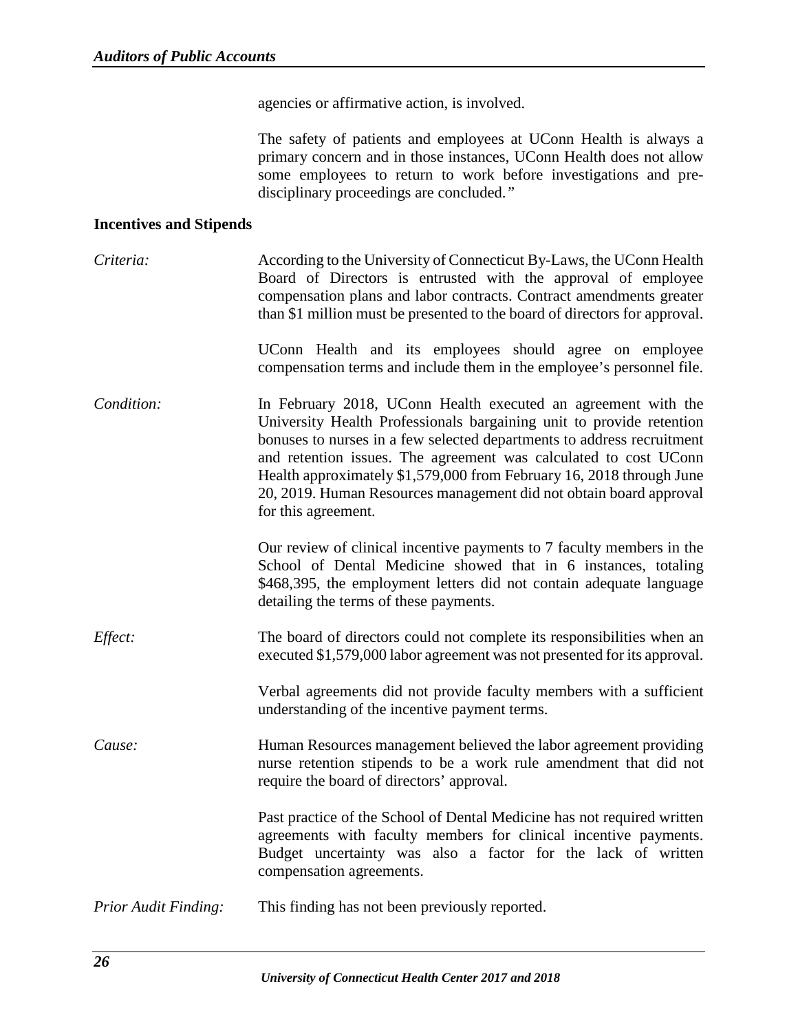agencies or affirmative action, is involved.

The safety of patients and employees at UConn Health is always a primary concern and in those instances, UConn Health does not allow some employees to return to work before investigations and pre-disciplinary proceedings are concluded."

**Incentives and Stipends**

*Criteria:* According to the University of Connecticut By-Laws, the UConn Health Board of Directors is entrusted with the approval of employee compensation plans and labor contracts. Contract amendments greater than $1 million must be presented to the board of directors for approval.

UConn Health and its employees should agree on employee compensation terms and include them in the employee's personnel file.

*Condition:* In February 2018, UConn Health executed an agreement with the University Health Professionals bargaining unit to provide retention bonuses to nurses in a few selected departments to address recruitment and retention issues. The agreement was calculated to cost UConn Health approximately $1,579,000 from February 16, 2018 through June 20, 2019. Human Resources management did not obtain board approval for this agreement.

Our review of clinical incentive payments to 7 faculty members in the School of Dental Medicine showed that in 6 instances, totaling $468,395, the employment letters did not contain adequate language detailing the terms of these payments.

*Effect:* The board of directors could not complete its responsibilities when an executed $1,579,000 labor agreement was not presented for its approval.

Verbal agreements did not provide faculty members with a sufficient understanding of the incentive payment terms.

*Cause:* Human Resources management believed the labor agreement providing nurse retention stipends to be a work rule amendment that did not require the board of directors' approval.

Past practice of the School of Dental Medicine has not required written agreements with faculty members for clinical incentive payments. Budget uncertainty was also a factor for the lack of written compensation agreements.

*Prior Audit Finding:* This finding has not been previously reported.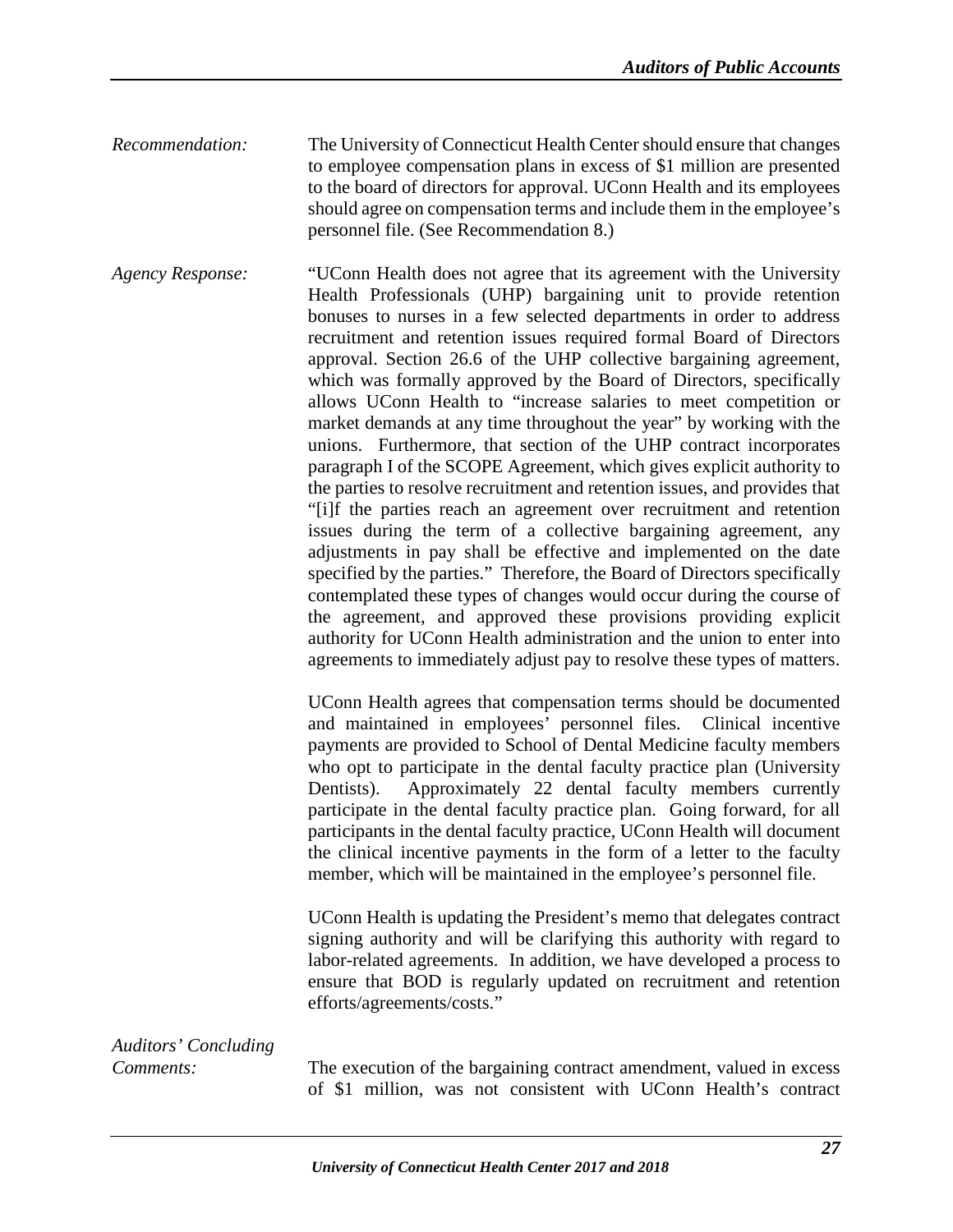*Recommendation:* The University of Connecticut Health Center should ensure that changes to employee compensation plans in excess of $1 million are presented to the board of directors for approval. UConn Health and its employees should agree on compensation terms and include them in the employee's personnel file. (See Recommendation 8.)

*Agency Response:* "UConn Health does not agree that its agreement with the University Health Professionals (UHP) bargaining unit to provide retention bonuses to nurses in a few selected departments in order to address recruitment and retention issues required formal Board of Directors approval. Section 26.6 of the UHP collective bargaining agreement, which was formally approved by the Board of Directors, specifically allows UConn Health to "increase salaries to meet competition or market demands at any time throughout the year" by working with the unions. Furthermore, that section of the UHP contract incorporates paragraph I of the SCOPE Agreement, which gives explicit authority to the parties to resolve recruitment and retention issues, and provides that "[i]f the parties reach an agreement over recruitment and retention issues during the term of a collective bargaining agreement, any adjustments in pay shall be effective and implemented on the date specified by the parties." Therefore, the Board of Directors specifically contemplated these types of changes would occur during the course of the agreement, and approved these provisions providing explicit authority for UConn Health administration and the union to enter into agreements to immediately adjust pay to resolve these types of matters.

UConn Health agrees that compensation terms should be documented and maintained in employees' personnel files. Clinical incentive payments are provided to School of Dental Medicine faculty members who opt to participate in the dental faculty practice plan (University Dentists). Approximately 22 dental faculty members currently participate in the dental faculty practice plan. Going forward, for all participants in the dental faculty practice, UConn Health will document the clinical incentive payments in the form of a letter to the faculty member, which will be maintained in the employee's personnel file.

UConn Health is updating the President's memo that delegates contract signing authority and will be clarifying this authority with regard to labor-related agreements. In addition, we have developed a process to ensure that BOD is regularly updated on recruitment and retention efforts/agreements/costs."

*Auditors' Concluding Comments:* The execution of the bargaining contract amendment, valued in excess of $1 million, was not consistent with UConn Health's contract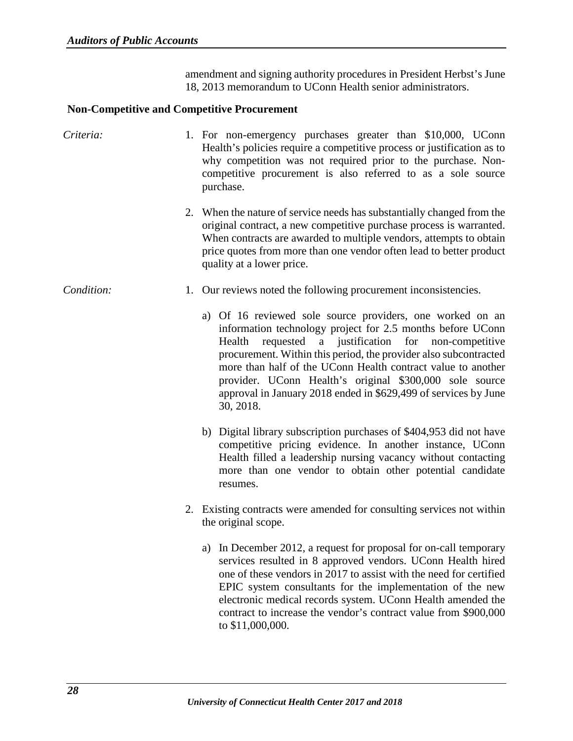amendment and signing authority procedures in President Herbst's June 18, 2013 memorandum to UConn Health senior administrators.

**Non-Competitive and Competitive Procurement**

*Criteria:*

1. For non-emergency purchases greater than $10,000, UConn Health's policies require a competitive process or justification as to why competition was not required prior to the purchase. Non-competitive procurement is also referred to as a sole source purchase.

2. When the nature of service needs has substantially changed from the original contract, a new competitive purchase process is warranted. When contracts are awarded to multiple vendors, attempts to obtain price quotes from more than one vendor often lead to better product quality at a lower price.

*Condition:*

1. Our reviews noted the following procurement inconsistencies.

   a) Of 16 reviewed sole source providers, one worked on an information technology project for 2.5 months before UConn Health requested a justification for non-competitive procurement. Within this period, the provider also subcontracted more than half of the UConn Health contract value to another provider. UConn Health's original $300,000 sole source approval in January 2018 ended in $629,499 of services by June 30, 2018.

   b) Digital library subscription purchases of $404,953 did not have competitive pricing evidence. In another instance, UConn Health filled a leadership nursing vacancy without contacting more than one vendor to obtain other potential candidate resumes.

2. Existing contracts were amended for consulting services not within the original scope.

   a) In December 2012, a request for proposal for on-call temporary services resulted in 8 approved vendors. UConn Health hired one of these vendors in 2017 to assist with the need for certified EPIC system consultants for the implementation of the new electronic medical records system. UConn Health amended the contract to increase the vendor's contract value from $900,000 to $11,000,000.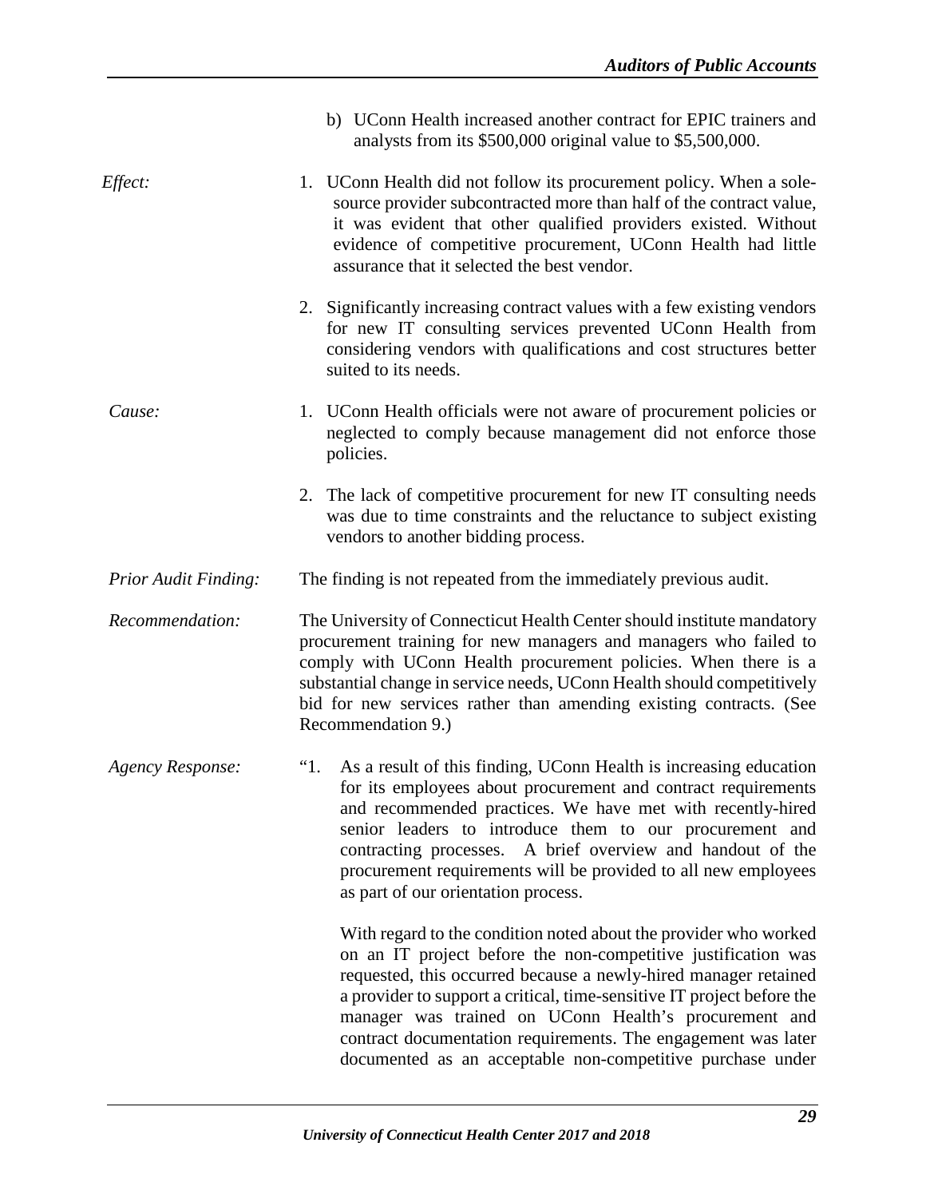b) UConn Health increased another contract for EPIC trainers and analysts from its $500,000 original value to $5,500,000.

*Effect:*

1. UConn Health did not follow its procurement policy. When a sole-source provider subcontracted more than half of the contract value, it was evident that other qualified providers existed. Without evidence of competitive procurement, UConn Health had little assurance that it selected the best vendor.

2. Significantly increasing contract values with a few existing vendors for new IT consulting services prevented UConn Health from considering vendors with qualifications and cost structures better suited to its needs.

*Cause:*

1. UConn Health officials were not aware of procurement policies or neglected to comply because management did not enforce those policies.

2. The lack of competitive procurement for new IT consulting needs was due to time constraints and the reluctance to subject existing vendors to another bidding process.

*Prior Audit Finding:* The finding is not repeated from the immediately previous audit.

*Recommendation:* The University of Connecticut Health Center should institute mandatory procurement training for new managers and managers who failed to comply with UConn Health procurement policies. When there is a substantial change in service needs, UConn Health should competitively bid for new services rather than amending existing contracts. (See Recommendation 9.)

*Agency Response:*

"1. As a result of this finding, UConn Health is increasing education for its employees about procurement and contract requirements and recommended practices. We have met with recently-hired senior leaders to introduce them to our procurement and contracting processes. A brief overview and handout of the procurement requirements will be provided to all new employees as part of our orientation process.

With regard to the condition noted about the provider who worked on an IT project before the non-competitive justification was requested, this occurred because a newly-hired manager retained a provider to support a critical, time-sensitive IT project before the manager was trained on UConn Health's procurement and contract documentation requirements. The engagement was later documented as an acceptable non-competitive purchase under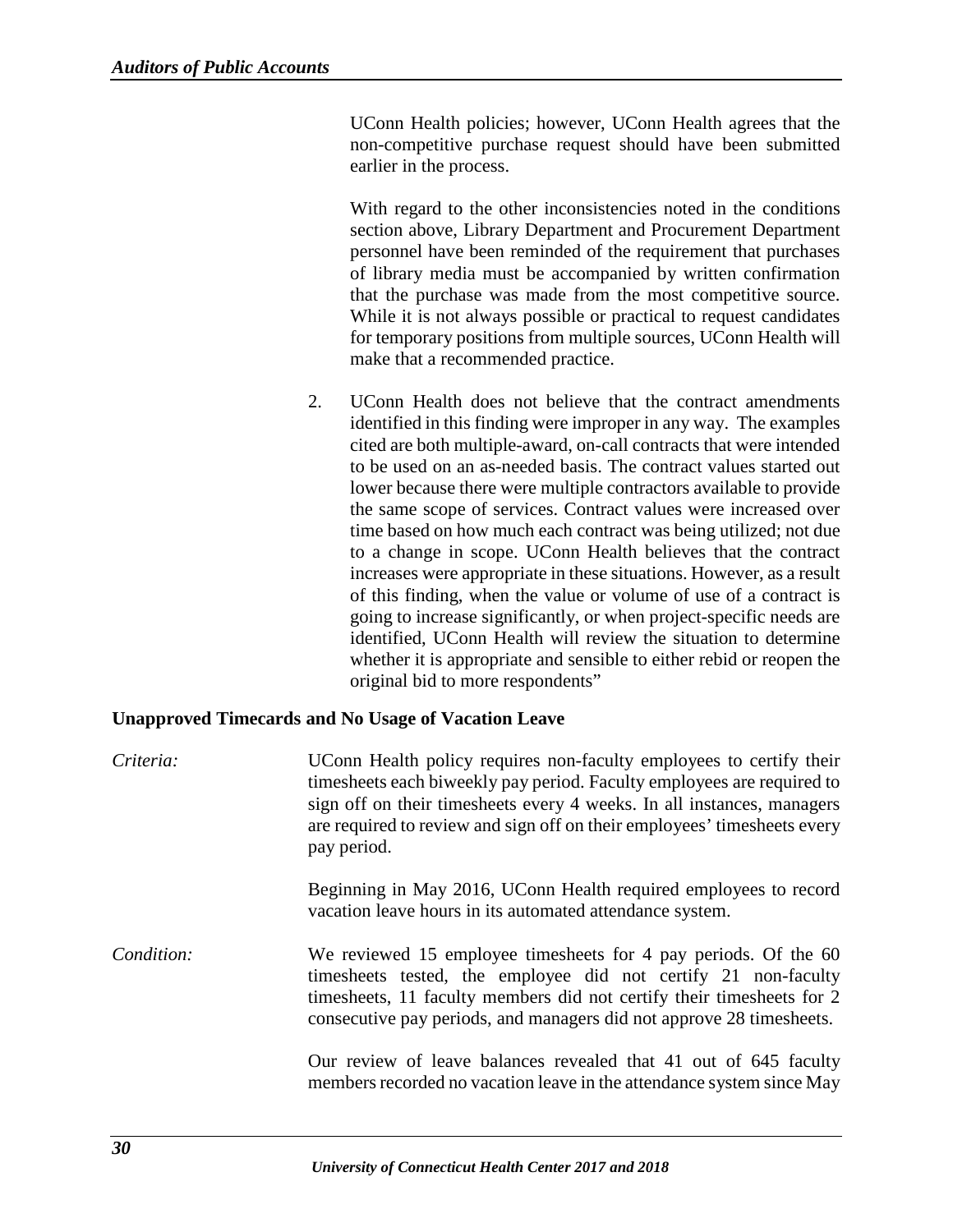UConn Health policies; however, UConn Health agrees that the non-competitive purchase request should have been submitted earlier in the process.

With regard to the other inconsistencies noted in the conditions section above, Library Department and Procurement Department personnel have been reminded of the requirement that purchases of library media must be accompanied by written confirmation that the purchase was made from the most competitive source. While it is not always possible or practical to request candidates for temporary positions from multiple sources, UConn Health will make that a recommended practice.

2. UConn Health does not believe that the contract amendments identified in this finding were improper in any way. The examples cited are both multiple-award, on-call contracts that were intended to be used on an as-needed basis. The contract values started out lower because there were multiple contractors available to provide the same scope of services. Contract values were increased over time based on how much each contract was being utilized; not due to a change in scope. UConn Health believes that the contract increases were appropriate in these situations. However, as a result of this finding, when the value or volume of use of a contract is going to increase significantly, or when project-specific needs are identified, UConn Health will review the situation to determine whether it is appropriate and sensible to either rebid or reopen the original bid to more respondents"

**Unapproved Timecards and No Usage of Vacation Leave**

*Criteria:* UConn Health policy requires non-faculty employees to certify their timesheets each biweekly pay period. Faculty employees are required to sign off on their timesheets every 4 weeks. In all instances, managers are required to review and sign off on their employees' timesheets every pay period.

Beginning in May 2016, UConn Health required employees to record vacation leave hours in its automated attendance system.

*Condition:* We reviewed 15 employee timesheets for 4 pay periods. Of the 60 timesheets tested, the employee did not certify 21 non-faculty timesheets, 11 faculty members did not certify their timesheets for 2 consecutive pay periods, and managers did not approve 28 timesheets.

Our review of leave balances revealed that 41 out of 645 faculty members recorded no vacation leave in the attendance system since May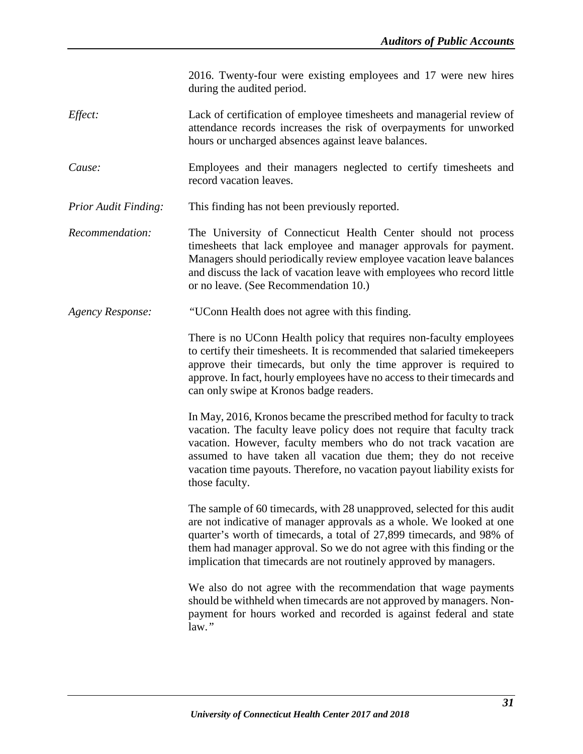2016. Twenty-four were existing employees and 17 were new hires during the audited period.

*Effect:* Lack of certification of employee timesheets and managerial review of attendance records increases the risk of overpayments for unworked hours or uncharged absences against leave balances.

*Cause:* Employees and their managers neglected to certify timesheets and record vacation leaves.

*Prior Audit Finding:* This finding has not been previously reported.

*Recommendation:* The University of Connecticut Health Center should not process timesheets that lack employee and manager approvals for payment. Managers should periodically review employee vacation leave balances and discuss the lack of vacation leave with employees who record little or no leave. (See Recommendation 10.)

*Agency Response:* "UConn Health does not agree with this finding.

There is no UConn Health policy that requires non-faculty employees to certify their timesheets. It is recommended that salaried timekeepers approve their timecards, but only the time approver is required to approve. In fact, hourly employees have no access to their timecards and can only swipe at Kronos badge readers.

In May, 2016, Kronos became the prescribed method for faculty to track vacation. The faculty leave policy does not require that faculty track vacation. However, faculty members who do not track vacation are assumed to have taken all vacation due them; they do not receive vacation time payouts. Therefore, no vacation payout liability exists for those faculty.

The sample of 60 timecards, with 28 unapproved, selected for this audit are not indicative of manager approvals as a whole. We looked at one quarter's worth of timecards, a total of 27,899 timecards, and 98% of them had manager approval. So we do not agree with this finding or the implication that timecards are not routinely approved by managers.

We also do not agree with the recommendation that wage payments should be withheld when timecards are not approved by managers. Non-payment for hours worked and recorded is against federal and state law."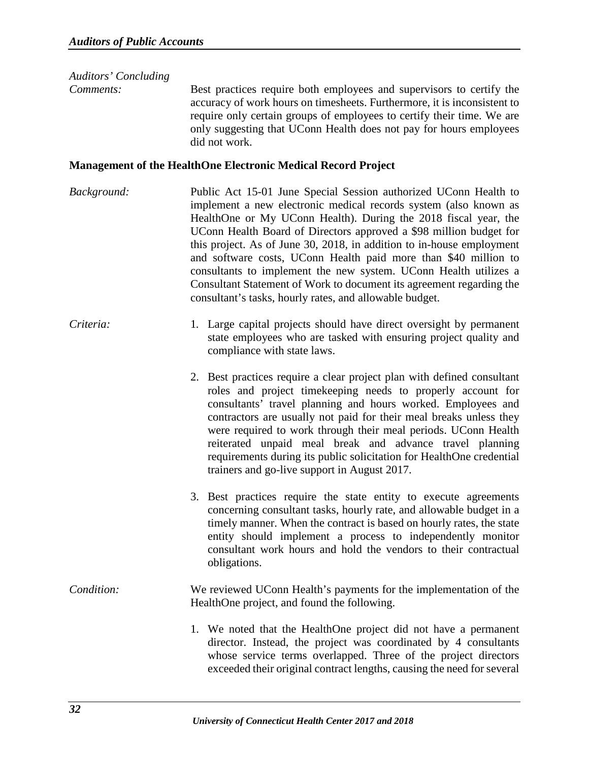*Auditors' Concluding Comments:* Best practices require both employees and supervisors to certify the accuracy of work hours on timesheets. Furthermore, it is inconsistent to require only certain groups of employees to certify their time. We are only suggesting that UConn Health does not pay for hours employees did not work.

**Management of the HealthOne Electronic Medical Record Project**

*Background:* Public Act 15-01 June Special Session authorized UConn Health to implement a new electronic medical records system (also known as HealthOne or My UConn Health). During the 2018 fiscal year, the UConn Health Board of Directors approved a $98 million budget for this project. As of June 30, 2018, in addition to in-house employment and software costs, UConn Health paid more than $40 million to consultants to implement the new system. UConn Health utilizes a Consultant Statement of Work to document its agreement regarding the consultant's tasks, hourly rates, and allowable budget.

*Criteria:*

1. Large capital projects should have direct oversight by permanent state employees who are tasked with ensuring project quality and compliance with state laws.

2. Best practices require a clear project plan with defined consultant roles and project timekeeping needs to properly account for consultants' travel planning and hours worked. Employees and contractors are usually not paid for their meal breaks unless they were required to work through their meal periods. UConn Health reiterated unpaid meal break and advance travel planning requirements during its public solicitation for HealthOne credential trainers and go-live support in August 2017.

3. Best practices require the state entity to execute agreements concerning consultant tasks, hourly rate, and allowable budget in a timely manner. When the contract is based on hourly rates, the state entity should implement a process to independently monitor consultant work hours and hold the vendors to their contractual obligations.

*Condition:* We reviewed UConn Health's payments for the implementation of the HealthOne project, and found the following.

1. We noted that the HealthOne project did not have a permanent director. Instead, the project was coordinated by 4 consultants whose service terms overlapped. Three of the project directors exceeded their original contract lengths, causing the need for several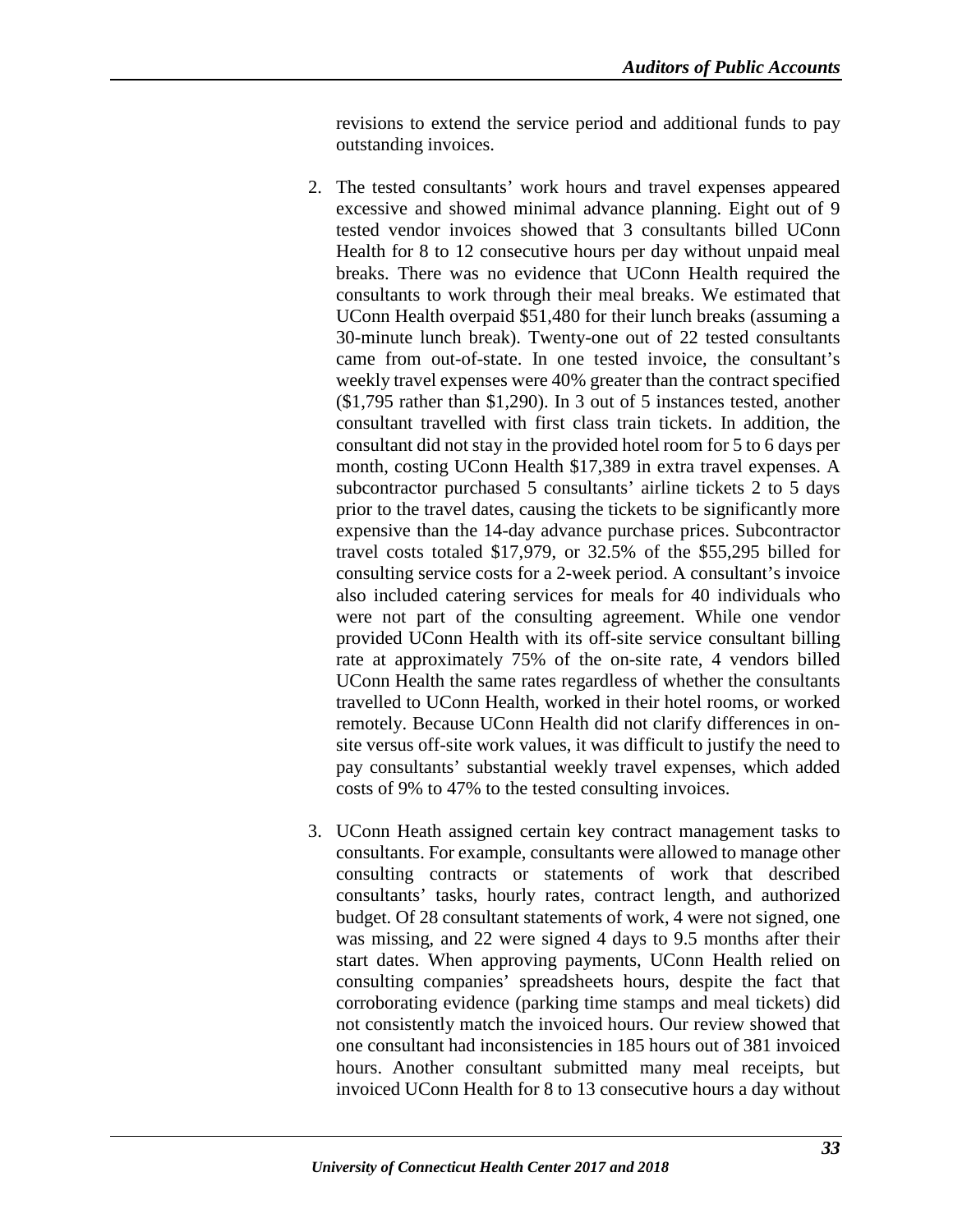revisions to extend the service period and additional funds to pay outstanding invoices.

2. The tested consultants' work hours and travel expenses appeared excessive and showed minimal advance planning. Eight out of 9 tested vendor invoices showed that 3 consultants billed UConn Health for 8 to 12 consecutive hours per day without unpaid meal breaks. There was no evidence that UConn Health required the consultants to work through their meal breaks. We estimated that UConn Health overpaid $51,480 for their lunch breaks (assuming a 30-minute lunch break). Twenty-one out of 22 tested consultants came from out-of-state. In one tested invoice, the consultant's weekly travel expenses were 40% greater than the contract specified ($1,795 rather than $1,290). In 3 out of 5 instances tested, another consultant travelled with first class train tickets. In addition, the consultant did not stay in the provided hotel room for 5 to 6 days per month, costing UConn Health $17,389 in extra travel expenses. A subcontractor purchased 5 consultants' airline tickets 2 to 5 days prior to the travel dates, causing the tickets to be significantly more expensive than the 14-day advance purchase prices. Subcontractor travel costs totaled $17,979, or 32.5% of the $55,295 billed for consulting service costs for a 2-week period. A consultant's invoice also included catering services for meals for 40 individuals who were not part of the consulting agreement. While one vendor provided UConn Health with its off-site service consultant billing rate at approximately 75% of the on-site rate, 4 vendors billed UConn Health the same rates regardless of whether the consultants travelled to UConn Health, worked in their hotel rooms, or worked remotely. Because UConn Health did not clarify differences in on-site versus off-site work values, it was difficult to justify the need to pay consultants' substantial weekly travel expenses, which added costs of 9% to 47% to the tested consulting invoices.

3. UConn Heath assigned certain key contract management tasks to consultants. For example, consultants were allowed to manage other consulting contracts or statements of work that described consultants' tasks, hourly rates, contract length, and authorized budget. Of 28 consultant statements of work, 4 were not signed, one was missing, and 22 were signed 4 days to 9.5 months after their start dates. When approving payments, UConn Health relied on consulting companies' spreadsheets hours, despite the fact that corroborating evidence (parking time stamps and meal tickets) did not consistently match the invoiced hours. Our review showed that one consultant had inconsistencies in 185 hours out of 381 invoiced hours. Another consultant submitted many meal receipts, but invoiced UConn Health for 8 to 13 consecutive hours a day without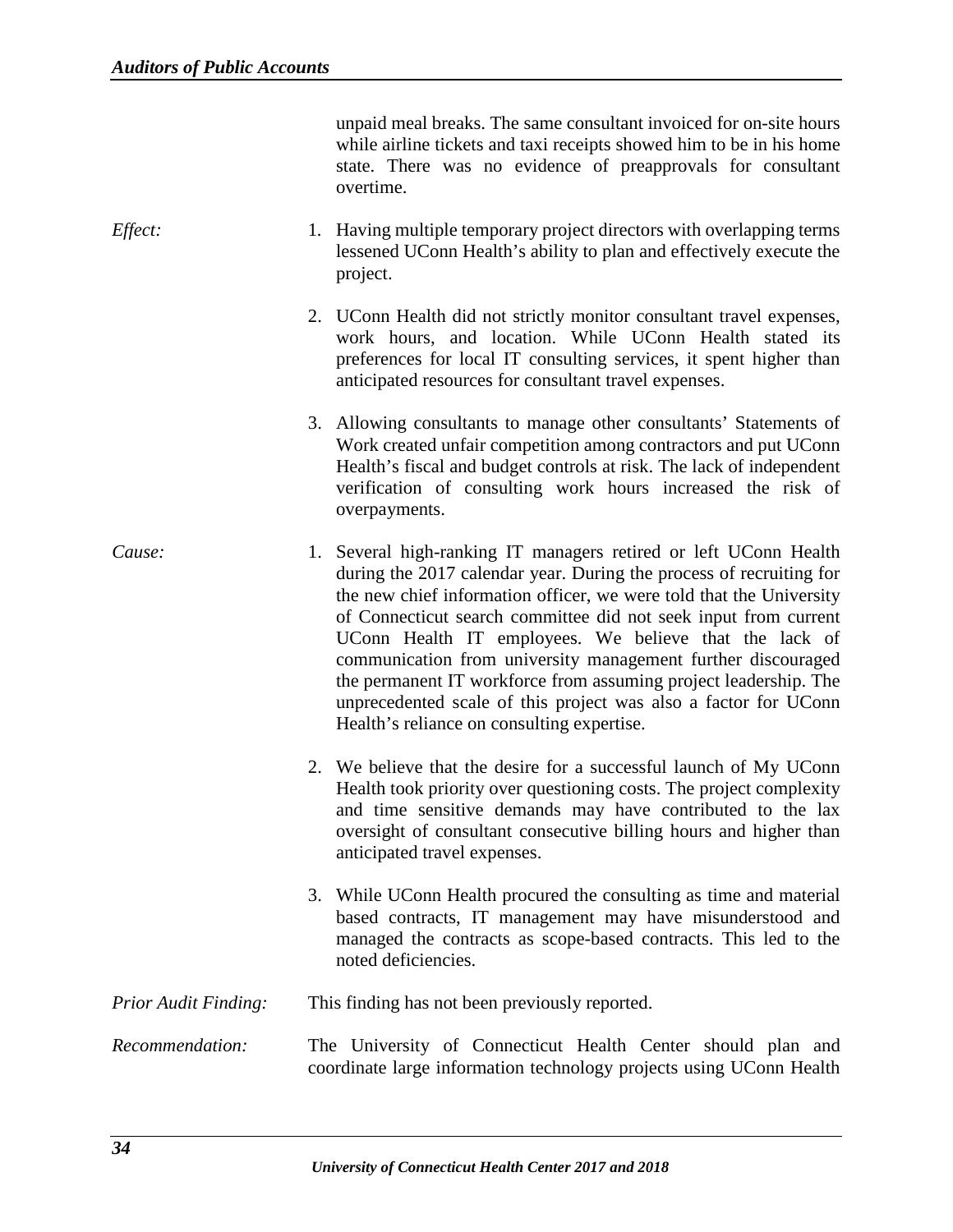unpaid meal breaks. The same consultant invoiced for on-site hours while airline tickets and taxi receipts showed him to be in his home state. There was no evidence of preapprovals for consultant overtime.

*Effect:*

1. Having multiple temporary project directors with overlapping terms lessened UConn Health's ability to plan and effectively execute the project.

2. UConn Health did not strictly monitor consultant travel expenses, work hours, and location. While UConn Health stated its preferences for local IT consulting services, it spent higher than anticipated resources for consultant travel expenses.

3. Allowing consultants to manage other consultants' Statements of Work created unfair competition among contractors and put UConn Health's fiscal and budget controls at risk. The lack of independent verification of consulting work hours increased the risk of overpayments.

*Cause:*

1. Several high-ranking IT managers retired or left UConn Health during the 2017 calendar year. During the process of recruiting for the new chief information officer, we were told that the University of Connecticut search committee did not seek input from current UConn Health IT employees. We believe that the lack of communication from university management further discouraged the permanent IT workforce from assuming project leadership. The unprecedented scale of this project was also a factor for UConn Health's reliance on consulting expertise.

2. We believe that the desire for a successful launch of My UConn Health took priority over questioning costs. The project complexity and time sensitive demands may have contributed to the lax oversight of consultant consecutive billing hours and higher than anticipated travel expenses.

3. While UConn Health procured the consulting as time and material based contracts, IT management may have misunderstood and managed the contracts as scope-based contracts. This led to the noted deficiencies.

*Prior Audit Finding:* This finding has not been previously reported.

*Recommendation:* The University of Connecticut Health Center should plan and coordinate large information technology projects using UConn Health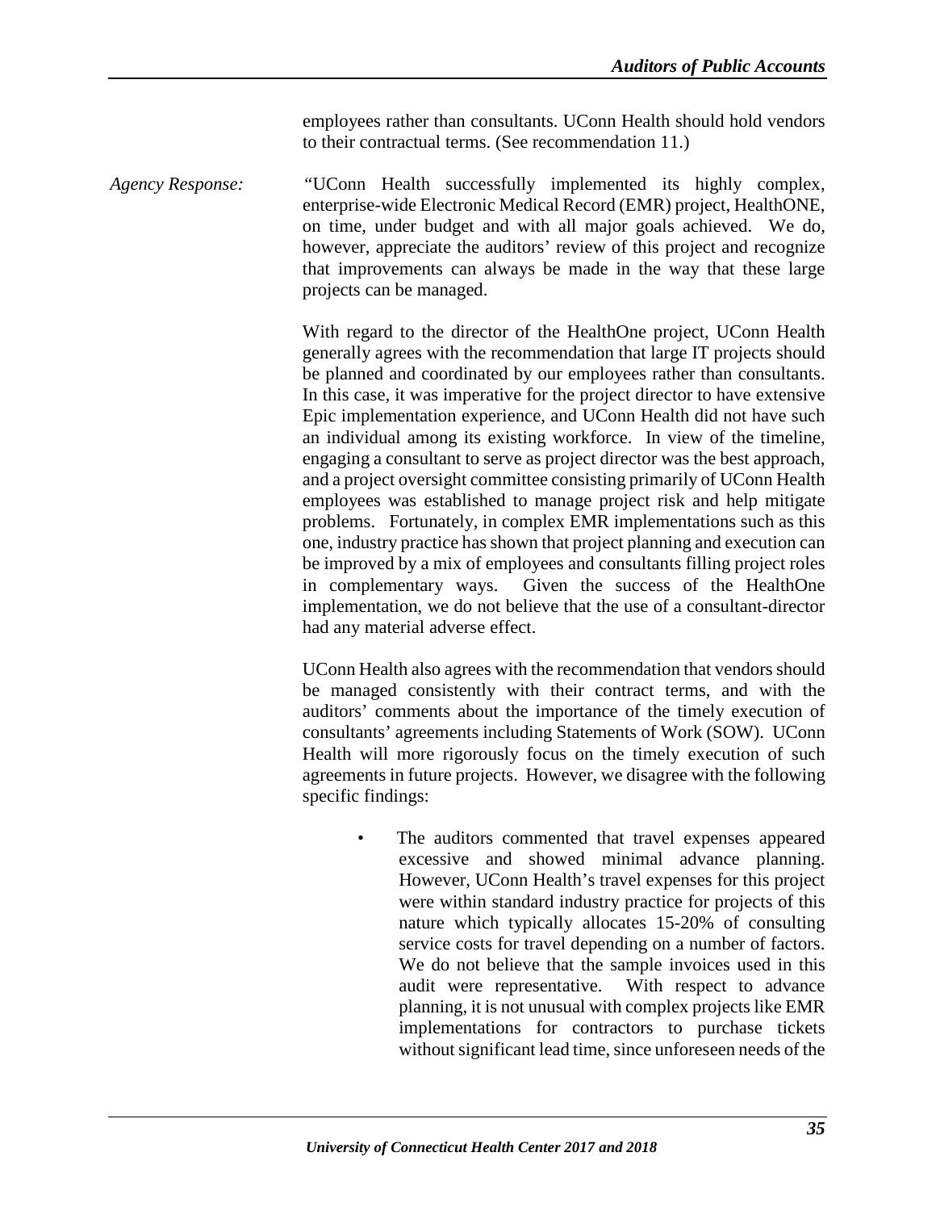employees rather than consultants. UConn Health should hold vendors to their contractual terms. (See recommendation 11.)

*Agency Response:* "UConn Health successfully implemented its highly complex, enterprise-wide Electronic Medical Record (EMR) project, HealthONE, on time, under budget and with all major goals achieved. We do, however, appreciate the auditors' review of this project and recognize that improvements can always be made in the way that these large projects can be managed.

With regard to the director of the HealthOne project, UConn Health generally agrees with the recommendation that large IT projects should be planned and coordinated by our employees rather than consultants. In this case, it was imperative for the project director to have extensive Epic implementation experience, and UConn Health did not have such an individual among its existing workforce. In view of the timeline, engaging a consultant to serve as project director was the best approach, and a project oversight committee consisting primarily of UConn Health employees was established to manage project risk and help mitigate problems. Fortunately, in complex EMR implementations such as this one, industry practice has shown that project planning and execution can be improved by a mix of employees and consultants filling project roles in complementary ways. Given the success of the HealthOne implementation, we do not believe that the use of a consultant-director had any material adverse effect.

UConn Health also agrees with the recommendation that vendors should be managed consistently with their contract terms, and with the auditors' comments about the importance of the timely execution of consultants' agreements including Statements of Work (SOW). UConn Health will more rigorously focus on the timely execution of such agreements in future projects. However, we disagree with the following specific findings:

- The auditors commented that travel expenses appeared excessive and showed minimal advance planning. However, UConn Health's travel expenses for this project were within standard industry practice for projects of this nature which typically allocates 15-20% of consulting service costs for travel depending on a number of factors. We do not believe that the sample invoices used in this audit were representative. With respect to advance planning, it is not unusual with complex projects like EMR implementations for contractors to purchase tickets without significant lead time, since unforeseen needs of the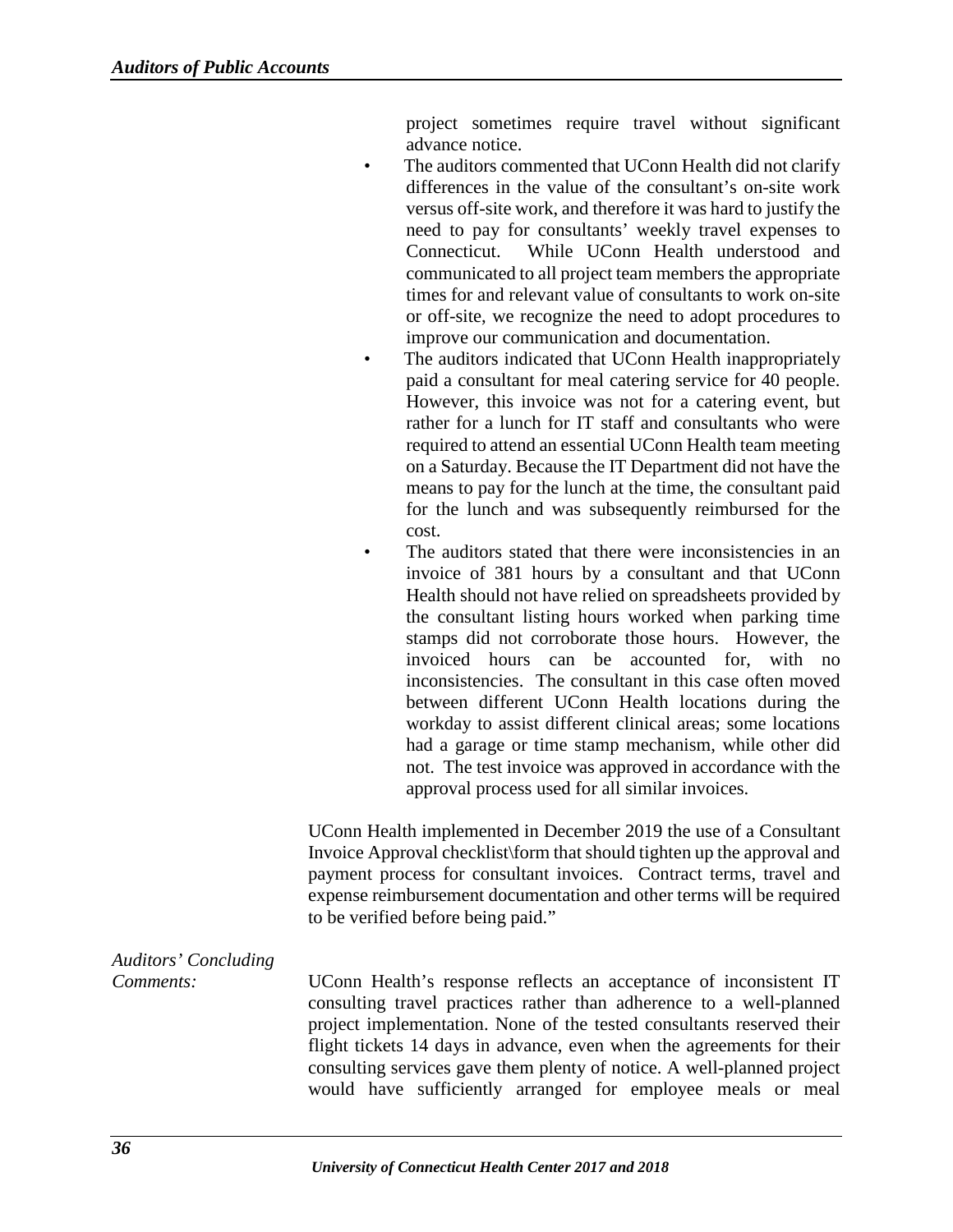project sometimes require travel without significant advance notice.

- The auditors commented that UConn Health did not clarify differences in the value of the consultant's on-site work versus off-site work, and therefore it was hard to justify the need to pay for consultants' weekly travel expenses to Connecticut. While UConn Health understood and communicated to all project team members the appropriate times for and relevant value of consultants to work on-site or off-site, we recognize the need to adopt procedures to improve our communication and documentation.
- The auditors indicated that UConn Health inappropriately paid a consultant for meal catering service for 40 people. However, this invoice was not for a catering event, but rather for a lunch for IT staff and consultants who were required to attend an essential UConn Health team meeting on a Saturday. Because the IT Department did not have the means to pay for the lunch at the time, the consultant paid for the lunch and was subsequently reimbursed for the cost.
- The auditors stated that there were inconsistencies in an invoice of 381 hours by a consultant and that UConn Health should not have relied on spreadsheets provided by the consultant listing hours worked when parking time stamps did not corroborate those hours. However, the invoiced hours can be accounted for, with no inconsistencies. The consultant in this case often moved between different UConn Health locations during the workday to assist different clinical areas; some locations had a garage or time stamp mechanism, while other did not. The test invoice was approved in accordance with the approval process used for all similar invoices.

UConn Health implemented in December 2019 the use of a Consultant Invoice Approval checklist\form that should tighten up the approval and payment process for consultant invoices. Contract terms, travel and expense reimbursement documentation and other terms will be required to be verified before being paid."

*Auditors' Concluding Comments:*

UConn Health's response reflects an acceptance of inconsistent IT consulting travel practices rather than adherence to a well-planned project implementation. None of the tested consultants reserved their flight tickets 14 days in advance, even when the agreements for their consulting services gave them plenty of notice. A well-planned project would have sufficiently arranged for employee meals or meal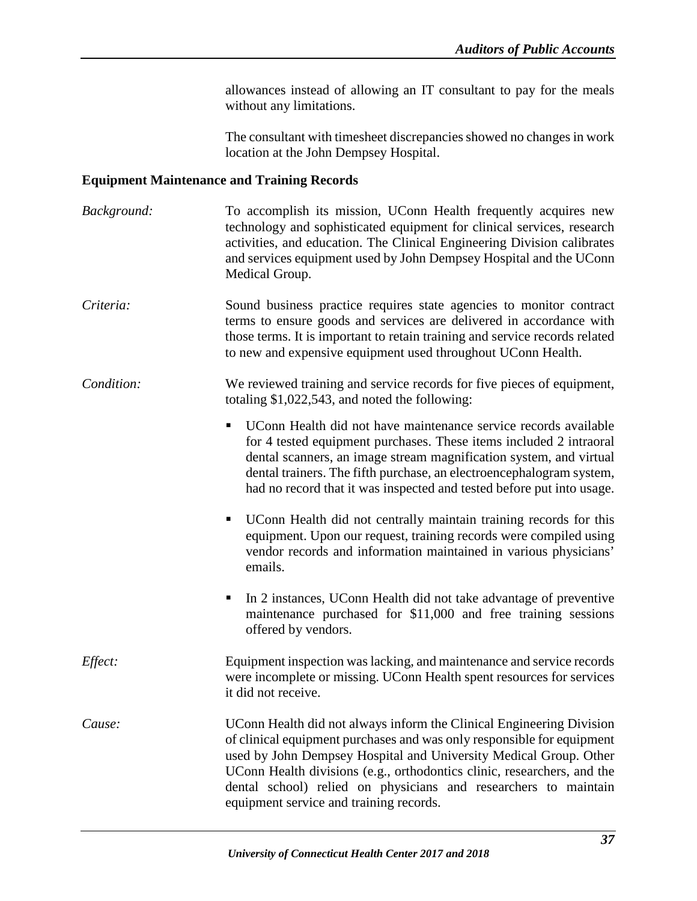allowances instead of allowing an IT consultant to pay for the meals without any limitations.

The consultant with timesheet discrepancies showed no changes in work location at the John Dempsey Hospital.

**Equipment Maintenance and Training Records**

*Background:* To accomplish its mission, UConn Health frequently acquires new technology and sophisticated equipment for clinical services, research activities, and education. The Clinical Engineering Division calibrates and services equipment used by John Dempsey Hospital and the UConn Medical Group.

*Criteria:* Sound business practice requires state agencies to monitor contract terms to ensure goods and services are delivered in accordance with those terms. It is important to retain training and service records related to new and expensive equipment used throughout UConn Health.

*Condition:* We reviewed training and service records for five pieces of equipment, totaling $1,022,543, and noted the following:

- UConn Health did not have maintenance service records available for 4 tested equipment purchases. These items included 2 intraoral dental scanners, an image stream magnification system, and virtual dental trainers. The fifth purchase, an electroencephalogram system, had no record that it was inspected and tested before put into usage.
- UConn Health did not centrally maintain training records for this equipment. Upon our request, training records were compiled using vendor records and information maintained in various physicians' emails.
- In 2 instances, UConn Health did not take advantage of preventive maintenance purchased for $11,000 and free training sessions offered by vendors.

*Effect:* Equipment inspection was lacking, and maintenance and service records were incomplete or missing. UConn Health spent resources for services it did not receive.

*Cause:* UConn Health did not always inform the Clinical Engineering Division of clinical equipment purchases and was only responsible for equipment used by John Dempsey Hospital and University Medical Group. Other UConn Health divisions (e.g., orthodontics clinic, researchers, and the dental school) relied on physicians and researchers to maintain equipment service and training records.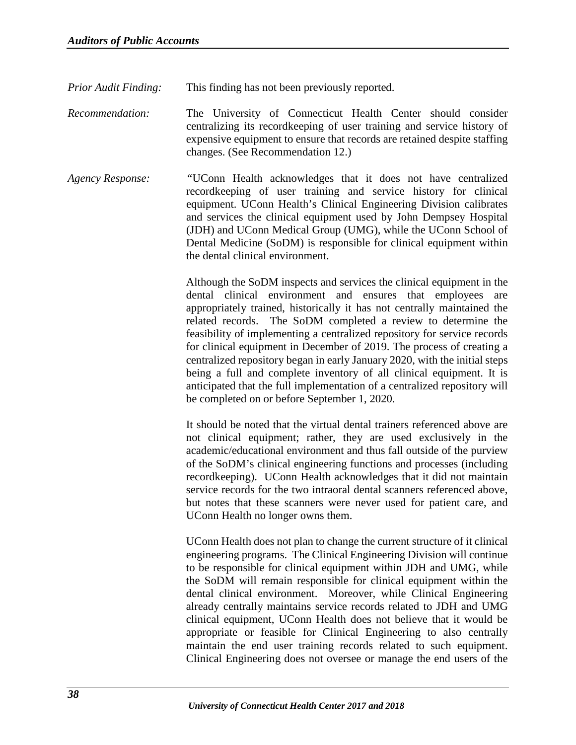*Prior Audit Finding:* This finding has not been previously reported.

*Recommendation:* The University of Connecticut Health Center should consider centralizing its recordkeeping of user training and service history of expensive equipment to ensure that records are retained despite staffing changes. (See Recommendation 12.)

*Agency Response:* "UConn Health acknowledges that it does not have centralized recordkeeping of user training and service history for clinical equipment. UConn Health's Clinical Engineering Division calibrates and services the clinical equipment used by John Dempsey Hospital (JDH) and UConn Medical Group (UMG), while the UConn School of Dental Medicine (SoDM) is responsible for clinical equipment within the dental clinical environment.

Although the SoDM inspects and services the clinical equipment in the dental clinical environment and ensures that employees are appropriately trained, historically it has not centrally maintained the related records. The SoDM completed a review to determine the feasibility of implementing a centralized repository for service records for clinical equipment in December of 2019. The process of creating a centralized repository began in early January 2020, with the initial steps being a full and complete inventory of all clinical equipment. It is anticipated that the full implementation of a centralized repository will be completed on or before September 1, 2020.

It should be noted that the virtual dental trainers referenced above are not clinical equipment; rather, they are used exclusively in the academic/educational environment and thus fall outside of the purview of the SoDM's clinical engineering functions and processes (including recordkeeping). UConn Health acknowledges that it did not maintain service records for the two intraoral dental scanners referenced above, but notes that these scanners were never used for patient care, and UConn Health no longer owns them.

UConn Health does not plan to change the current structure of it clinical engineering programs. The Clinical Engineering Division will continue to be responsible for clinical equipment within JDH and UMG, while the SoDM will remain responsible for clinical equipment within the dental clinical environment. Moreover, while Clinical Engineering already centrally maintains service records related to JDH and UMG clinical equipment, UConn Health does not believe that it would be appropriate or feasible for Clinical Engineering to also centrally maintain the end user training records related to such equipment. Clinical Engineering does not oversee or manage the end users of the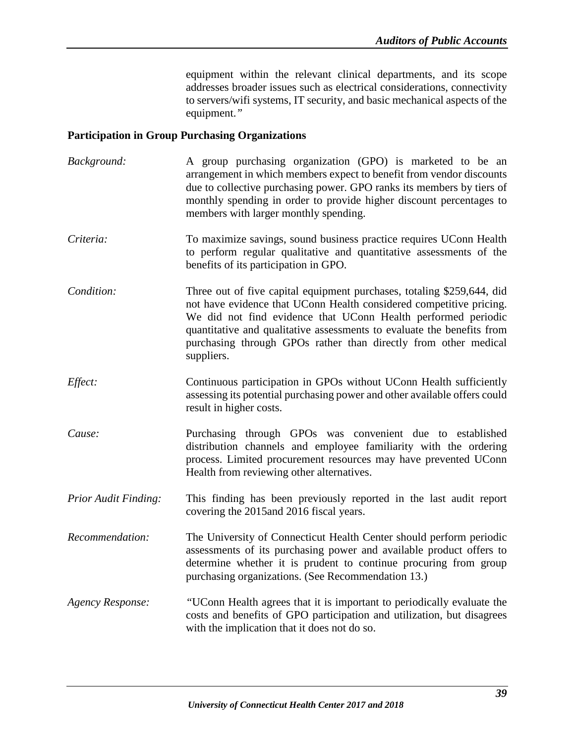equipment within the relevant clinical departments, and its scope addresses broader issues such as electrical considerations, connectivity to servers/wifi systems, IT security, and basic mechanical aspects of the equipment.*"*

**Participation in Group Purchasing Organizations**

*Background:* A group purchasing organization (GPO) is marketed to be an arrangement in which members expect to benefit from vendor discounts due to collective purchasing power. GPO ranks its members by tiers of monthly spending in order to provide higher discount percentages to members with larger monthly spending.

*Criteria:* To maximize savings, sound business practice requires UConn Health to perform regular qualitative and quantitative assessments of the benefits of its participation in GPO.

*Condition:* Three out of five capital equipment purchases, totaling $259,644, did not have evidence that UConn Health considered competitive pricing. We did not find evidence that UConn Health performed periodic quantitative and qualitative assessments to evaluate the benefits from purchasing through GPOs rather than directly from other medical suppliers.

*Effect:* Continuous participation in GPOs without UConn Health sufficiently assessing its potential purchasing power and other available offers could result in higher costs.

*Cause:* Purchasing through GPOs was convenient due to established distribution channels and employee familiarity with the ordering process. Limited procurement resources may have prevented UConn Health from reviewing other alternatives.

*Prior Audit Finding:* This finding has been previously reported in the last audit report covering the 2015and 2016 fiscal years.

*Recommendation:* The University of Connecticut Health Center should perform periodic assessments of its purchasing power and available product offers to determine whether it is prudent to continue procuring from group purchasing organizations. (See Recommendation 13.)

*Agency Response:* *"*UConn Health agrees that it is important to periodically evaluate the costs and benefits of GPO participation and utilization, but disagrees with the implication that it does not do so.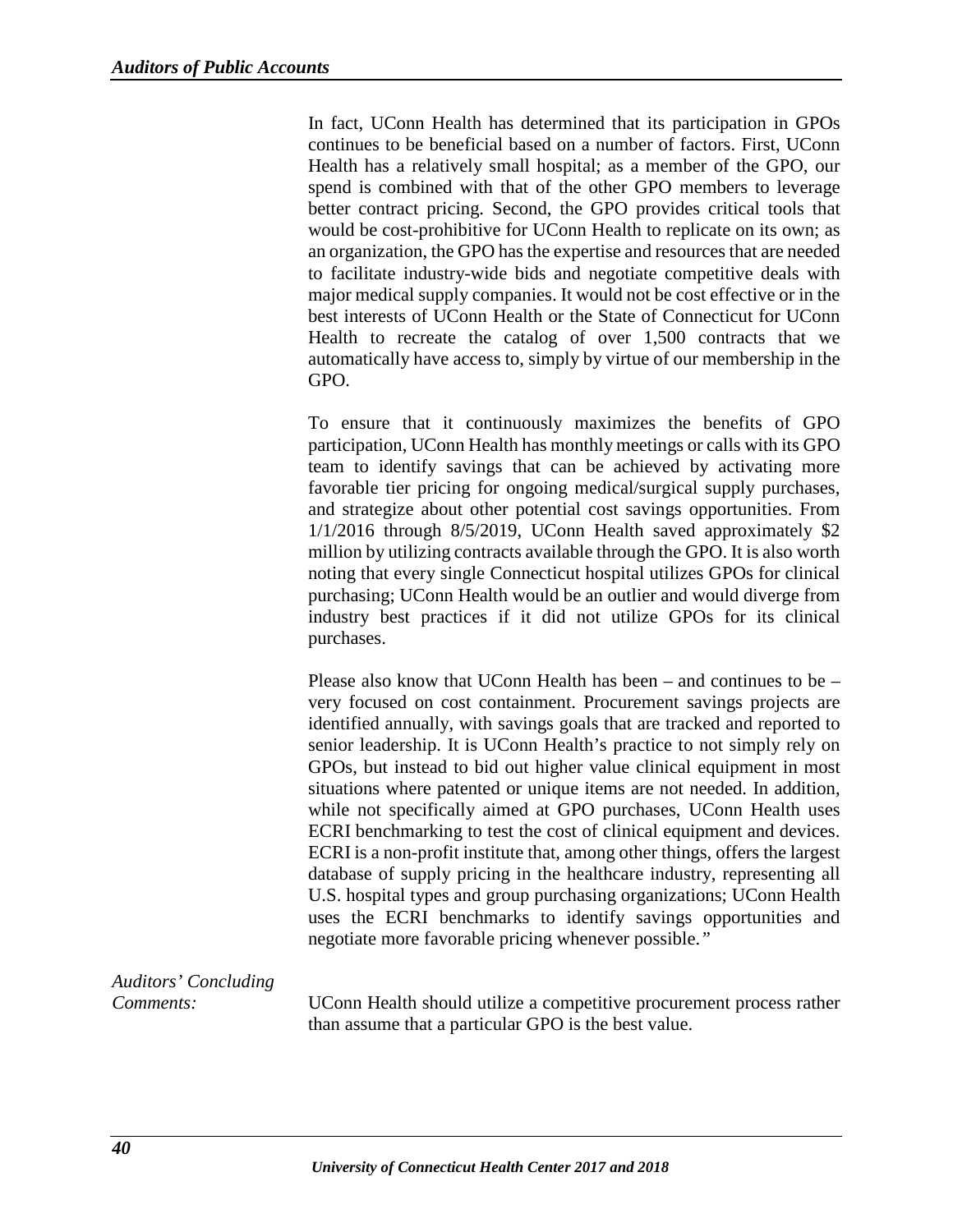In fact, UConn Health has determined that its participation in GPOs continues to be beneficial based on a number of factors. First, UConn Health has a relatively small hospital; as a member of the GPO, our spend is combined with that of the other GPO members to leverage better contract pricing. Second, the GPO provides critical tools that would be cost-prohibitive for UConn Health to replicate on its own; as an organization, the GPO has the expertise and resources that are needed to facilitate industry-wide bids and negotiate competitive deals with major medical supply companies. It would not be cost effective or in the best interests of UConn Health or the State of Connecticut for UConn Health to recreate the catalog of over 1,500 contracts that we automatically have access to, simply by virtue of our membership in the GPO.

To ensure that it continuously maximizes the benefits of GPO participation, UConn Health has monthly meetings or calls with its GPO team to identify savings that can be achieved by activating more favorable tier pricing for ongoing medical/surgical supply purchases, and strategize about other potential cost savings opportunities. From 1/1/2016 through 8/5/2019, UConn Health saved approximately $2 million by utilizing contracts available through the GPO. It is also worth noting that every single Connecticut hospital utilizes GPOs for clinical purchasing; UConn Health would be an outlier and would diverge from industry best practices if it did not utilize GPOs for its clinical purchases.

Please also know that UConn Health has been – and continues to be – very focused on cost containment. Procurement savings projects are identified annually, with savings goals that are tracked and reported to senior leadership. It is UConn Health's practice to not simply rely on GPOs, but instead to bid out higher value clinical equipment in most situations where patented or unique items are not needed. In addition, while not specifically aimed at GPO purchases, UConn Health uses ECRI benchmarking to test the cost of clinical equipment and devices. ECRI is a non-profit institute that, among other things, offers the largest database of supply pricing in the healthcare industry, representing all U.S. hospital types and group purchasing organizations; UConn Health uses the ECRI benchmarks to identify savings opportunities and negotiate more favorable pricing whenever possible."

*Auditors' Concluding Comments:*

UConn Health should utilize a competitive procurement process rather than assume that a particular GPO is the best value.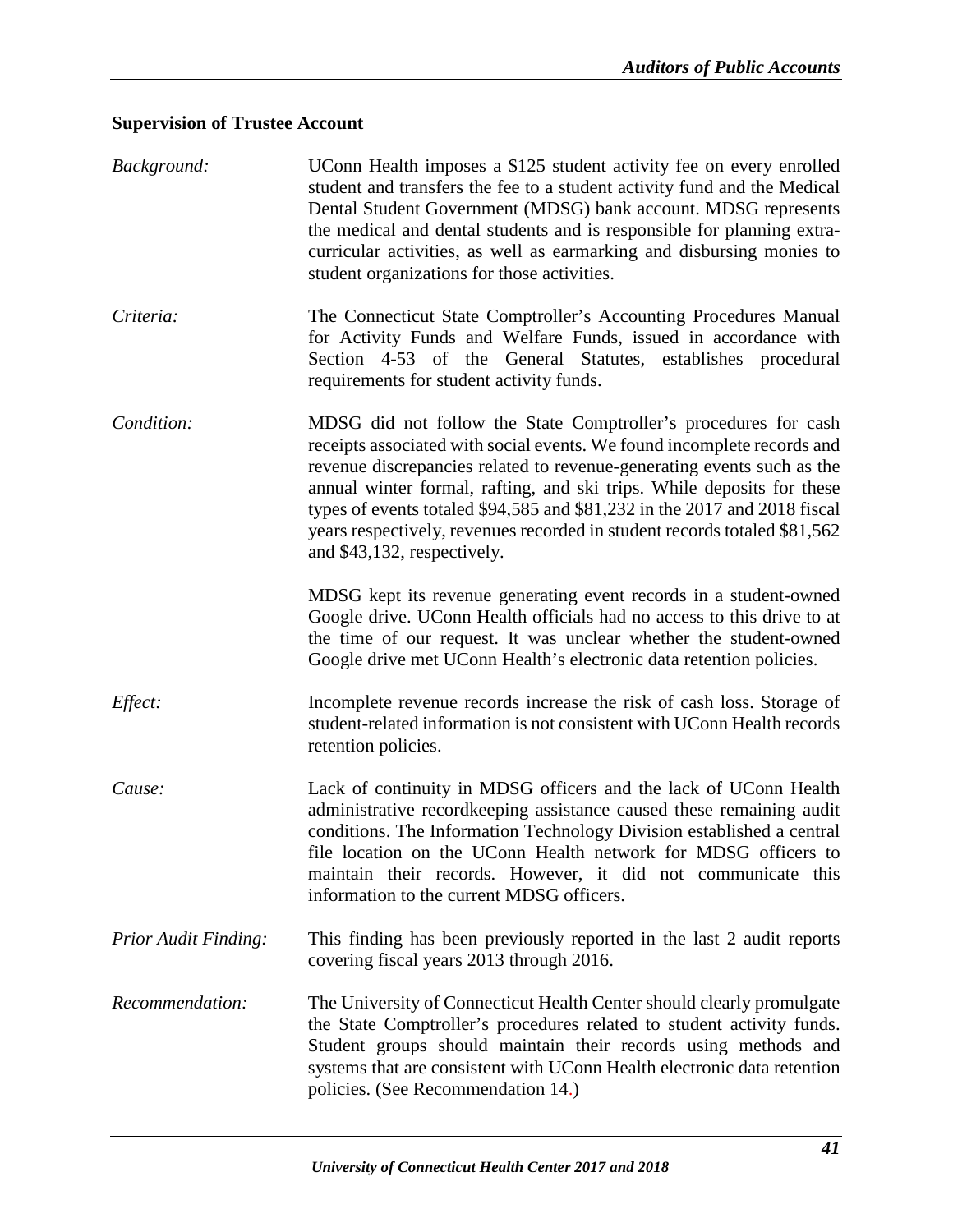### Supervision of Trustee Account

*Background:* UConn Health imposes a $125 student activity fee on every enrolled student and transfers the fee to a student activity fund and the Medical Dental Student Government (MDSG) bank account. MDSG represents the medical and dental students and is responsible for planning extra-curricular activities, as well as earmarking and disbursing monies to student organizations for those activities.

*Criteria:* The Connecticut State Comptroller's Accounting Procedures Manual for Activity Funds and Welfare Funds, issued in accordance with Section 4-53 of the General Statutes, establishes procedural requirements for student activity funds.

*Condition:* MDSG did not follow the State Comptroller's procedures for cash receipts associated with social events. We found incomplete records and revenue discrepancies related to revenue-generating events such as the annual winter formal, rafting, and ski trips. While deposits for these types of events totaled $94,585 and $81,232 in the 2017 and 2018 fiscal years respectively, revenues recorded in student records totaled $81,562 and $43,132, respectively.

MDSG kept its revenue generating event records in a student-owned Google drive. UConn Health officials had no access to this drive to at the time of our request. It was unclear whether the student-owned Google drive met UConn Health's electronic data retention policies.

*Effect:* Incomplete revenue records increase the risk of cash loss. Storage of student-related information is not consistent with UConn Health records retention policies.

*Cause:* Lack of continuity in MDSG officers and the lack of UConn Health administrative recordkeeping assistance caused these remaining audit conditions. The Information Technology Division established a central file location on the UConn Health network for MDSG officers to maintain their records. However, it did not communicate this information to the current MDSG officers.

*Prior Audit Finding:* This finding has been previously reported in the last 2 audit reports covering fiscal years 2013 through 2016.

*Recommendation:* The University of Connecticut Health Center should clearly promulgate the State Comptroller's procedures related to student activity funds. Student groups should maintain their records using methods and systems that are consistent with UConn Health electronic data retention policies. (See Recommendation 14.)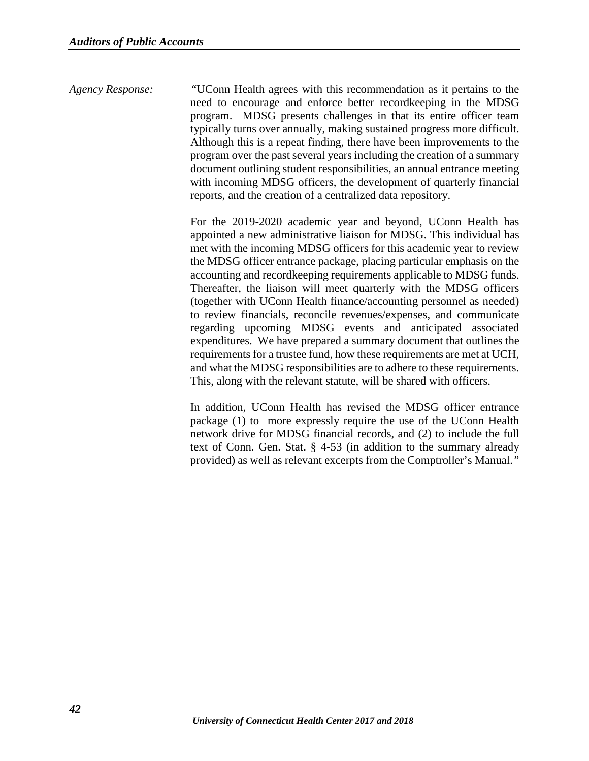*Agency Response:* "UConn Health agrees with this recommendation as it pertains to the need to encourage and enforce better recordkeeping in the MDSG program. MDSG presents challenges in that its entire officer team typically turns over annually, making sustained progress more difficult. Although this is a repeat finding, there have been improvements to the program over the past several years including the creation of a summary document outlining student responsibilities, an annual entrance meeting with incoming MDSG officers, the development of quarterly financial reports, and the creation of a centralized data repository.

For the 2019-2020 academic year and beyond, UConn Health has appointed a new administrative liaison for MDSG. This individual has met with the incoming MDSG officers for this academic year to review the MDSG officer entrance package, placing particular emphasis on the accounting and recordkeeping requirements applicable to MDSG funds. Thereafter, the liaison will meet quarterly with the MDSG officers (together with UConn Health finance/accounting personnel as needed) to review financials, reconcile revenues/expenses, and communicate regarding upcoming MDSG events and anticipated associated expenditures. We have prepared a summary document that outlines the requirements for a trustee fund, how these requirements are met at UCH, and what the MDSG responsibilities are to adhere to these requirements. This, along with the relevant statute, will be shared with officers.

In addition, UConn Health has revised the MDSG officer entrance package (1) to more expressly require the use of the UConn Health network drive for MDSG financial records, and (2) to include the full text of Conn. Gen. Stat. § 4-53 (in addition to the summary already provided) as well as relevant excerpts from the Comptroller's Manual."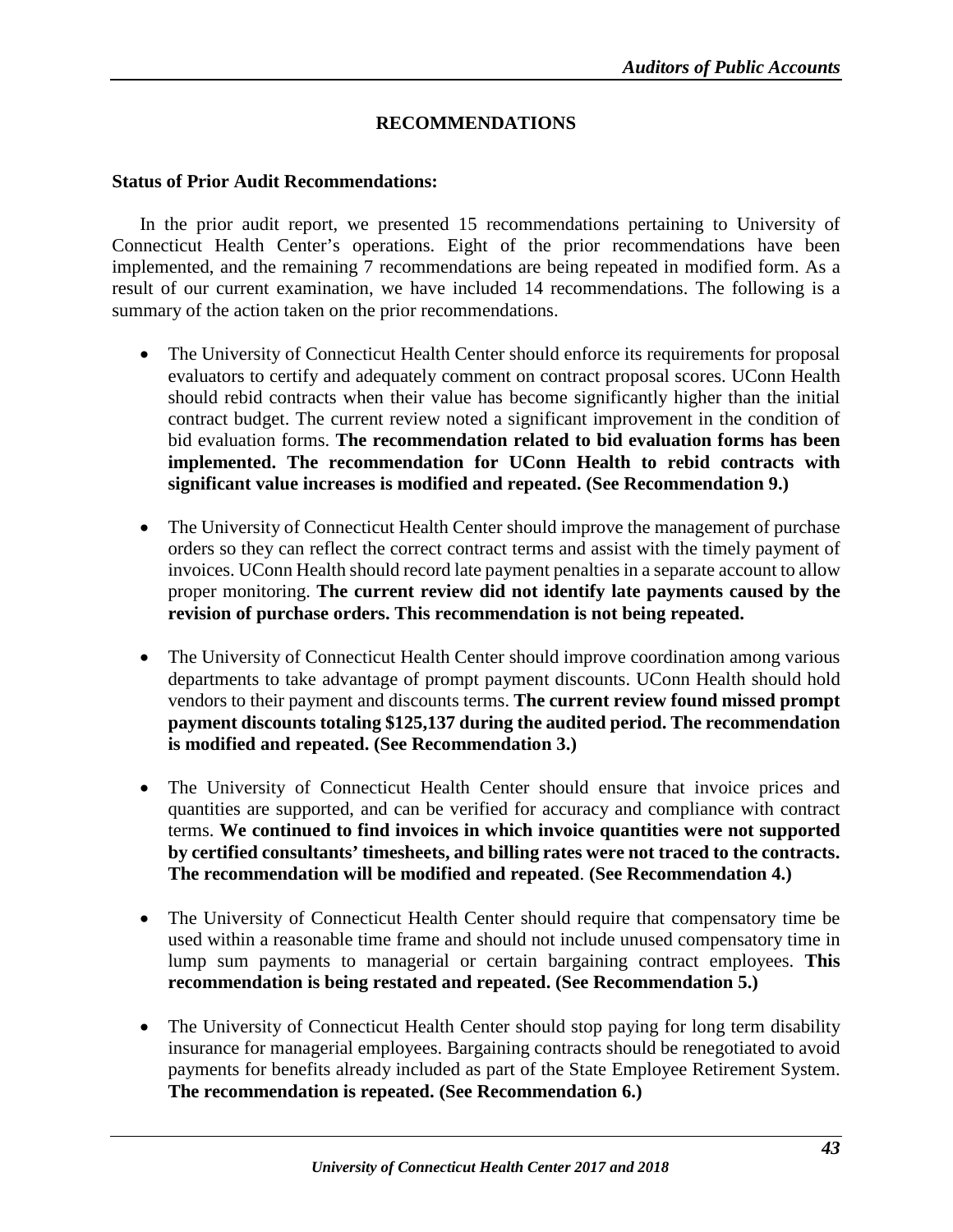## RECOMMENDATIONS

**Status of Prior Audit Recommendations:**

In the prior audit report, we presented 15 recommendations pertaining to University of Connecticut Health Center's operations. Eight of the prior recommendations have been implemented, and the remaining 7 recommendations are being repeated in modified form. As a result of our current examination, we have included 14 recommendations. The following is a summary of the action taken on the prior recommendations.

- The University of Connecticut Health Center should enforce its requirements for proposal evaluators to certify and adequately comment on contract proposal scores. UConn Health should rebid contracts when their value has become significantly higher than the initial contract budget. The current review noted a significant improvement in the condition of bid evaluation forms. **The recommendation related to bid evaluation forms has been implemented. The recommendation for UConn Health to rebid contracts with significant value increases is modified and repeated. (See Recommendation 9.)**

- The University of Connecticut Health Center should improve the management of purchase orders so they can reflect the correct contract terms and assist with the timely payment of invoices. UConn Health should record late payment penalties in a separate account to allow proper monitoring. **The current review did not identify late payments caused by the revision of purchase orders. This recommendation is not being repeated.**

- The University of Connecticut Health Center should improve coordination among various departments to take advantage of prompt payment discounts. UConn Health should hold vendors to their payment and discounts terms. **The current review found missed prompt payment discounts totaling $125,137 during the audited period. The recommendation is modified and repeated. (See Recommendation 3.)**

- The University of Connecticut Health Center should ensure that invoice prices and quantities are supported, and can be verified for accuracy and compliance with contract terms. **We continued to find invoices in which invoice quantities were not supported by certified consultants' timesheets, and billing rates were not traced to the contracts. The recommendation will be modified and repeated**. **(See Recommendation 4.)**

- The University of Connecticut Health Center should require that compensatory time be used within a reasonable time frame and should not include unused compensatory time in lump sum payments to managerial or certain bargaining contract employees. **This recommendation is being restated and repeated. (See Recommendation 5.)**

- The University of Connecticut Health Center should stop paying for long term disability insurance for managerial employees. Bargaining contracts should be renegotiated to avoid payments for benefits already included as part of the State Employee Retirement System. **The recommendation is repeated. (See Recommendation 6.)**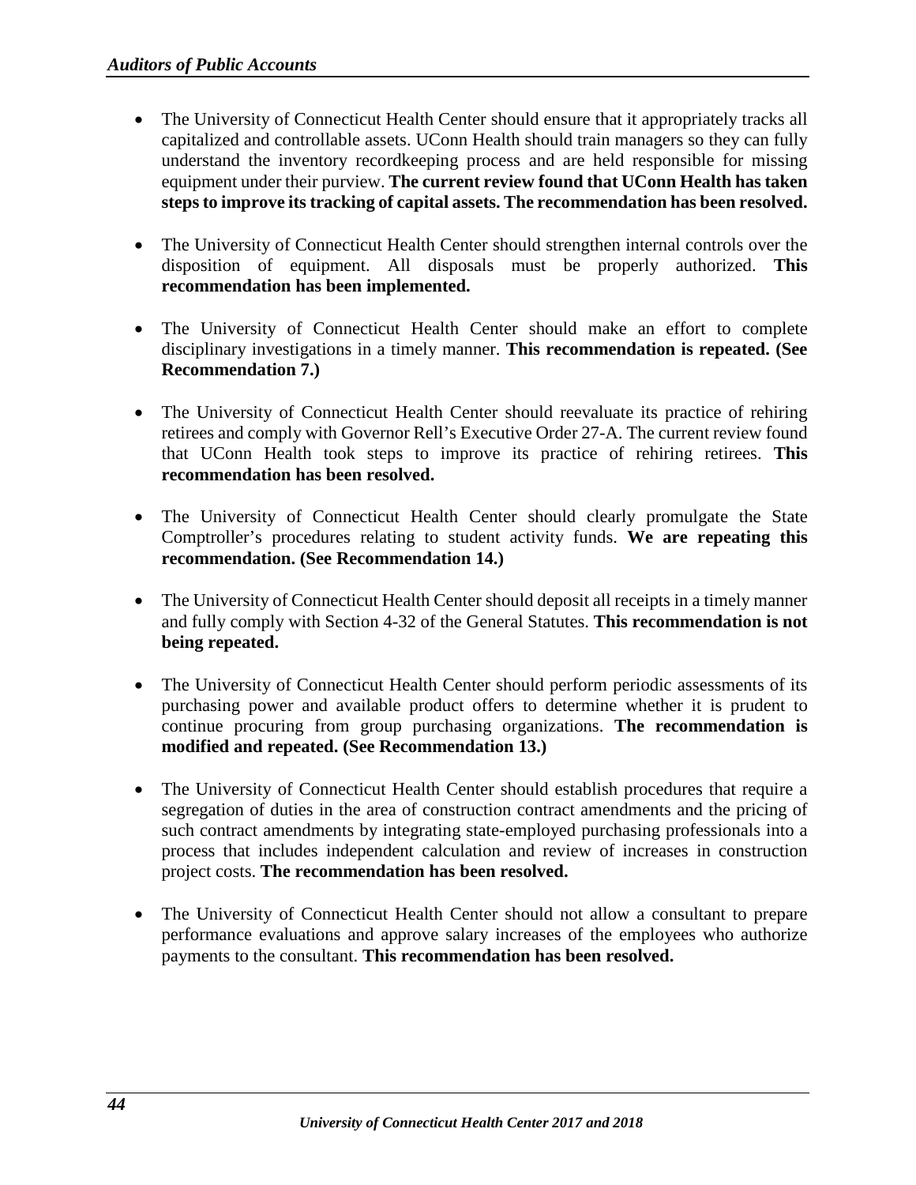- The University of Connecticut Health Center should ensure that it appropriately tracks all capitalized and controllable assets. UConn Health should train managers so they can fully understand the inventory recordkeeping process and are held responsible for missing equipment under their purview. **The current review found that UConn Health has taken steps to improve its tracking of capital assets. The recommendation has been resolved.**

- The University of Connecticut Health Center should strengthen internal controls over the disposition of equipment. All disposals must be properly authorized. **This recommendation has been implemented.**

- The University of Connecticut Health Center should make an effort to complete disciplinary investigations in a timely manner. **This recommendation is repeated. (See Recommendation 7.)**

- The University of Connecticut Health Center should reevaluate its practice of rehiring retirees and comply with Governor Rell's Executive Order 27-A. The current review found that UConn Health took steps to improve its practice of rehiring retirees. **This recommendation has been resolved.**

- The University of Connecticut Health Center should clearly promulgate the State Comptroller's procedures relating to student activity funds. **We are repeating this recommendation. (See Recommendation 14.)**

- The University of Connecticut Health Center should deposit all receipts in a timely manner and fully comply with Section 4-32 of the General Statutes. **This recommendation is not being repeated.**

- The University of Connecticut Health Center should perform periodic assessments of its purchasing power and available product offers to determine whether it is prudent to continue procuring from group purchasing organizations. **The recommendation is modified and repeated. (See Recommendation 13.)**

- The University of Connecticut Health Center should establish procedures that require a segregation of duties in the area of construction contract amendments and the pricing of such contract amendments by integrating state-employed purchasing professionals into a process that includes independent calculation and review of increases in construction project costs. **The recommendation has been resolved.**

- The University of Connecticut Health Center should not allow a consultant to prepare performance evaluations and approve salary increases of the employees who authorize payments to the consultant. **This recommendation has been resolved.**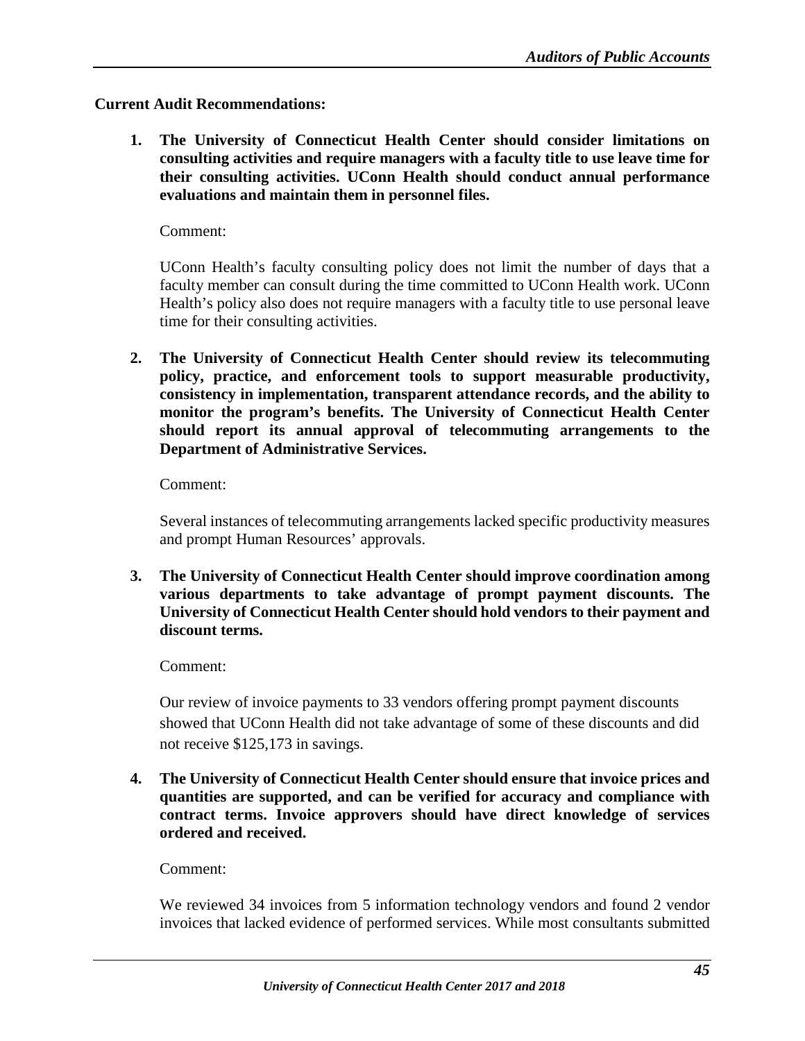**Current Audit Recommendations:**

1. **The University of Connecticut Health Center should consider limitations on consulting activities and require managers with a faculty title to use leave time for their consulting activities. UConn Health should conduct annual performance evaluations and maintain them in personnel files.**

   Comment:

   UConn Health's faculty consulting policy does not limit the number of days that a faculty member can consult during the time committed to UConn Health work. UConn Health's policy also does not require managers with a faculty title to use personal leave time for their consulting activities.

2. **The University of Connecticut Health Center should review its telecommuting policy, practice, and enforcement tools to support measurable productivity, consistency in implementation, transparent attendance records, and the ability to monitor the program's benefits. The University of Connecticut Health Center should report its annual approval of telecommuting arrangements to the Department of Administrative Services.**

   Comment:

   Several instances of telecommuting arrangements lacked specific productivity measures and prompt Human Resources' approvals.

3. **The University of Connecticut Health Center should improve coordination among various departments to take advantage of prompt payment discounts. The University of Connecticut Health Center should hold vendors to their payment and discount terms.**

   Comment:

   Our review of invoice payments to 33 vendors offering prompt payment discounts showed that UConn Health did not take advantage of some of these discounts and did not receive $125,173 in savings.

4. **The University of Connecticut Health Center should ensure that invoice prices and quantities are supported, and can be verified for accuracy and compliance with contract terms. Invoice approvers should have direct knowledge of services ordered and received.**

   Comment:

   We reviewed 34 invoices from 5 information technology vendors and found 2 vendor invoices that lacked evidence of performed services. While most consultants submitted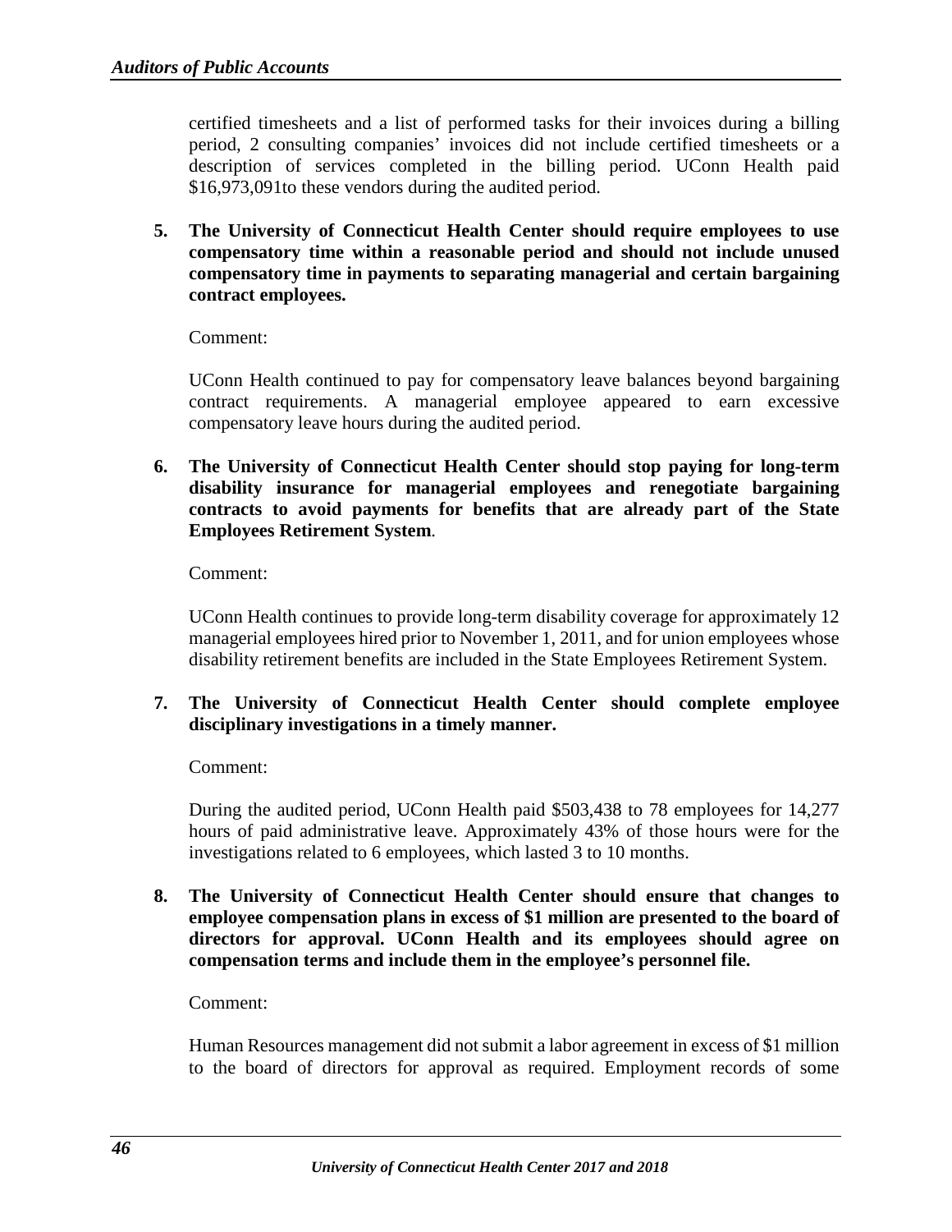certified timesheets and a list of performed tasks for their invoices during a billing period, 2 consulting companies' invoices did not include certified timesheets or a description of services completed in the billing period. UConn Health paid $16,973,091to these vendors during the audited period.

5. **The University of Connecticut Health Center should require employees to use compensatory time within a reasonable period and should not include unused compensatory time in payments to separating managerial and certain bargaining contract employees.**

   Comment:

   UConn Health continued to pay for compensatory leave balances beyond bargaining contract requirements. A managerial employee appeared to earn excessive compensatory leave hours during the audited period.

6. **The University of Connecticut Health Center should stop paying for long-term disability insurance for managerial employees and renegotiate bargaining contracts to avoid payments for benefits that are already part of the State Employees Retirement System**.

   Comment:

   UConn Health continues to provide long-term disability coverage for approximately 12 managerial employees hired prior to November 1, 2011, and for union employees whose disability retirement benefits are included in the State Employees Retirement System.

7. **The University of Connecticut Health Center should complete employee disciplinary investigations in a timely manner.**

   Comment:

   During the audited period, UConn Health paid $503,438 to 78 employees for 14,277 hours of paid administrative leave. Approximately 43% of those hours were for the investigations related to 6 employees, which lasted 3 to 10 months.

8. **The University of Connecticut Health Center should ensure that changes to employee compensation plans in excess of $1 million are presented to the board of directors for approval. UConn Health and its employees should agree on compensation terms and include them in the employee's personnel file.**

   Comment:

   Human Resources management did not submit a labor agreement in excess of $1 million to the board of directors for approval as required. Employment records of some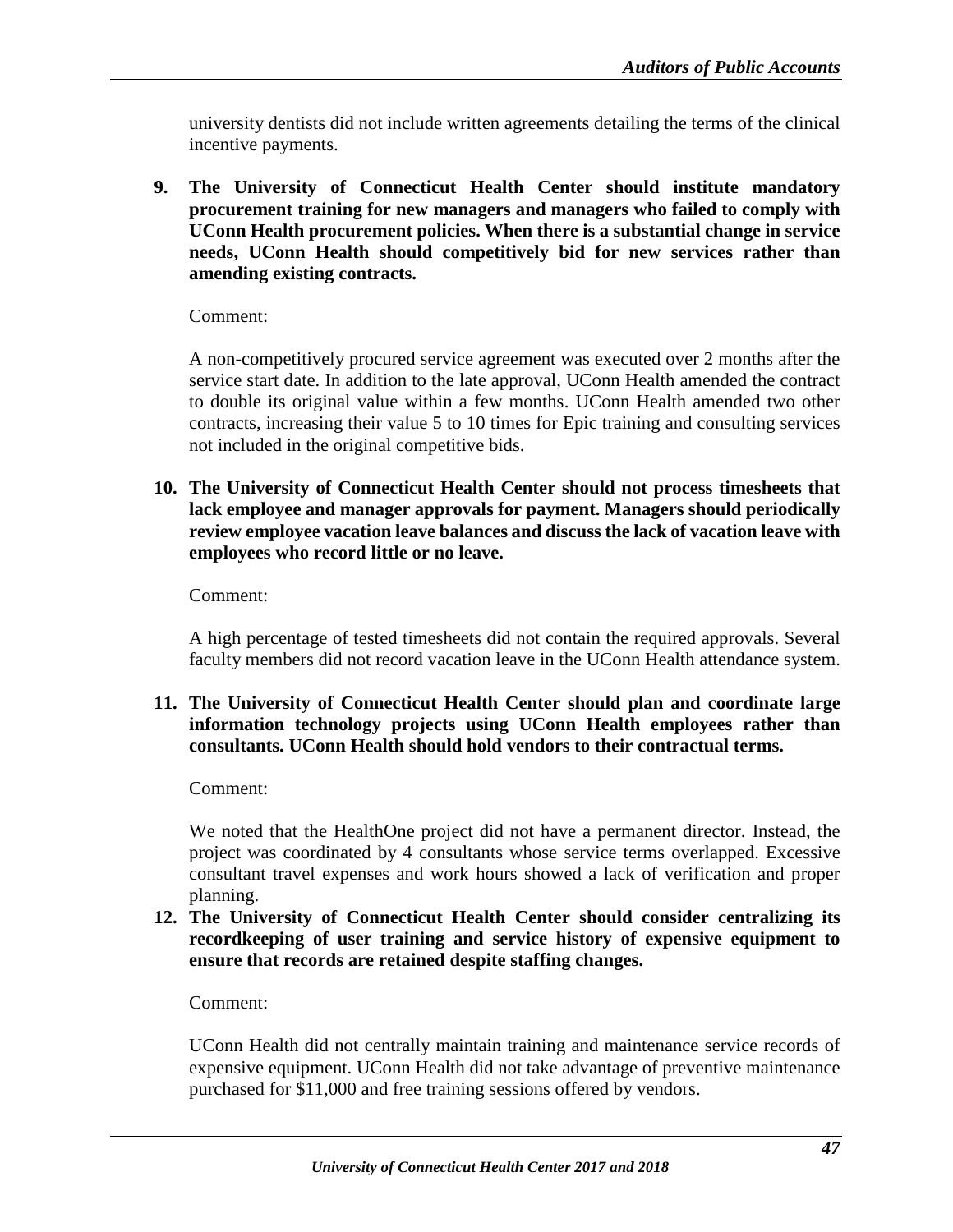university dentists did not include written agreements detailing the terms of the clinical incentive payments.

**9. The University of Connecticut Health Center should institute mandatory procurement training for new managers and managers who failed to comply with UConn Health procurement policies. When there is a substantial change in service needs, UConn Health should competitively bid for new services rather than amending existing contracts.**

Comment:

A non-competitively procured service agreement was executed over 2 months after the service start date. In addition to the late approval, UConn Health amended the contract to double its original value within a few months. UConn Health amended two other contracts, increasing their value 5 to 10 times for Epic training and consulting services not included in the original competitive bids.

**10. The University of Connecticut Health Center should not process timesheets that lack employee and manager approvals for payment. Managers should periodically review employee vacation leave balances and discuss the lack of vacation leave with employees who record little or no leave.**

Comment:

A high percentage of tested timesheets did not contain the required approvals. Several faculty members did not record vacation leave in the UConn Health attendance system.

**11. The University of Connecticut Health Center should plan and coordinate large information technology projects using UConn Health employees rather than consultants. UConn Health should hold vendors to their contractual terms.**

Comment:

We noted that the HealthOne project did not have a permanent director. Instead, the project was coordinated by 4 consultants whose service terms overlapped. Excessive consultant travel expenses and work hours showed a lack of verification and proper planning.

**12. The University of Connecticut Health Center should consider centralizing its recordkeeping of user training and service history of expensive equipment to ensure that records are retained despite staffing changes.**

Comment:

UConn Health did not centrally maintain training and maintenance service records of expensive equipment. UConn Health did not take advantage of preventive maintenance purchased for $11,000 and free training sessions offered by vendors.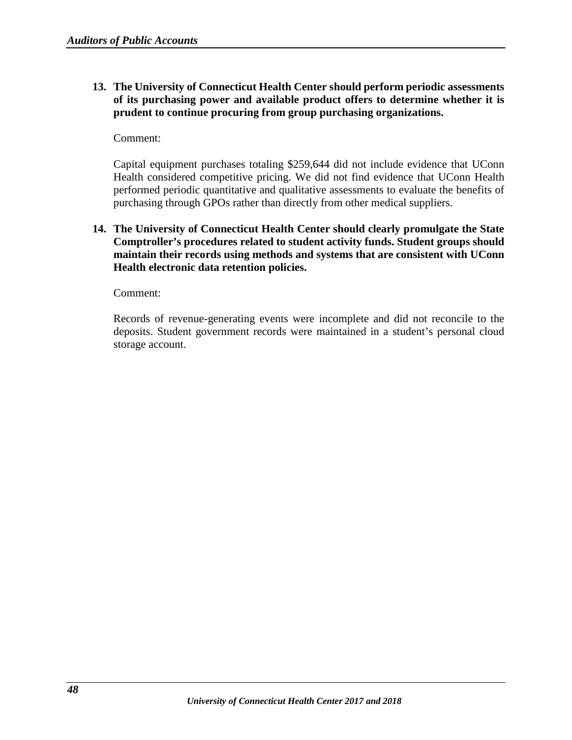13. **The University of Connecticut Health Center should perform periodic assessments of its purchasing power and available product offers to determine whether it is prudent to continue procuring from group purchasing organizations.**

    Comment:

    Capital equipment purchases totaling $259,644 did not include evidence that UConn Health considered competitive pricing. We did not find evidence that UConn Health performed periodic quantitative and qualitative assessments to evaluate the benefits of purchasing through GPOs rather than directly from other medical suppliers.

14. **The University of Connecticut Health Center should clearly promulgate the State Comptroller's procedures related to student activity funds. Student groups should maintain their records using methods and systems that are consistent with UConn Health electronic data retention policies.**

    Comment:

    Records of revenue-generating events were incomplete and did not reconcile to the deposits. Student government records were maintained in a student's personal cloud storage account.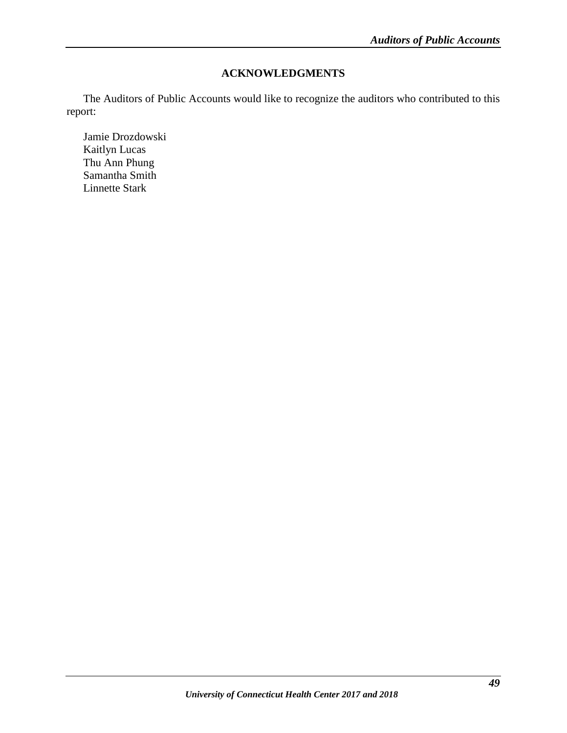## ACKNOWLEDGMENTS

The Auditors of Public Accounts would like to recognize the auditors who contributed to this report:

Jamie Drozdowski
Kaitlyn Lucas
Thu Ann Phung
Samantha Smith
Linnette Stark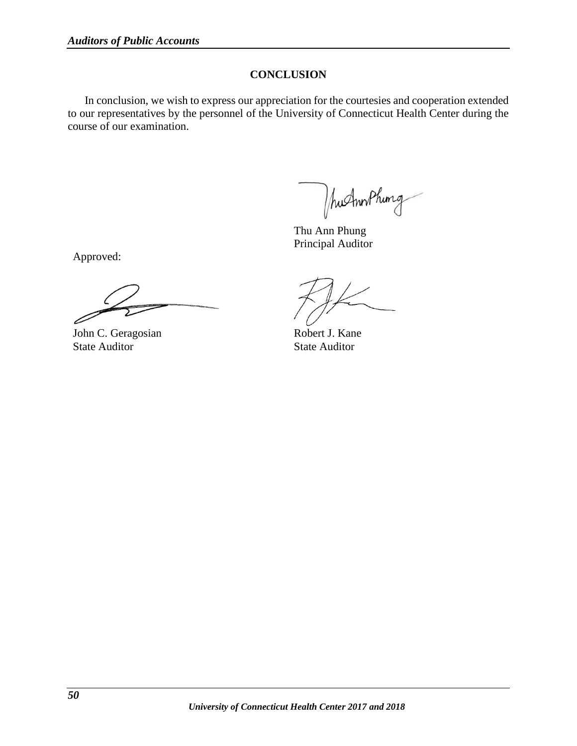## CONCLUSION

In conclusion, we wish to express our appreciation for the courtesies and cooperation extended to our representatives by the personnel of the University of Connecticut Health Center during the course of our examination.

Thu Ann Phung
Principal Auditor

Approved:

John C. Geragosian
State Auditor

Robert J. Kane
State Auditor